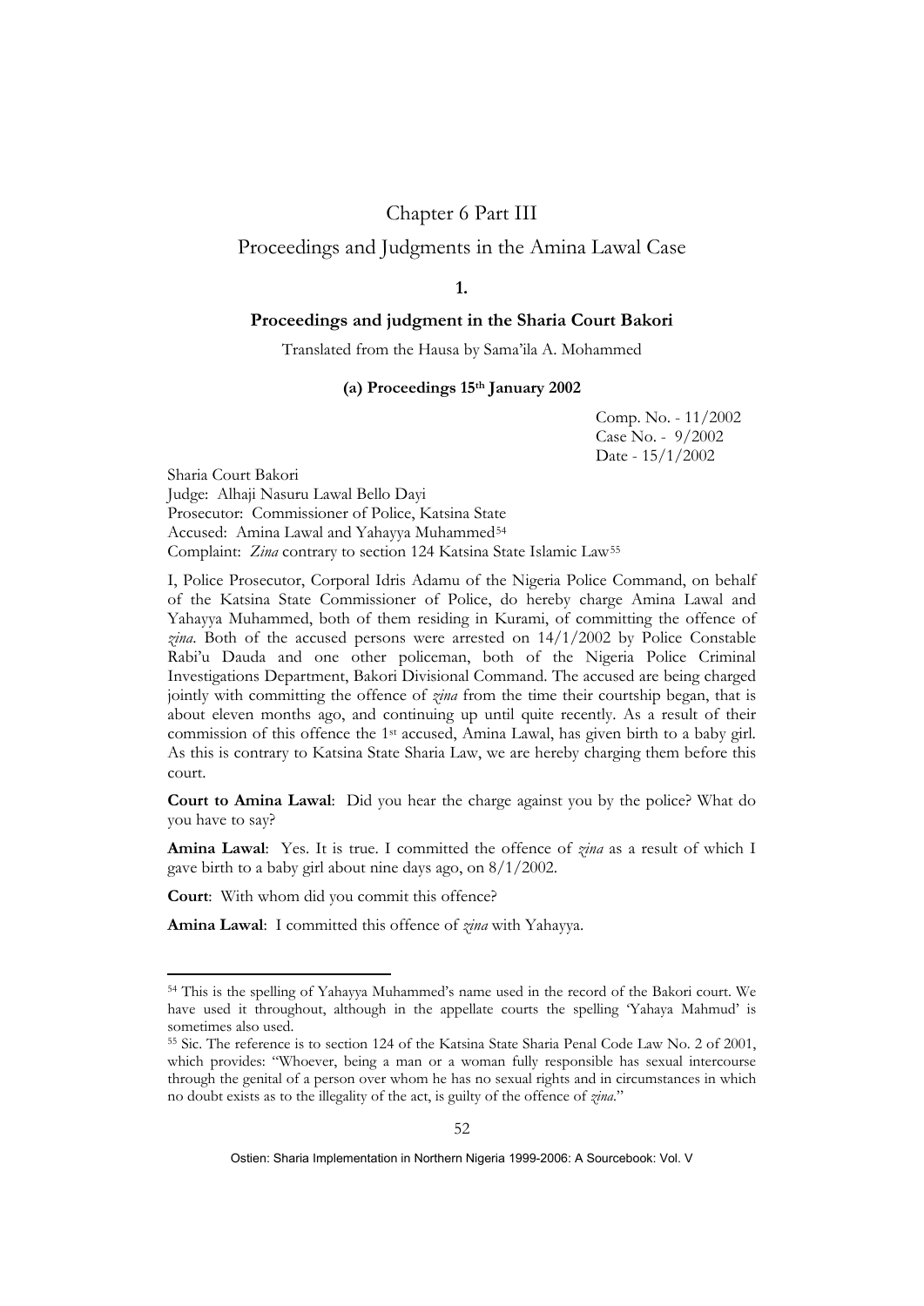# Chapter 6 Part III

## Proceedings and Judgments in the Amina Lawal Case

### 1.

### Proceedings and judgment in the Sharia Court Bakori

Translated from the Hausa by Sama'ila A. Mohammed

#### (a) Proceedings 15th January 2002

Comp. No. - 11/2002
Case No. - 9/2002
Date - 15/1/2002

Sharia Court Bakori
Judge: Alhaji Nasuru Lawal Bello Dayi
Prosecutor: Commissioner of Police, Katsina State
Accused: Amina Lawal and Yahayya Muhammed[54]
Complaint: *Zina* contrary to section 124 Katsina State Islamic Law[55]

I, Police Prosecutor, Corporal Idris Adamu of the Nigeria Police Command, on behalf of the Katsina State Commissioner of Police, do hereby charge Amina Lawal and Yahayya Muhammed, both of them residing in Kurami, of committing the offence of *zina*. Both of the accused persons were arrested on 14/1/2002 by Police Constable Rabi'u Dauda and one other policeman, both of the Nigeria Police Criminal Investigations Department, Bakori Divisional Command. The accused are being charged jointly with committing the offence of *zina* from the time their courtship began, that is about eleven months ago, and continuing up until quite recently. As a result of their commission of this offence the 1st accused, Amina Lawal, has given birth to a baby girl. As this is contrary to Katsina State Sharia Law, we are hereby charging them before this court.

**Court to Amina Lawal**: Did you hear the charge against you by the police? What do you have to say?

**Amina Lawal**: Yes. It is true. I committed the offence of *zina* as a result of which I gave birth to a baby girl about nine days ago, on 8/1/2002.

**Court**: With whom did you commit this offence?

**Amina Lawal**: I committed this offence of *zina* with Yahayya.

---

[54] This is the spelling of Yahayya Muhammed's name used in the record of the Bakori court. We have used it throughout, although in the appellate courts the spelling 'Yahaya Mahmud' is sometimes also used.

[55] Sic. The reference is to section 124 of the Katsina State Sharia Penal Code Law No. 2 of 2001, which provides: "Whoever, being a man or a woman fully responsible has sexual intercourse through the genital of a person over whom he has no sexual rights and in circumstances in which no doubt exists as to the illegality of the act, is guilty of the offence of *zina*."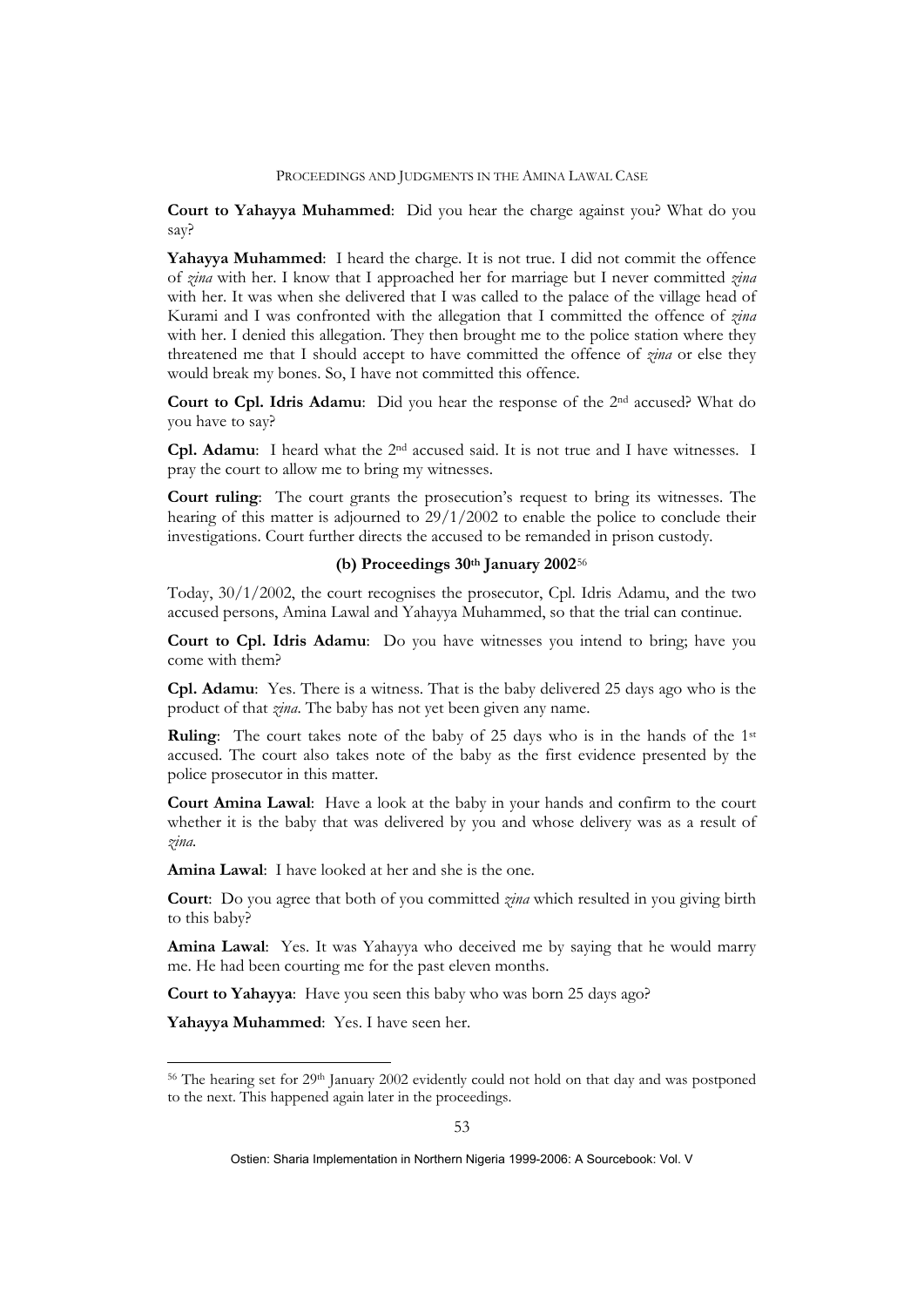**Court to Yahayya Muhammed**: Did you hear the charge against you? What do you say?

**Yahayya Muhammed**: I heard the charge. It is not true. I did not commit the offence of *zina* with her. I know that I approached her for marriage but I never committed *zina* with her. It was when she delivered that I was called to the palace of the village head of Kurami and I was confronted with the allegation that I committed the offence of *zina* with her. I denied this allegation. They then brought me to the police station where they threatened me that I should accept to have committed the offence of *zina* or else they would break my bones. So, I have not committed this offence.

**Court to Cpl. Idris Adamu**: Did you hear the response of the 2nd accused? What do you have to say?

**Cpl. Adamu**: I heard what the 2nd accused said. It is not true and I have witnesses. I pray the court to allow me to bring my witnesses.

**Court ruling**: The court grants the prosecution's request to bring its witnesses. The hearing of this matter is adjourned to 29/1/2002 to enable the police to conclude their investigations. Court further directs the accused to be remanded in prison custody.

### (b) Proceedings 30th January 2002[56]

Today, 30/1/2002, the court recognises the prosecutor, Cpl. Idris Adamu, and the two accused persons, Amina Lawal and Yahayya Muhammed, so that the trial can continue.

**Court to Cpl. Idris Adamu**: Do you have witnesses you intend to bring; have you come with them?

**Cpl. Adamu**: Yes. There is a witness. That is the baby delivered 25 days ago who is the product of that *zina*. The baby has not yet been given any name.

**Ruling**: The court takes note of the baby of 25 days who is in the hands of the 1st accused. The court also takes note of the baby as the first evidence presented by the police prosecutor in this matter.

**Court Amina Lawal**: Have a look at the baby in your hands and confirm to the court whether it is the baby that was delivered by you and whose delivery was as a result of *zina*.

**Amina Lawal**: I have looked at her and she is the one.

**Court**: Do you agree that both of you committed *zina* which resulted in you giving birth to this baby?

**Amina Lawal**: Yes. It was Yahayya who deceived me by saying that he would marry me. He had been courting me for the past eleven months.

**Court to Yahayya**: Have you seen this baby who was born 25 days ago?

**Yahayya Muhammed**: Yes. I have seen her.

---

[56] The hearing set for 29th January 2002 evidently could not hold on that day and was postponed to the next. This happened again later in the proceedings.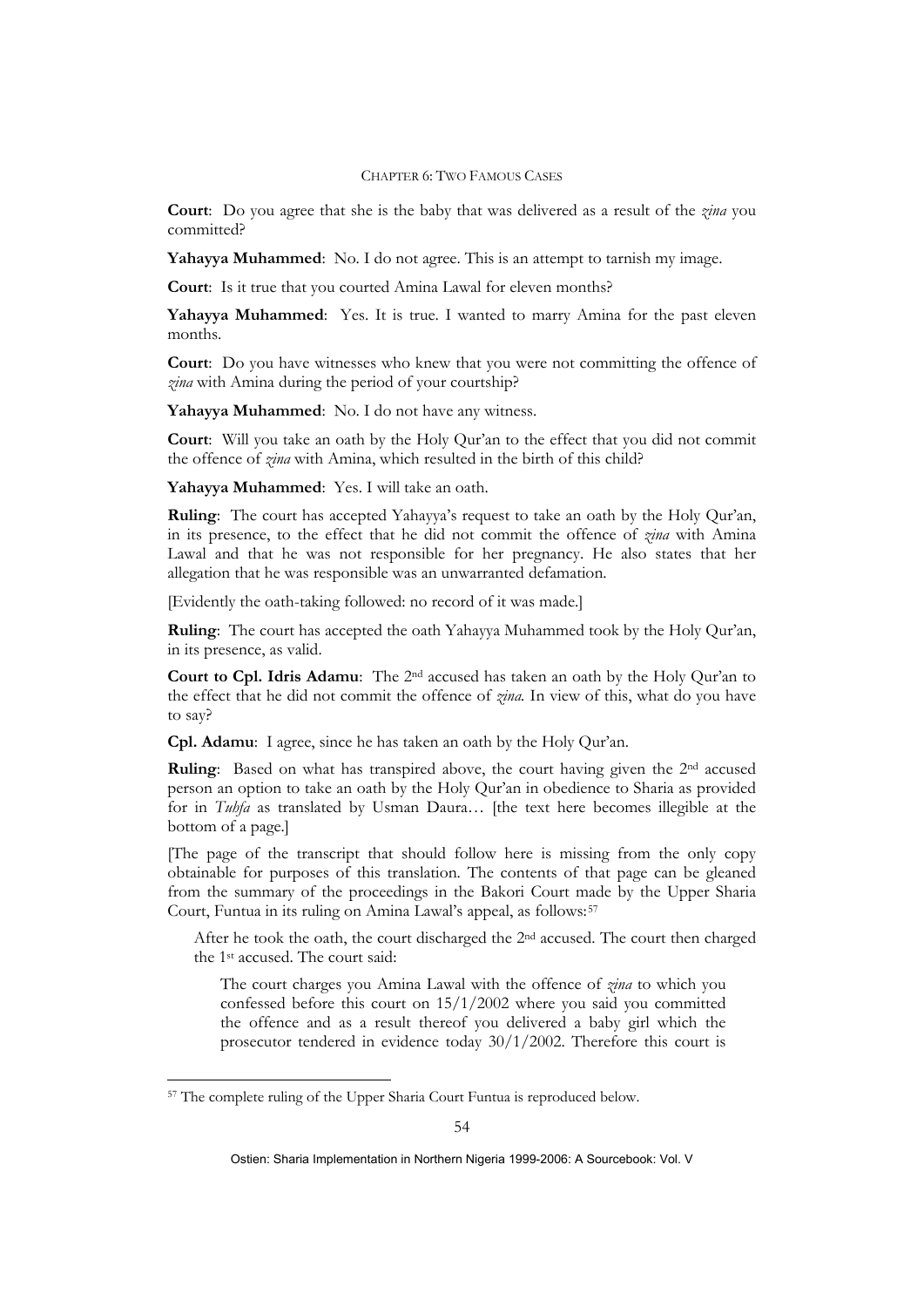**Court**: Do you agree that she is the baby that was delivered as a result of the *zina* you committed?

**Yahayya Muhammed**: No. I do not agree. This is an attempt to tarnish my image.

**Court**: Is it true that you courted Amina Lawal for eleven months?

**Yahayya Muhammed**: Yes. It is true. I wanted to marry Amina for the past eleven months.

**Court**: Do you have witnesses who knew that you were not committing the offence of *zina* with Amina during the period of your courtship?

**Yahayya Muhammed**: No. I do not have any witness.

**Court**: Will you take an oath by the Holy Qur'an to the effect that you did not commit the offence of *zina* with Amina, which resulted in the birth of this child?

**Yahayya Muhammed**: Yes. I will take an oath.

**Ruling**: The court has accepted Yahayya's request to take an oath by the Holy Qur'an, in its presence, to the effect that he did not commit the offence of *zina* with Amina Lawal and that he was not responsible for her pregnancy. He also states that her allegation that he was responsible was an unwarranted defamation.

[Evidently the oath-taking followed: no record of it was made.]

**Ruling**: The court has accepted the oath Yahayya Muhammed took by the Holy Qur'an, in its presence, as valid.

**Court to Cpl. Idris Adamu**: The 2nd accused has taken an oath by the Holy Qur'an to the effect that he did not commit the offence of *zina.* In view of this, what do you have to say?

**Cpl. Adamu**: I agree, since he has taken an oath by the Holy Qur'an.

**Ruling**: Based on what has transpired above, the court having given the 2nd accused person an option to take an oath by the Holy Qur'an in obedience to Sharia as provided for in *Tuhfa* as translated by Usman Daura… [the text here becomes illegible at the bottom of a page.]

[The page of the transcript that should follow here is missing from the only copy obtainable for purposes of this translation. The contents of that page can be gleaned from the summary of the proceedings in the Bakori Court made by the Upper Sharia Court, Funtua in its ruling on Amina Lawal's appeal, as follows:[57]

> After he took the oath, the court discharged the 2nd accused. The court then charged the 1st accused. The court said:
>
> > The court charges you Amina Lawal with the offence of *zina* to which you confessed before this court on 15/1/2002 where you said you committed the offence and as a result thereof you delivered a baby girl which the prosecutor tendered in evidence today 30/1/2002. Therefore this court is

---

[57] The complete ruling of the Upper Sharia Court Funtua is reproduced below.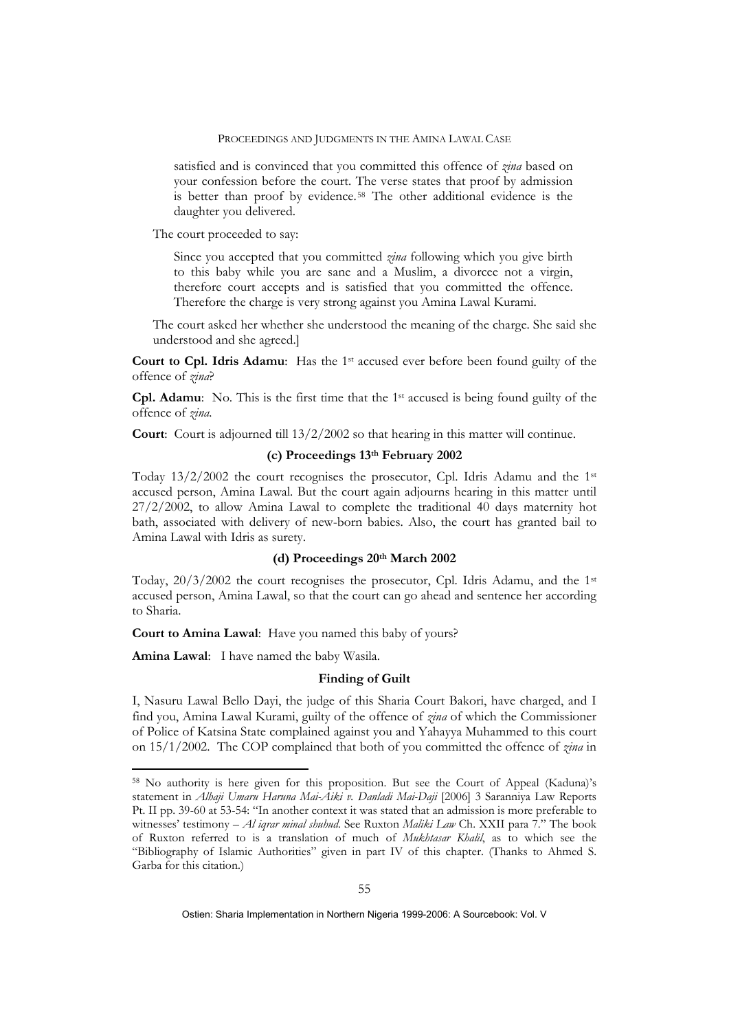> satisfied and is convinced that you committed this offence of *zina* based on your confession before the court. The verse states that proof by admission is better than proof by evidence.[58] The other additional evidence is the daughter you delivered.

The court proceeded to say:

> Since you accepted that you committed *zina* following which you give birth to this baby while you are sane and a Muslim, a divorcee not a virgin, therefore court accepts and is satisfied that you committed the offence. Therefore the charge is very strong against you Amina Lawal Kurami.

The court asked her whether she understood the meaning of the charge. She said she understood and she agreed.]

**Court to Cpl. Idris Adamu**: Has the 1st accused ever before been found guilty of the offence of *zina*?

**Cpl. Adamu**: No. This is the first time that the 1st accused is being found guilty of the offence of *zina*.

**Court**: Court is adjourned till 13/2/2002 so that hearing in this matter will continue.

### (c) Proceedings 13th February 2002

Today 13/2/2002 the court recognises the prosecutor, Cpl. Idris Adamu and the 1st accused person, Amina Lawal. But the court again adjourns hearing in this matter until 27/2/2002, to allow Amina Lawal to complete the traditional 40 days maternity hot bath, associated with delivery of new-born babies. Also, the court has granted bail to Amina Lawal with Idris as surety.

### (d) Proceedings 20th March 2002

Today, 20/3/2002 the court recognises the prosecutor, Cpl. Idris Adamu, and the 1st accused person, Amina Lawal, so that the court can go ahead and sentence her according to Sharia.

**Court to Amina Lawal**: Have you named this baby of yours?

**Amina Lawal**: I have named the baby Wasila.

#### Finding of Guilt

I, Nasuru Lawal Bello Dayi, the judge of this Sharia Court Bakori, have charged, and I find you, Amina Lawal Kurami, guilty of the offence of *zina* of which the Commissioner of Police of Katsina State complained against you and Yahayya Muhammed to this court on 15/1/2002. The COP complained that both of you committed the offence of *zina* in

---

[58] No authority is here given for this proposition. But see the Court of Appeal (Kaduna)'s statement in *Alhaji Umaru Haruna Mai-Aiki v. Danladi Mai-Daji* [2006] 3 Saranniya Law Reports Pt. II pp. 39-60 at 53-54: "In another context it was stated that an admission is more preferable to witnesses' testimony – *Al iqrar minal shuhud*. See Ruxton *Maliki Law* Ch. XXII para 7." The book of Ruxton referred to is a translation of much of *Mukhtasar Khalil*, as to which see the "Bibliography of Islamic Authorities" given in part IV of this chapter. (Thanks to Ahmed S. Garba for this citation.)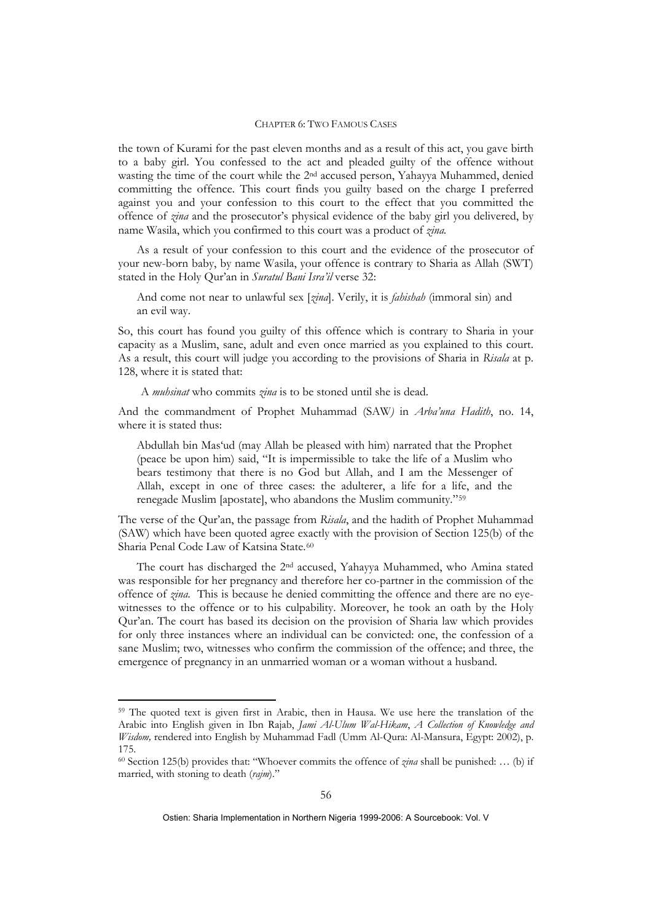the town of Kurami for the past eleven months and as a result of this act, you gave birth to a baby girl. You confessed to the act and pleaded guilty of the offence without wasting the time of the court while the 2nd accused person, Yahayya Muhammed, denied committing the offence. This court finds you guilty based on the charge I preferred against you and your confession to this court to the effect that you committed the offence of *zina* and the prosecutor's physical evidence of the baby girl you delivered, by name Wasila, which you confirmed to this court was a product of *zina.*

As a result of your confession to this court and the evidence of the prosecutor of your new-born baby, by name Wasila, your offence is contrary to Sharia as Allah (SWT) stated in the Holy Qur'an in *Suratul Bani Isra'il* verse 32:

> And come not near to unlawful sex [*zina*]. Verily, it is *fahishah* (immoral sin) and an evil way.

So, this court has found you guilty of this offence which is contrary to Sharia in your capacity as a Muslim, sane, adult and even once married as you explained to this court. As a result, this court will judge you according to the provisions of Sharia in *Risala* at p. 128, where it is stated that:

> A *muhsinat* who commits *zina* is to be stoned until she is dead.

And the commandment of Prophet Muhammad (SAW) in *Arba'una Hadith*, no. 14, where it is stated thus:

> Abdullah bin Mas'ud (may Allah be pleased with him) narrated that the Prophet (peace be upon him) said, "It is impermissible to take the life of a Muslim who bears testimony that there is no God but Allah, and I am the Messenger of Allah, except in one of three cases: the adulterer, a life for a life, and the renegade Muslim [apostate], who abandons the Muslim community."[59]

The verse of the Qur'an, the passage from *Risala*, and the hadith of Prophet Muhammad (SAW) which have been quoted agree exactly with the provision of Section 125(b) of the Sharia Penal Code Law of Katsina State.[60]

The court has discharged the 2nd accused, Yahayya Muhammed, who Amina stated was responsible for her pregnancy and therefore her co-partner in the commission of the offence of *zina.* This is because he denied committing the offence and there are no eye-witnesses to the offence or to his culpability. Moreover, he took an oath by the Holy Qur'an. The court has based its decision on the provision of Sharia law which provides for only three instances where an individual can be convicted: one, the confession of a sane Muslim; two, witnesses who confirm the commission of the offence; and three, the emergence of pregnancy in an unmarried woman or a woman without a husband.

---

[59] The quoted text is given first in Arabic, then in Hausa. We use here the translation of the Arabic into English given in Ibn Rajab, *Jami Al-Ulum Wal-Hikam*, *A Collection of Knowledge and Wisdom,* rendered into English by Muhammad Fadl (Umm Al-Qura: Al-Mansura, Egypt: 2002), p. 175.

[60] Section 125(b) provides that: "Whoever commits the offence of *zina* shall be punished: … (b) if married, with stoning to death (*rajm*)."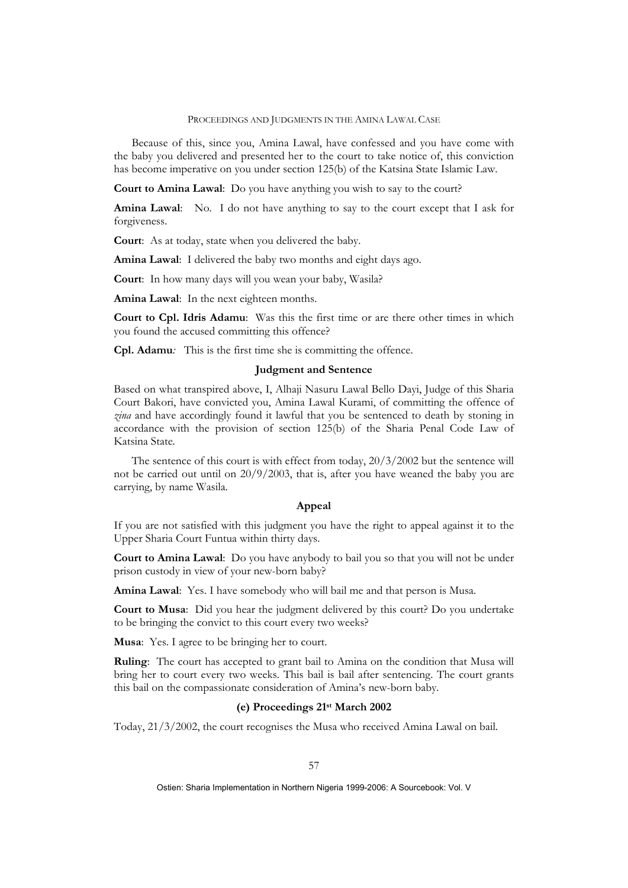Because of this, since you, Amina Lawal, have confessed and you have come with the baby you delivered and presented her to the court to take notice of, this conviction has become imperative on you under section 125(b) of the Katsina State Islamic Law.

**Court to Amina Lawal**: Do you have anything you wish to say to the court?

**Amina Lawal**: No. I do not have anything to say to the court except that I ask for forgiveness.

**Court**: As at today, state when you delivered the baby.

**Amina Lawal**: I delivered the baby two months and eight days ago.

**Court**: In how many days will you wean your baby, Wasila?

**Amina Lawal**: In the next eighteen months.

**Court to Cpl. Idris Adamu**: Was this the first time or are there other times in which you found the accused committing this offence?

**Cpl. Adamu***:* This is the first time she is committing the offence.

### Judgment and Sentence

Based on what transpired above, I, Alhaji Nasuru Lawal Bello Dayi, Judge of this Sharia Court Bakori, have convicted you, Amina Lawal Kurami, of committing the offence of *zina* and have accordingly found it lawful that you be sentenced to death by stoning in accordance with the provision of section 125(b) of the Sharia Penal Code Law of Katsina State.

The sentence of this court is with effect from today, 20/3/2002 but the sentence will not be carried out until on 20/9/2003, that is, after you have weaned the baby you are carrying, by name Wasila.

### Appeal

If you are not satisfied with this judgment you have the right to appeal against it to the Upper Sharia Court Funtua within thirty days.

**Court to Amina Lawal**: Do you have anybody to bail you so that you will not be under prison custody in view of your new-born baby?

**Amina Lawal**: Yes. I have somebody who will bail me and that person is Musa.

**Court to Musa**: Did you hear the judgment delivered by this court? Do you undertake to be bringing the convict to this court every two weeks?

**Musa**: Yes. I agree to be bringing her to court.

**Ruling**: The court has accepted to grant bail to Amina on the condition that Musa will bring her to court every two weeks. This bail is bail after sentencing. The court grants this bail on the compassionate consideration of Amina's new-born baby.

### (e) Proceedings 21st March 2002

Today, 21/3/2002, the court recognises the Musa who received Amina Lawal on bail.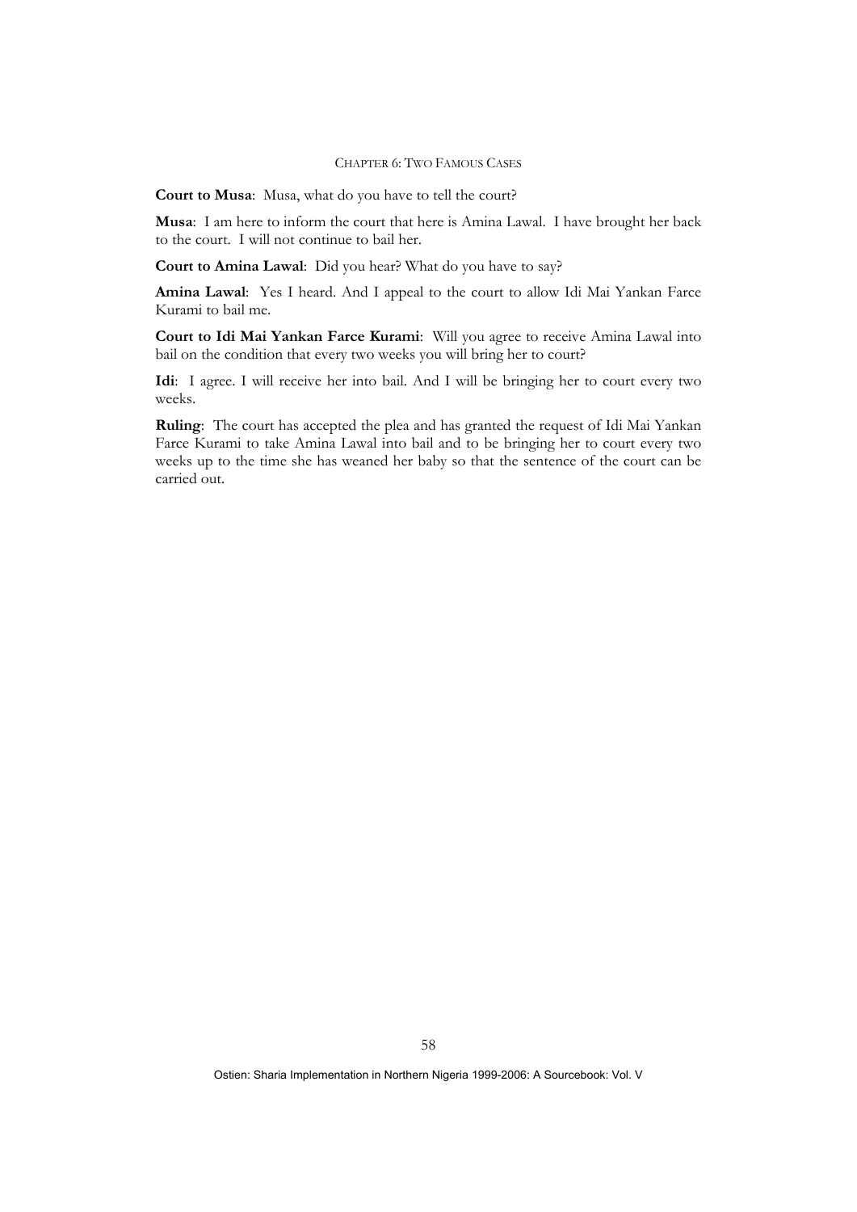**Court to Musa**: Musa, what do you have to tell the court?

**Musa**: I am here to inform the court that here is Amina Lawal. I have brought her back to the court. I will not continue to bail her.

**Court to Amina Lawal**: Did you hear? What do you have to say?

**Amina Lawal**: Yes I heard. And I appeal to the court to allow Idi Mai Yankan Farce Kurami to bail me.

**Court to Idi Mai Yankan Farce Kurami**: Will you agree to receive Amina Lawal into bail on the condition that every two weeks you will bring her to court?

**Idi**: I agree. I will receive her into bail. And I will be bringing her to court every two weeks.

**Ruling**: The court has accepted the plea and has granted the request of Idi Mai Yankan Farce Kurami to take Amina Lawal into bail and to be bringing her to court every two weeks up to the time she has weaned her baby so that the sentence of the court can be carried out.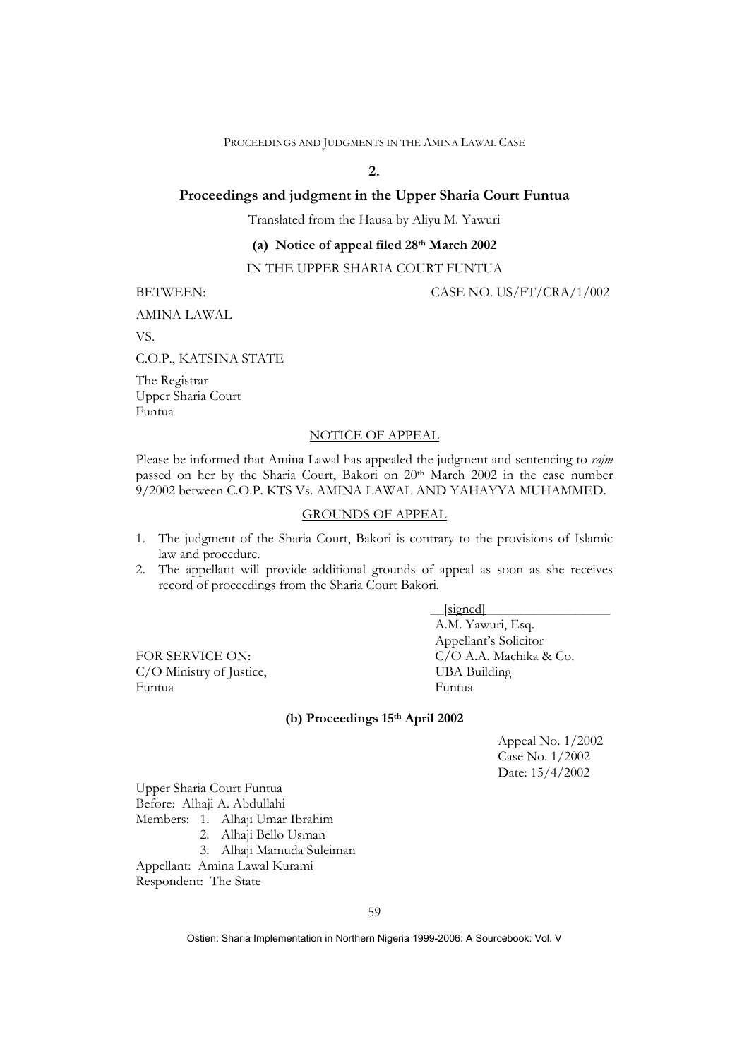## 2.

## Proceedings and judgment in the Upper Sharia Court Funtua

Translated from the Hausa by Aliyu M. Yawuri

### (a) Notice of appeal filed 28th March 2002

IN THE UPPER SHARIA COURT FUNTUA

BETWEEN: CASE NO. US/FT/CRA/1/002

AMINA LAWAL

VS.

C.O.P., KATSINA STATE

The Registrar
Upper Sharia Court
Funtua

NOTICE OF APPEAL

Please be informed that Amina Lawal has appealed the judgment and sentencing to *rajm* passed on her by the Sharia Court, Bakori on 20th March 2002 in the case number 9/2002 between C.O.P. KTS Vs. AMINA LAWAL AND YAHAYYA MUHAMMED.

GROUNDS OF APPEAL

1. The judgment of the Sharia Court, Bakori is contrary to the provisions of Islamic law and procedure.
2. The appellant will provide additional grounds of appeal as soon as she receives record of proceedings from the Sharia Court Bakori.

[signed]
A.M. Yawuri, Esq.
Appellant's Solicitor
C/O A.A. Machika & Co.
UBA Building
Funtua

FOR SERVICE ON:
C/O Ministry of Justice,
Funtua

### (b) Proceedings 15th April 2002

Appeal No. 1/2002
Case No. 1/2002
Date: 15/4/2002

Upper Sharia Court Funtua
Before: Alhaji A. Abdullahi
Members:
1. Alhaji Umar Ibrahim
2. Alhaji Bello Usman
3. Alhaji Mamuda Suleiman

Appellant: Amina Lawal Kurami
Respondent: The State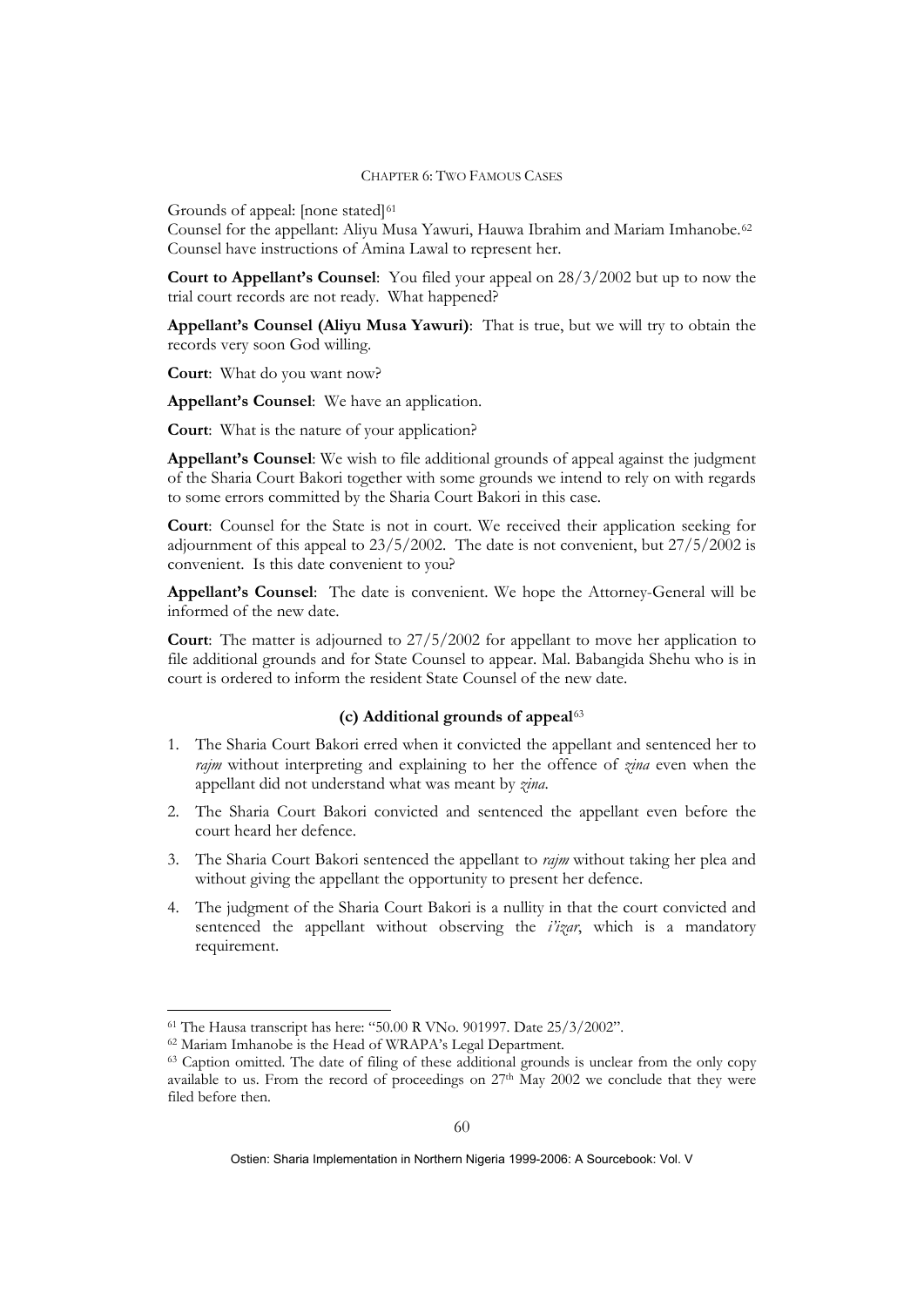Grounds of appeal: [none stated][61]
Counsel for the appellant: Aliyu Musa Yawuri, Hauwa Ibrahim and Mariam Imhanobe.[62]
Counsel have instructions of Amina Lawal to represent her.

**Court to Appellant's Counsel**: You filed your appeal on 28/3/2002 but up to now the trial court records are not ready. What happened?

**Appellant's Counsel (Aliyu Musa Yawuri)**: That is true, but we will try to obtain the records very soon God willing.

**Court**: What do you want now?

**Appellant's Counsel**: We have an application.

**Court**: What is the nature of your application?

**Appellant's Counsel**: We wish to file additional grounds of appeal against the judgment of the Sharia Court Bakori together with some grounds we intend to rely on with regards to some errors committed by the Sharia Court Bakori in this case.

**Court**: Counsel for the State is not in court. We received their application seeking for adjournment of this appeal to 23/5/2002. The date is not convenient, but 27/5/2002 is convenient. Is this date convenient to you?

**Appellant's Counsel**: The date is convenient. We hope the Attorney-General will be informed of the new date.

**Court**: The matter is adjourned to 27/5/2002 for appellant to move her application to file additional grounds and for State Counsel to appear. Mal. Babangida Shehu who is in court is ordered to inform the resident State Counsel of the new date.

### (c) Additional grounds of appeal[63]

1. The Sharia Court Bakori erred when it convicted the appellant and sentenced her to *rajm* without interpreting and explaining to her the offence of *zina* even when the appellant did not understand what was meant by *zina*.

2. The Sharia Court Bakori convicted and sentenced the appellant even before the court heard her defence.

3. The Sharia Court Bakori sentenced the appellant to *rajm* without taking her plea and without giving the appellant the opportunity to present her defence.

4. The judgment of the Sharia Court Bakori is a nullity in that the court convicted and sentenced the appellant without observing the *i'izar*, which is a mandatory requirement.

---

[61] The Hausa transcript has here: "50.00 R VNo. 901997. Date 25/3/2002".

[62] Mariam Imhanobe is the Head of WRAPA's Legal Department.

[63] Caption omitted. The date of filing of these additional grounds is unclear from the only copy available to us. From the record of proceedings on 27th May 2002 we conclude that they were filed before then.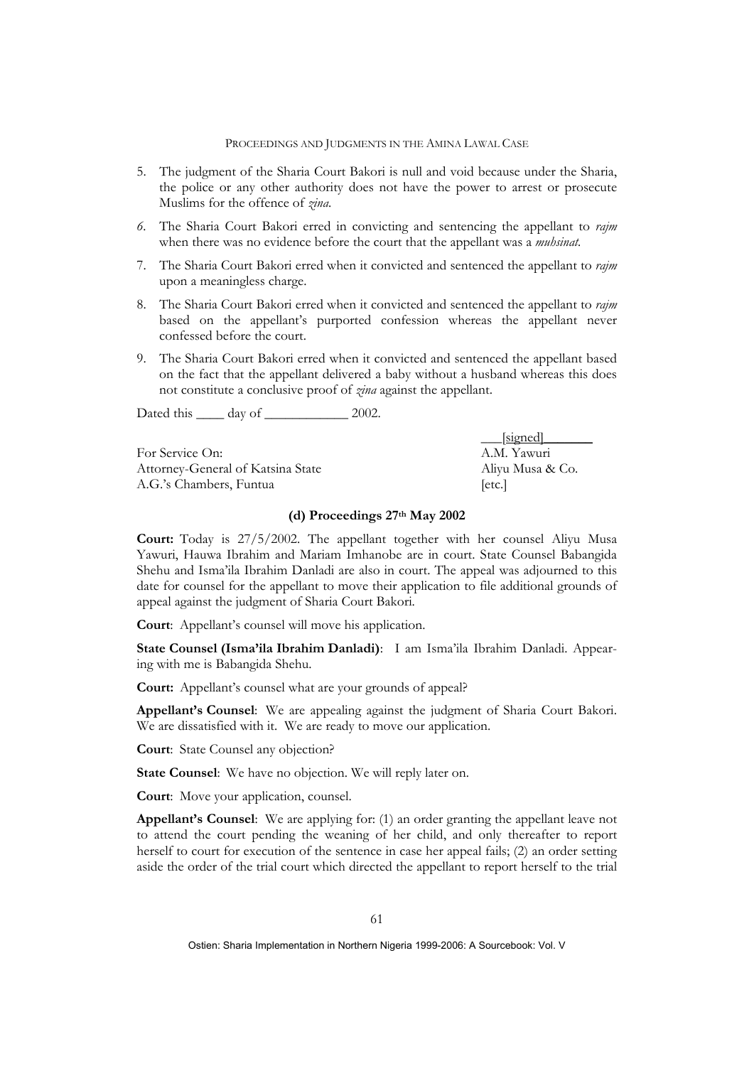5. The judgment of the Sharia Court Bakori is null and void because under the Sharia, the police or any other authority does not have the power to arrest or prosecute Muslims for the offence of *zina.*

6. The Sharia Court Bakori erred in convicting and sentencing the appellant to *rajm* when there was no evidence before the court that the appellant was a *muhsinat.*

7. The Sharia Court Bakori erred when it convicted and sentenced the appellant to *rajm* upon a meaningless charge.

8. The Sharia Court Bakori erred when it convicted and sentenced the appellant to *rajm* based on the appellant's purported confession whereas the appellant never confessed before the court.

9. The Sharia Court Bakori erred when it convicted and sentenced the appellant based on the fact that the appellant delivered a baby without a husband whereas this does not constitute a conclusive proof of *zina* against the appellant.

Dated this \_\_\_\_ day of \_\_\_\_\_\_\_\_\_\_\_\_ 2002.

[signed]

For Service On:
Attorney-General of Katsina State
A.G.'s Chambers, Funtua

A.M. Yawuri
Aliyu Musa & Co.
[etc.]

### (d) Proceedings 27th May 2002

**Court:** Today is 27/5/2002. The appellant together with her counsel Aliyu Musa Yawuri, Hauwa Ibrahim and Mariam Imhanobe are in court. State Counsel Babangida Shehu and Isma'ila Ibrahim Danladi are also in court. The appeal was adjourned to this date for counsel for the appellant to move their application to file additional grounds of appeal against the judgment of Sharia Court Bakori.

**Court**: Appellant's counsel will move his application.

**State Counsel (Isma'ila Ibrahim Danladi)**: I am Isma'ila Ibrahim Danladi. Appearing with me is Babangida Shehu.

**Court:** Appellant's counsel what are your grounds of appeal?

**Appellant's Counsel**: We are appealing against the judgment of Sharia Court Bakori. We are dissatisfied with it. We are ready to move our application.

**Court**: State Counsel any objection?

**State Counsel**: We have no objection. We will reply later on.

**Court**: Move your application, counsel.

**Appellant's Counsel**: We are applying for: (1) an order granting the appellant leave not to attend the court pending the weaning of her child, and only thereafter to report herself to court for execution of the sentence in case her appeal fails; (2) an order setting aside the order of the trial court which directed the appellant to report herself to the trial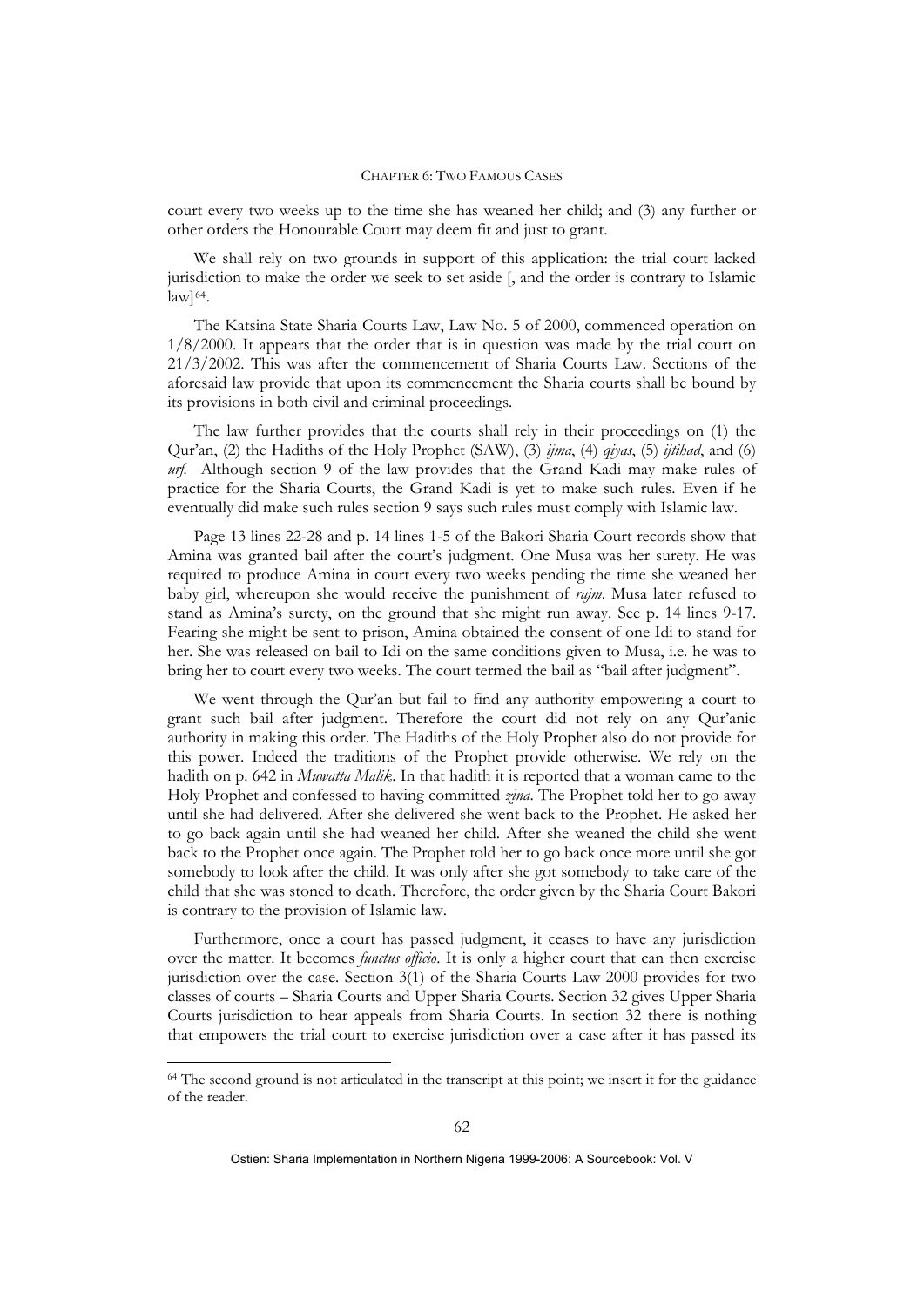court every two weeks up to the time she has weaned her child; and (3) any further or other orders the Honourable Court may deem fit and just to grant.

We shall rely on two grounds in support of this application: the trial court lacked jurisdiction to make the order we seek to set aside [, and the order is contrary to Islamic law][64].

The Katsina State Sharia Courts Law, Law No. 5 of 2000, commenced operation on 1/8/2000. It appears that the order that is in question was made by the trial court on 21/3/2002. This was after the commencement of Sharia Courts Law. Sections of the aforesaid law provide that upon its commencement the Sharia courts shall be bound by its provisions in both civil and criminal proceedings.

The law further provides that the courts shall rely in their proceedings on (1) the Qur'an, (2) the Hadiths of the Holy Prophet (SAW), (3) *ijma*, (4) *qiyas*, (5) *ijtihad*, and (6) *urf.* Although section 9 of the law provides that the Grand Kadi may make rules of practice for the Sharia Courts, the Grand Kadi is yet to make such rules. Even if he eventually did make such rules section 9 says such rules must comply with Islamic law.

Page 13 lines 22-28 and p. 14 lines 1-5 of the Bakori Sharia Court records show that Amina was granted bail after the court's judgment. One Musa was her surety. He was required to produce Amina in court every two weeks pending the time she weaned her baby girl, whereupon she would receive the punishment of *rajm*. Musa later refused to stand as Amina's surety, on the ground that she might run away. See p. 14 lines 9-17. Fearing she might be sent to prison, Amina obtained the consent of one Idi to stand for her. She was released on bail to Idi on the same conditions given to Musa, i.e. he was to bring her to court every two weeks. The court termed the bail as "bail after judgment".

We went through the Qur'an but fail to find any authority empowering a court to grant such bail after judgment. Therefore the court did not rely on any Qur'anic authority in making this order. The Hadiths of the Holy Prophet also do not provide for this power. Indeed the traditions of the Prophet provide otherwise. We rely on the hadith on p. 642 in *Muwatta Malik*. In that hadith it is reported that a woman came to the Holy Prophet and confessed to having committed *zina*. The Prophet told her to go away until she had delivered. After she delivered she went back to the Prophet. He asked her to go back again until she had weaned her child. After she weaned the child she went back to the Prophet once again. The Prophet told her to go back once more until she got somebody to look after the child. It was only after she got somebody to take care of the child that she was stoned to death. Therefore, the order given by the Sharia Court Bakori is contrary to the provision of Islamic law.

Furthermore, once a court has passed judgment, it ceases to have any jurisdiction over the matter. It becomes *functus officio*. It is only a higher court that can then exercise jurisdiction over the case. Section 3(1) of the Sharia Courts Law 2000 provides for two classes of courts – Sharia Courts and Upper Sharia Courts. Section 32 gives Upper Sharia Courts jurisdiction to hear appeals from Sharia Courts. In section 32 there is nothing that empowers the trial court to exercise jurisdiction over a case after it has passed its

[64] The second ground is not articulated in the transcript at this point; we insert it for the guidance of the reader.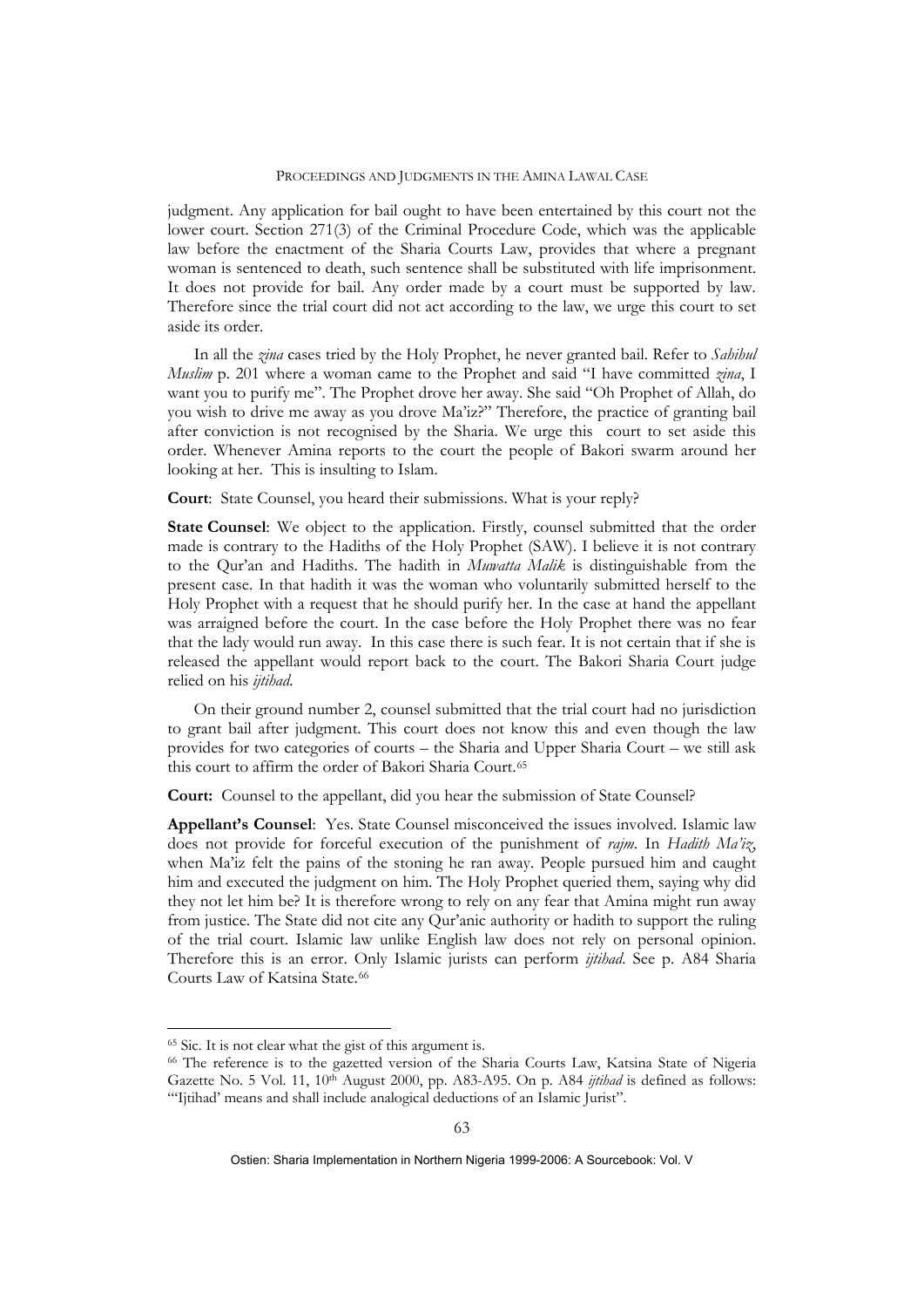judgment. Any application for bail ought to have been entertained by this court not the lower court. Section 271(3) of the Criminal Procedure Code, which was the applicable law before the enactment of the Sharia Courts Law, provides that where a pregnant woman is sentenced to death, such sentence shall be substituted with life imprisonment. It does not provide for bail. Any order made by a court must be supported by law. Therefore since the trial court did not act according to the law, we urge this court to set aside its order.

In all the *zina* cases tried by the Holy Prophet, he never granted bail. Refer to *Sahihul Muslim* p. 201 where a woman came to the Prophet and said "I have committed *zina*, I want you to purify me". The Prophet drove her away. She said "Oh Prophet of Allah, do you wish to drive me away as you drove Ma'iz?" Therefore, the practice of granting bail after conviction is not recognised by the Sharia. We urge this court to set aside this order. Whenever Amina reports to the court the people of Bakori swarm around her looking at her. This is insulting to Islam.

**Court**: State Counsel, you heard their submissions. What is your reply?

**State Counsel**: We object to the application. Firstly, counsel submitted that the order made is contrary to the Hadiths of the Holy Prophet (SAW). I believe it is not contrary to the Qur'an and Hadiths. The hadith in *Muwatta Malik* is distinguishable from the present case. In that hadith it was the woman who voluntarily submitted herself to the Holy Prophet with a request that he should purify her. In the case at hand the appellant was arraigned before the court. In the case before the Holy Prophet there was no fear that the lady would run away. In this case there is such fear. It is not certain that if she is released the appellant would report back to the court. The Bakori Sharia Court judge relied on his *ijtihad*.

On their ground number 2, counsel submitted that the trial court had no jurisdiction to grant bail after judgment. This court does not know this and even though the law provides for two categories of courts – the Sharia and Upper Sharia Court – we still ask this court to affirm the order of Bakori Sharia Court.[65]

**Court:** Counsel to the appellant, did you hear the submission of State Counsel?

**Appellant's Counsel**: Yes. State Counsel misconceived the issues involved. Islamic law does not provide for forceful execution of the punishment of *rajm*. In *Hadith Ma'iz*, when Ma'iz felt the pains of the stoning he ran away. People pursued him and caught him and executed the judgment on him. The Holy Prophet queried them, saying why did they not let him be? It is therefore wrong to rely on any fear that Amina might run away from justice. The State did not cite any Qur'anic authority or hadith to support the ruling of the trial court. Islamic law unlike English law does not rely on personal opinion. Therefore this is an error. Only Islamic jurists can perform *ijtihad*. See p. A84 Sharia Courts Law of Katsina State.[66]

---

[65] Sic. It is not clear what the gist of this argument is.

[66] The reference is to the gazetted version of the Sharia Courts Law, Katsina State of Nigeria Gazette No. 5 Vol. 11, 10th August 2000, pp. A83-A95. On p. A84 *ijtihad* is defined as follows: "'Ijtihad' means and shall include analogical deductions of an Islamic Jurist".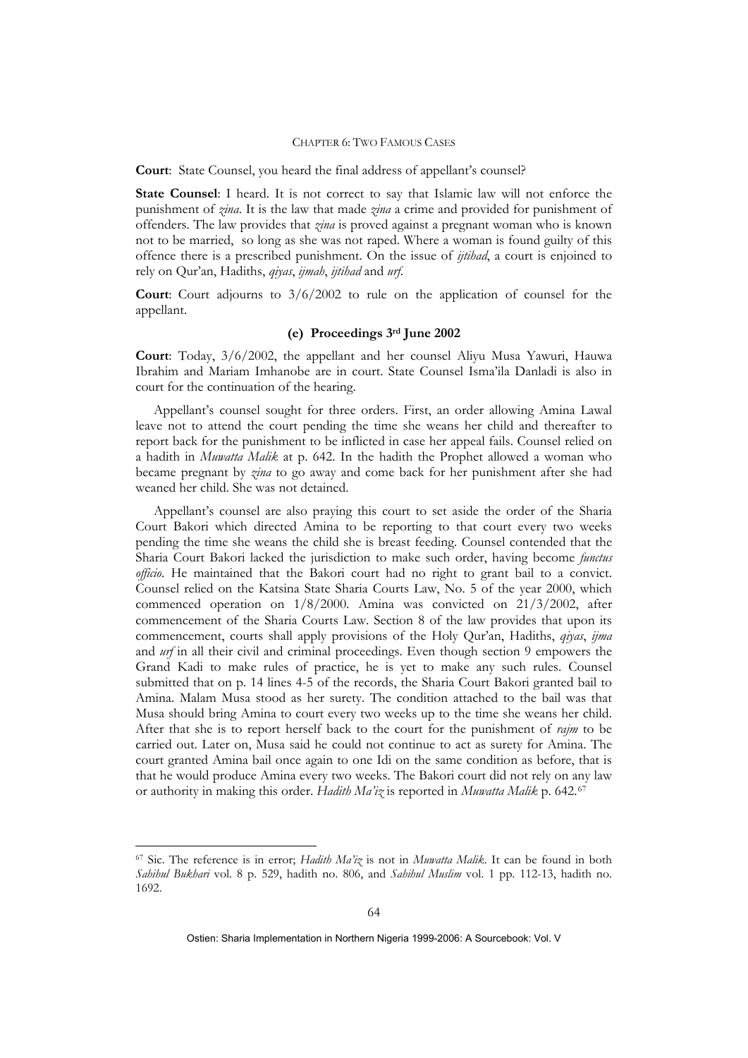**Court**: State Counsel, you heard the final address of appellant's counsel?

**State Counsel**: I heard. It is not correct to say that Islamic law will not enforce the punishment of *zina*. It is the law that made *zina* a crime and provided for punishment of offenders. The law provides that *zina* is proved against a pregnant woman who is known not to be married, so long as she was not raped. Where a woman is found guilty of this offence there is a prescribed punishment. On the issue of *ijtihad*, a court is enjoined to rely on Qur'an, Hadiths, *qiyas*, *ijmah*, *ijtihad* and *urf*.

**Court**: Court adjourns to 3/6/2002 to rule on the application of counsel for the appellant.

### (e) Proceedings 3rd June 2002

**Court**: Today, 3/6/2002, the appellant and her counsel Aliyu Musa Yawuri, Hauwa Ibrahim and Mariam Imhanobe are in court. State Counsel Isma'ila Danladi is also in court for the continuation of the hearing.

Appellant's counsel sought for three orders. First, an order allowing Amina Lawal leave not to attend the court pending the time she weans her child and thereafter to report back for the punishment to be inflicted in case her appeal fails. Counsel relied on a hadith in *Muwatta Malik* at p. 642. In the hadith the Prophet allowed a woman who became pregnant by *zina* to go away and come back for her punishment after she had weaned her child. She was not detained.

Appellant's counsel are also praying this court to set aside the order of the Sharia Court Bakori which directed Amina to be reporting to that court every two weeks pending the time she weans the child she is breast feeding. Counsel contended that the Sharia Court Bakori lacked the jurisdiction to make such order, having become *functus officio*. He maintained that the Bakori court had no right to grant bail to a convict. Counsel relied on the Katsina State Sharia Courts Law, No. 5 of the year 2000, which commenced operation on 1/8/2000. Amina was convicted on 21/3/2002, after commencement of the Sharia Courts Law. Section 8 of the law provides that upon its commencement, courts shall apply provisions of the Holy Qur'an, Hadiths, *qiyas*, *ijma* and *urf* in all their civil and criminal proceedings. Even though section 9 empowers the Grand Kadi to make rules of practice, he is yet to make any such rules. Counsel submitted that on p. 14 lines 4-5 of the records, the Sharia Court Bakori granted bail to Amina. Malam Musa stood as her surety. The condition attached to the bail was that Musa should bring Amina to court every two weeks up to the time she weans her child. After that she is to report herself back to the court for the punishment of *rajm* to be carried out. Later on, Musa said he could not continue to act as surety for Amina. The court granted Amina bail once again to one Idi on the same condition as before, that is that he would produce Amina every two weeks. The Bakori court did not rely on any law or authority in making this order. *Hadith Ma'iz* is reported in *Muwatta Malik* p. 642.[67]

---

[67] Sic. The reference is in error; *Hadith Ma'iz* is not in *Muwatta Malik*. It can be found in both *Sahihul Bukhari* vol. 8 p. 529, hadith no. 806, and *Sahihul Muslim* vol. 1 pp. 112-13, hadith no. 1692.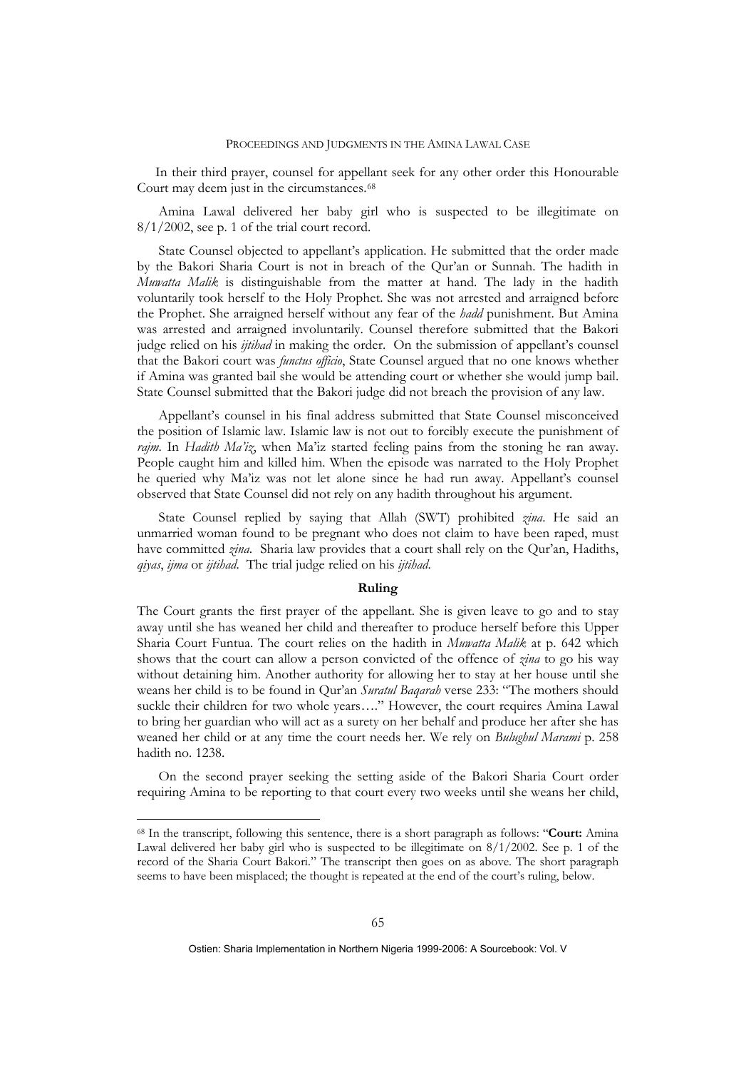In their third prayer, counsel for appellant seek for any other order this Honourable Court may deem just in the circumstances.[68]

Amina Lawal delivered her baby girl who is suspected to be illegitimate on 8/1/2002, see p. 1 of the trial court record.

State Counsel objected to appellant's application. He submitted that the order made by the Bakori Sharia Court is not in breach of the Qur'an or Sunnah. The hadith in *Muwatta Malik* is distinguishable from the matter at hand. The lady in the hadith voluntarily took herself to the Holy Prophet. She was not arrested and arraigned before the Prophet. She arraigned herself without any fear of the *hadd* punishment. But Amina was arrested and arraigned involuntarily. Counsel therefore submitted that the Bakori judge relied on his *ijtihad* in making the order. On the submission of appellant's counsel that the Bakori court was *functus officio*, State Counsel argued that no one knows whether if Amina was granted bail she would be attending court or whether she would jump bail. State Counsel submitted that the Bakori judge did not breach the provision of any law.

Appellant's counsel in his final address submitted that State Counsel misconceived the position of Islamic law. Islamic law is not out to forcibly execute the punishment of *rajm*. In *Hadith Ma'iz*, when Ma'iz started feeling pains from the stoning he ran away. People caught him and killed him. When the episode was narrated to the Holy Prophet he queried why Ma'iz was not let alone since he had run away. Appellant's counsel observed that State Counsel did not rely on any hadith throughout his argument.

State Counsel replied by saying that Allah (SWT) prohibited *zina*. He said an unmarried woman found to be pregnant who does not claim to have been raped, must have committed *zina*. Sharia law provides that a court shall rely on the Qur'an, Hadiths, *qiyas*, *ijma* or *ijtihad*. The trial judge relied on his *ijtihad*.

**Ruling**

The Court grants the first prayer of the appellant. She is given leave to go and to stay away until she has weaned her child and thereafter to produce herself before this Upper Sharia Court Funtua. The court relies on the hadith in *Muwatta Malik* at p. 642 which shows that the court can allow a person convicted of the offence of *zina* to go his way without detaining him. Another authority for allowing her to stay at her house until she weans her child is to be found in Qur'an *Suratul Baqarah* verse 233: "The mothers should suckle their children for two whole years…." However, the court requires Amina Lawal to bring her guardian who will act as a surety on her behalf and produce her after she has weaned her child or at any time the court needs her. We rely on *Bulughul Marami* p. 258 hadith no. 1238.

On the second prayer seeking the setting aside of the Bakori Sharia Court order requiring Amina to be reporting to that court every two weeks until she weans her child,

---

[68] In the transcript, following this sentence, there is a short paragraph as follows: "**Court:** Amina Lawal delivered her baby girl who is suspected to be illegitimate on 8/1/2002. See p. 1 of the record of the Sharia Court Bakori." The transcript then goes on as above. The short paragraph seems to have been misplaced; the thought is repeated at the end of the court's ruling, below.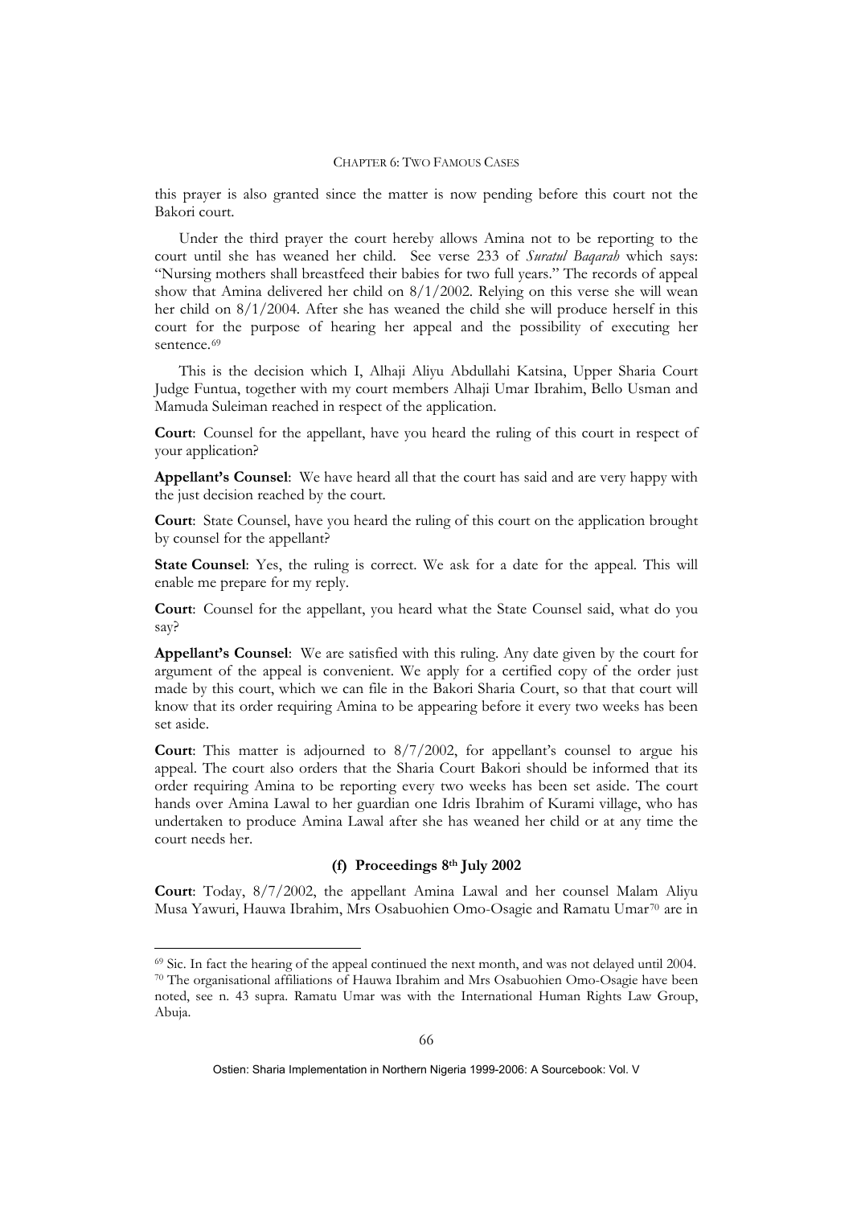this prayer is also granted since the matter is now pending before this court not the Bakori court.

Under the third prayer the court hereby allows Amina not to be reporting to the court until she has weaned her child. See verse 233 of *Suratul Baqarah* which says: "Nursing mothers shall breastfeed their babies for two full years." The records of appeal show that Amina delivered her child on 8/1/2002. Relying on this verse she will wean her child on 8/1/2004. After she has weaned the child she will produce herself in this court for the purpose of hearing her appeal and the possibility of executing her sentence.[69]

This is the decision which I, Alhaji Aliyu Abdullahi Katsina, Upper Sharia Court Judge Funtua, together with my court members Alhaji Umar Ibrahim, Bello Usman and Mamuda Suleiman reached in respect of the application.

**Court**: Counsel for the appellant, have you heard the ruling of this court in respect of your application?

**Appellant's Counsel**: We have heard all that the court has said and are very happy with the just decision reached by the court.

**Court**: State Counsel, have you heard the ruling of this court on the application brought by counsel for the appellant?

**State Counsel**: Yes, the ruling is correct. We ask for a date for the appeal. This will enable me prepare for my reply.

**Court**: Counsel for the appellant, you heard what the State Counsel said, what do you say?

**Appellant's Counsel**: We are satisfied with this ruling. Any date given by the court for argument of the appeal is convenient. We apply for a certified copy of the order just made by this court, which we can file in the Bakori Sharia Court, so that that court will know that its order requiring Amina to be appearing before it every two weeks has been set aside.

**Court**: This matter is adjourned to 8/7/2002, for appellant's counsel to argue his appeal. The court also orders that the Sharia Court Bakori should be informed that its order requiring Amina to be reporting every two weeks has been set aside. The court hands over Amina Lawal to her guardian one Idris Ibrahim of Kurami village, who has undertaken to produce Amina Lawal after she has weaned her child or at any time the court needs her.

#### (f) Proceedings 8th July 2002

**Court**: Today, 8/7/2002, the appellant Amina Lawal and her counsel Malam Aliyu Musa Yawuri, Hauwa Ibrahim, Mrs Osabuohien Omo-Osagie and Ramatu Umar[70] are in

---

[69] Sic. In fact the hearing of the appeal continued the next month, and was not delayed until 2004.

[70] The organisational affiliations of Hauwa Ibrahim and Mrs Osabuohien Omo-Osagie have been noted, see n. 43 supra. Ramatu Umar was with the International Human Rights Law Group, Abuja.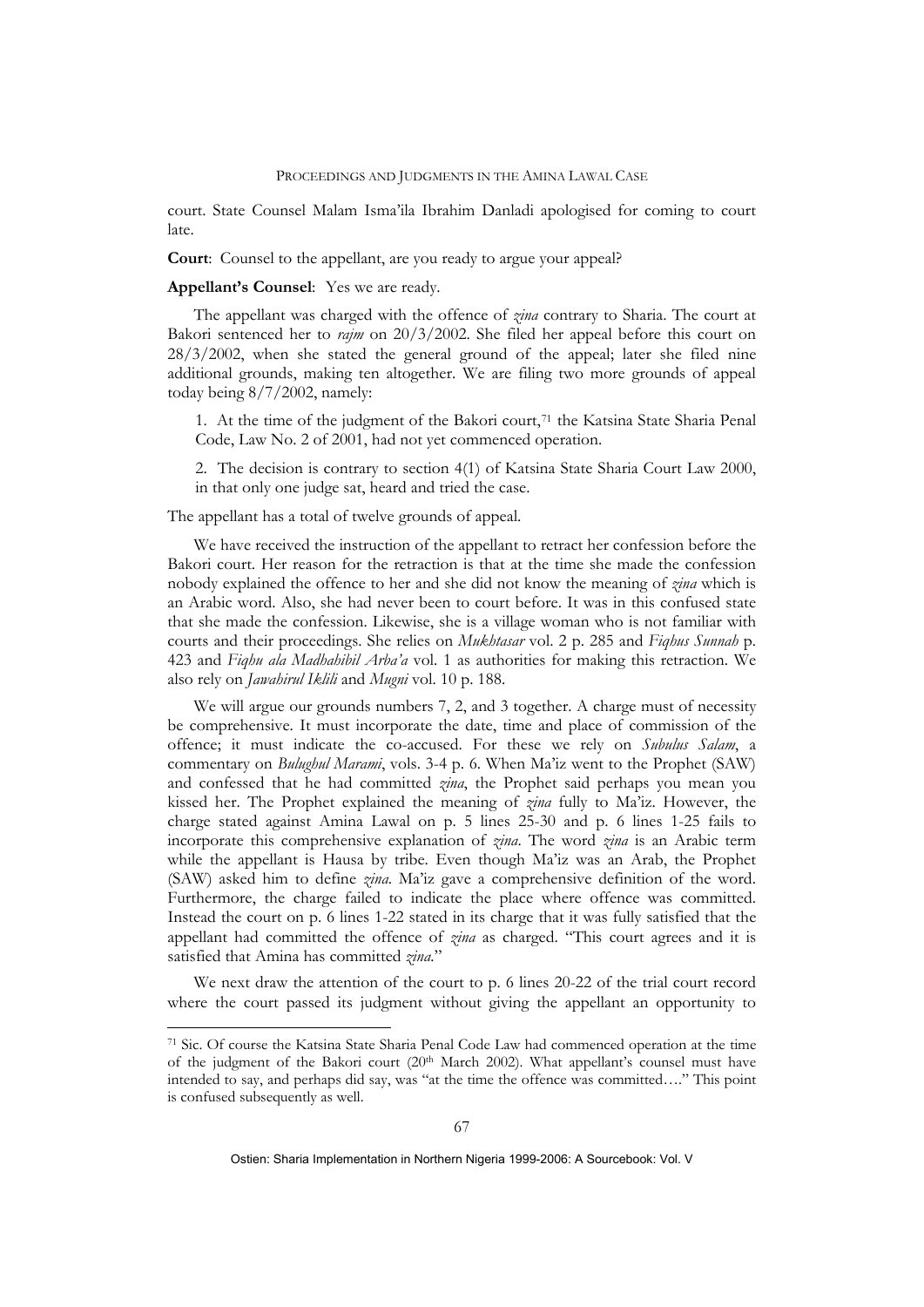court. State Counsel Malam Isma'ila Ibrahim Danladi apologised for coming to court late.

**Court**: Counsel to the appellant, are you ready to argue your appeal?

**Appellant's Counsel**: Yes we are ready.

The appellant was charged with the offence of *zina* contrary to Sharia. The court at Bakori sentenced her to *rajm* on 20/3/2002. She filed her appeal before this court on 28/3/2002, when she stated the general ground of the appeal; later she filed nine additional grounds, making ten altogether. We are filing two more grounds of appeal today being 8/7/2002, namely:

> 1. At the time of the judgment of the Bakori court,[71] the Katsina State Sharia Penal Code, Law No. 2 of 2001, had not yet commenced operation.
>
> 2. The decision is contrary to section 4(1) of Katsina State Sharia Court Law 2000, in that only one judge sat, heard and tried the case.

The appellant has a total of twelve grounds of appeal.

We have received the instruction of the appellant to retract her confession before the Bakori court. Her reason for the retraction is that at the time she made the confession nobody explained the offence to her and she did not know the meaning of *zina* which is an Arabic word. Also, she had never been to court before. It was in this confused state that she made the confession. Likewise, she is a village woman who is not familiar with courts and their proceedings. She relies on *Mukhtasar* vol. 2 p. 285 and *Fiqhus Sunnah* p. 423 and *Fiqhu ala Madhahibil Arba'a* vol. 1 as authorities for making this retraction. We also rely on *Jawahirul Iklili* and *Mugni* vol. 10 p. 188.

We will argue our grounds numbers 7, 2, and 3 together. A charge must of necessity be comprehensive. It must incorporate the date, time and place of commission of the offence; it must indicate the co-accused. For these we rely on *Subulus Salam*, a commentary on *Bulughul Marami*, vols. 3-4 p. 6. When Ma'iz went to the Prophet (SAW) and confessed that he had committed *zina*, the Prophet said perhaps you mean you kissed her. The Prophet explained the meaning of *zina* fully to Ma'iz. However, the charge stated against Amina Lawal on p. 5 lines 25-30 and p. 6 lines 1-25 fails to incorporate this comprehensive explanation of *zina*. The word *zina* is an Arabic term while the appellant is Hausa by tribe. Even though Ma'iz was an Arab, the Prophet (SAW) asked him to define *zina*. Ma'iz gave a comprehensive definition of the word. Furthermore, the charge failed to indicate the place where offence was committed. Instead the court on p. 6 lines 1-22 stated in its charge that it was fully satisfied that the appellant had committed the offence of *zina* as charged. "This court agrees and it is satisfied that Amina has committed *zina*."

We next draw the attention of the court to p. 6 lines 20-22 of the trial court record where the court passed its judgment without giving the appellant an opportunity to

---

[71] Sic. Of course the Katsina State Sharia Penal Code Law had commenced operation at the time of the judgment of the Bakori court (20th March 2002). What appellant's counsel must have intended to say, and perhaps did say, was "at the time the offence was committed…." This point is confused subsequently as well.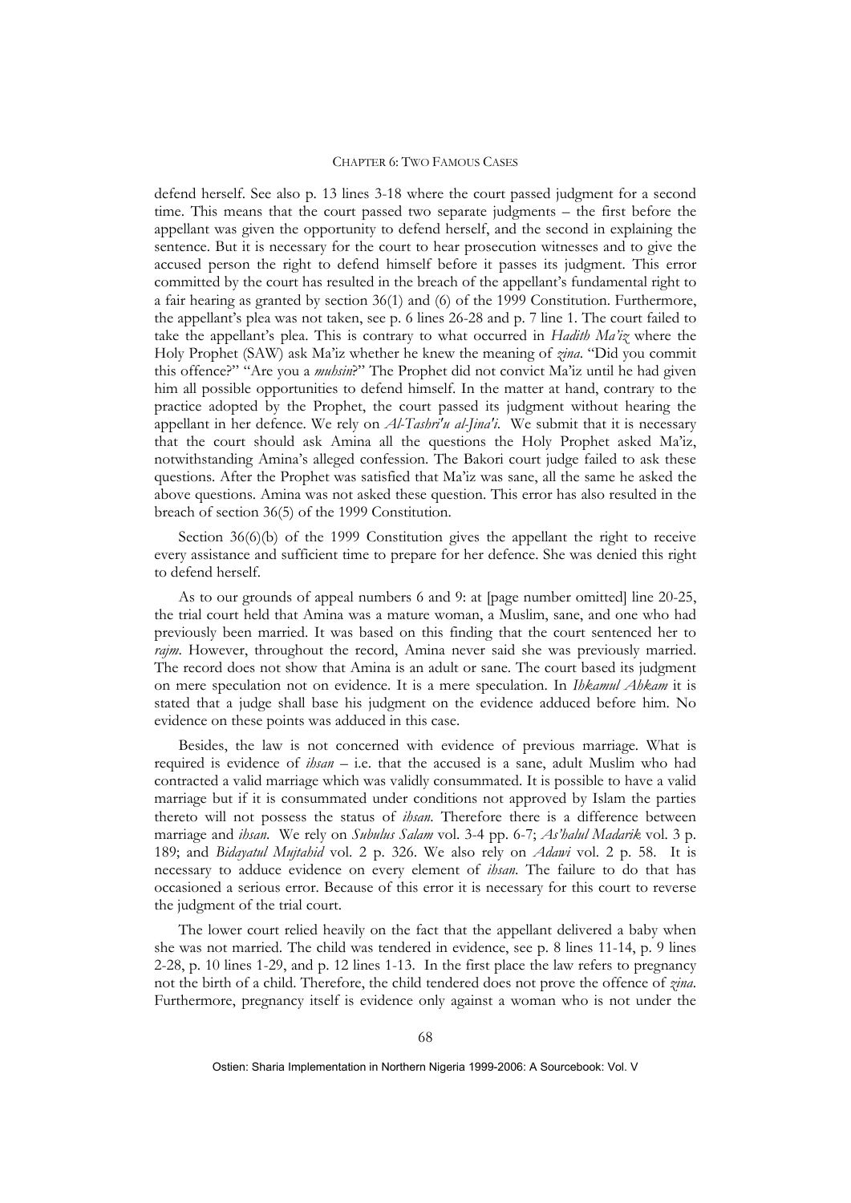defend herself. See also p. 13 lines 3-18 where the court passed judgment for a second time. This means that the court passed two separate judgments – the first before the appellant was given the opportunity to defend herself, and the second in explaining the sentence. But it is necessary for the court to hear prosecution witnesses and to give the accused person the right to defend himself before it passes its judgment. This error committed by the court has resulted in the breach of the appellant's fundamental right to a fair hearing as granted by section 36(1) and (6) of the 1999 Constitution. Furthermore, the appellant's plea was not taken, see p. 6 lines 26-28 and p. 7 line 1. The court failed to take the appellant's plea. This is contrary to what occurred in *Hadith Ma'iz* where the Holy Prophet (SAW) ask Ma'iz whether he knew the meaning of *zina*. "Did you commit this offence?" "Are you a *muhsin*?" The Prophet did not convict Ma'iz until he had given him all possible opportunities to defend himself. In the matter at hand, contrary to the practice adopted by the Prophet, the court passed its judgment without hearing the appellant in her defence. We rely on *Al-Tashri'u al-Jina'i*. We submit that it is necessary that the court should ask Amina all the questions the Holy Prophet asked Ma'iz, notwithstanding Amina's alleged confession. The Bakori court judge failed to ask these questions. After the Prophet was satisfied that Ma'iz was sane, all the same he asked the above questions. Amina was not asked these question. This error has also resulted in the breach of section 36(5) of the 1999 Constitution.

Section 36(6)(b) of the 1999 Constitution gives the appellant the right to receive every assistance and sufficient time to prepare for her defence. She was denied this right to defend herself.

As to our grounds of appeal numbers 6 and 9: at [page number omitted] line 20-25, the trial court held that Amina was a mature woman, a Muslim, sane, and one who had previously been married. It was based on this finding that the court sentenced her to *rajm*. However, throughout the record, Amina never said she was previously married. The record does not show that Amina is an adult or sane. The court based its judgment on mere speculation not on evidence. It is a mere speculation. In *Ihkamul Ahkam* it is stated that a judge shall base his judgment on the evidence adduced before him. No evidence on these points was adduced in this case.

Besides, the law is not concerned with evidence of previous marriage. What is required is evidence of *ihsan* – i.e. that the accused is a sane, adult Muslim who had contracted a valid marriage which was validly consummated. It is possible to have a valid marriage but if it is consummated under conditions not approved by Islam the parties thereto will not possess the status of *ihsan*. Therefore there is a difference between marriage and *ihsan*. We rely on *Subulus Salam* vol. 3-4 pp. 6-7; *As'halul Madarik* vol. 3 p. 189; and *Bidayatul Mujtahid* vol. 2 p. 326. We also rely on *Adawi* vol. 2 p. 58. It is necessary to adduce evidence on every element of *ihsan*. The failure to do that has occasioned a serious error. Because of this error it is necessary for this court to reverse the judgment of the trial court.

The lower court relied heavily on the fact that the appellant delivered a baby when she was not married. The child was tendered in evidence, see p. 8 lines 11-14, p. 9 lines 2-28, p. 10 lines 1-29, and p. 12 lines 1-13. In the first place the law refers to pregnancy not the birth of a child. Therefore, the child tendered does not prove the offence of *zina*. Furthermore, pregnancy itself is evidence only against a woman who is not under the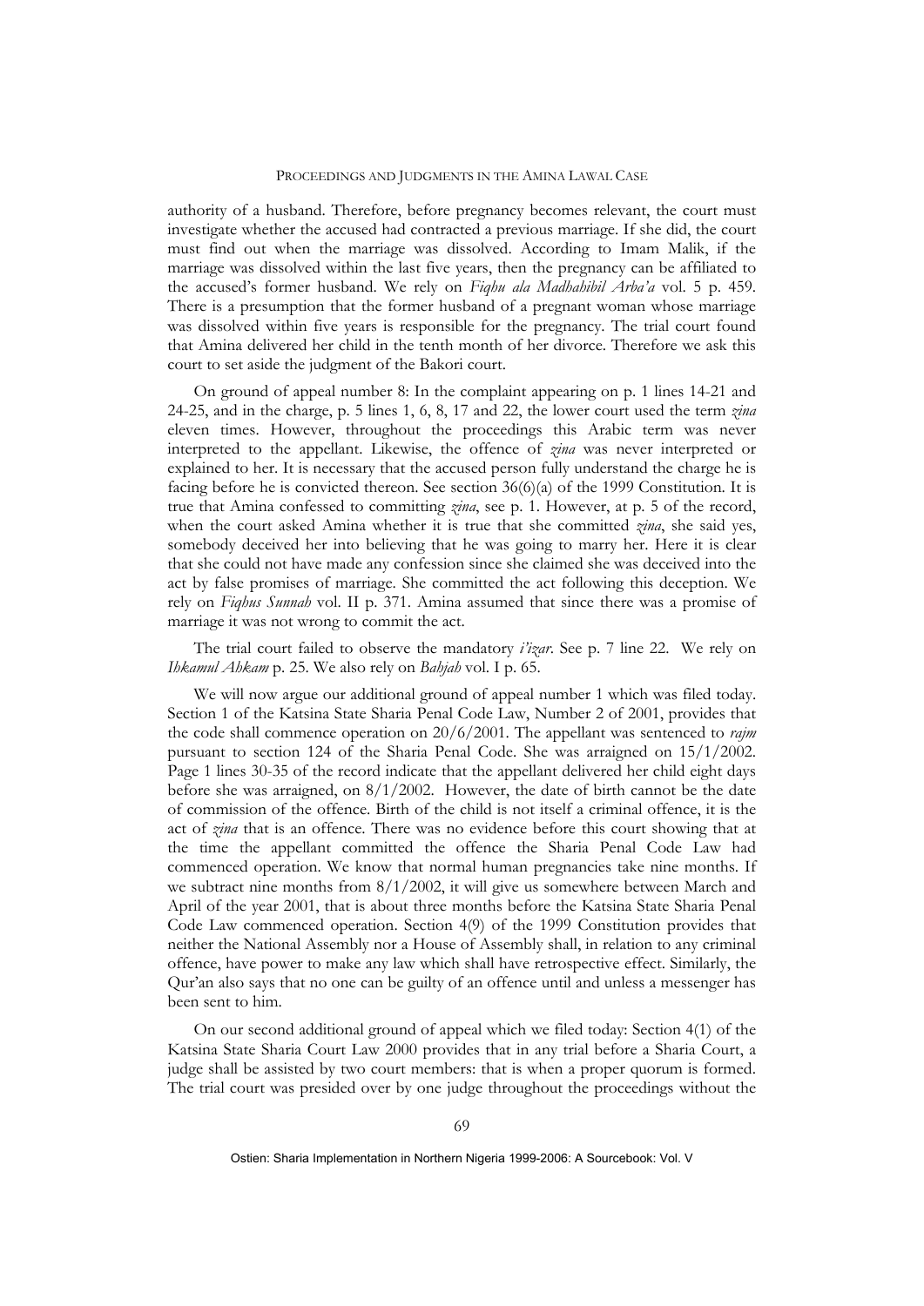authority of a husband. Therefore, before pregnancy becomes relevant, the court must investigate whether the accused had contracted a previous marriage. If she did, the court must find out when the marriage was dissolved. According to Imam Malik, if the marriage was dissolved within the last five years, then the pregnancy can be affiliated to the accused's former husband. We rely on *Fiqhu ala Madhahibil Arba'a* vol. 5 p. 459. There is a presumption that the former husband of a pregnant woman whose marriage was dissolved within five years is responsible for the pregnancy. The trial court found that Amina delivered her child in the tenth month of her divorce. Therefore we ask this court to set aside the judgment of the Bakori court.

On ground of appeal number 8: In the complaint appearing on p. 1 lines 14-21 and 24-25, and in the charge, p. 5 lines 1, 6, 8, 17 and 22, the lower court used the term *zina* eleven times. However, throughout the proceedings this Arabic term was never interpreted to the appellant. Likewise, the offence of *zina* was never interpreted or explained to her. It is necessary that the accused person fully understand the charge he is facing before he is convicted thereon. See section 36(6)(a) of the 1999 Constitution. It is true that Amina confessed to committing *zina*, see p. 1. However, at p. 5 of the record, when the court asked Amina whether it is true that she committed *zina*, she said yes, somebody deceived her into believing that he was going to marry her. Here it is clear that she could not have made any confession since she claimed she was deceived into the act by false promises of marriage. She committed the act following this deception. We rely on *Fiqhus Sunnah* vol. II p. 371. Amina assumed that since there was a promise of marriage it was not wrong to commit the act.

The trial court failed to observe the mandatory *i'izar*. See p. 7 line 22. We rely on *Ihkamul Ahkam* p. 25. We also rely on *Bahjah* vol. I p. 65.

We will now argue our additional ground of appeal number 1 which was filed today. Section 1 of the Katsina State Sharia Penal Code Law, Number 2 of 2001, provides that the code shall commence operation on 20/6/2001. The appellant was sentenced to *rajm* pursuant to section 124 of the Sharia Penal Code. She was arraigned on 15/1/2002. Page 1 lines 30-35 of the record indicate that the appellant delivered her child eight days before she was arraigned, on 8/1/2002. However, the date of birth cannot be the date of commission of the offence. Birth of the child is not itself a criminal offence, it is the act of *zina* that is an offence. There was no evidence before this court showing that at the time the appellant committed the offence the Sharia Penal Code Law had commenced operation. We know that normal human pregnancies take nine months. If we subtract nine months from 8/1/2002, it will give us somewhere between March and April of the year 2001, that is about three months before the Katsina State Sharia Penal Code Law commenced operation. Section 4(9) of the 1999 Constitution provides that neither the National Assembly nor a House of Assembly shall, in relation to any criminal offence, have power to make any law which shall have retrospective effect. Similarly, the Qur'an also says that no one can be guilty of an offence until and unless a messenger has been sent to him.

On our second additional ground of appeal which we filed today: Section 4(1) of the Katsina State Sharia Court Law 2000 provides that in any trial before a Sharia Court, a judge shall be assisted by two court members: that is when a proper quorum is formed. The trial court was presided over by one judge throughout the proceedings without the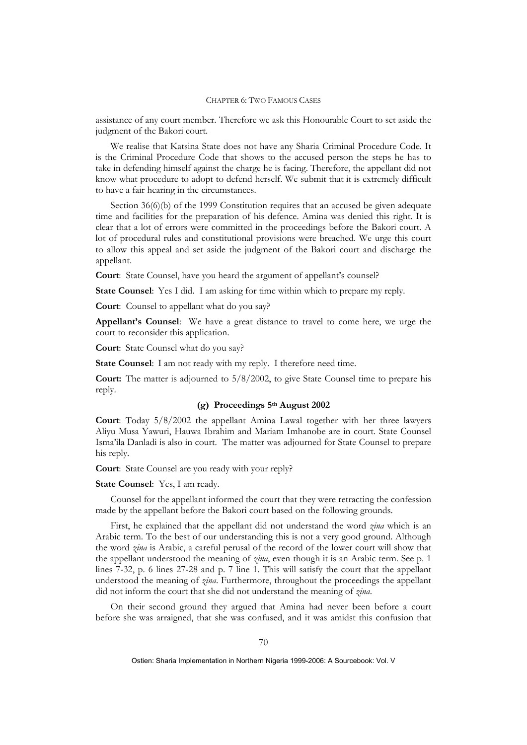assistance of any court member. Therefore we ask this Honourable Court to set aside the judgment of the Bakori court.

We realise that Katsina State does not have any Sharia Criminal Procedure Code. It is the Criminal Procedure Code that shows to the accused person the steps he has to take in defending himself against the charge he is facing. Therefore, the appellant did not know what procedure to adopt to defend herself. We submit that it is extremely difficult to have a fair hearing in the circumstances.

Section 36(6)(b) of the 1999 Constitution requires that an accused be given adequate time and facilities for the preparation of his defence. Amina was denied this right. It is clear that a lot of errors were committed in the proceedings before the Bakori court. A lot of procedural rules and constitutional provisions were breached. We urge this court to allow this appeal and set aside the judgment of the Bakori court and discharge the appellant.

**Court**: State Counsel, have you heard the argument of appellant's counsel?

**State Counsel**: Yes I did. I am asking for time within which to prepare my reply.

**Court**: Counsel to appellant what do you say?

**Appellant's Counsel**: We have a great distance to travel to come here, we urge the court to reconsider this application.

**Court**: State Counsel what do you say?

**State Counsel**: I am not ready with my reply. I therefore need time.

**Court:** The matter is adjourned to 5/8/2002, to give State Counsel time to prepare his reply.

### (g) Proceedings 5th August 2002

**Court**: Today 5/8/2002 the appellant Amina Lawal together with her three lawyers Aliyu Musa Yawuri, Hauwa Ibrahim and Mariam Imhanobe are in court. State Counsel Isma'ila Danladi is also in court. The matter was adjourned for State Counsel to prepare his reply.

**Court**: State Counsel are you ready with your reply?

**State Counsel**: Yes, I am ready.

Counsel for the appellant informed the court that they were retracting the confession made by the appellant before the Bakori court based on the following grounds.

First, he explained that the appellant did not understand the word *zina* which is an Arabic term. To the best of our understanding this is not a very good ground. Although the word *zina* is Arabic, a careful perusal of the record of the lower court will show that the appellant understood the meaning of *zina*, even though it is an Arabic term. See p. 1 lines 7-32, p. 6 lines 27-28 and p. 7 line 1. This will satisfy the court that the appellant understood the meaning of *zina*. Furthermore, throughout the proceedings the appellant did not inform the court that she did not understand the meaning of *zina*.

On their second ground they argued that Amina had never been before a court before she was arraigned, that she was confused, and it was amidst this confusion that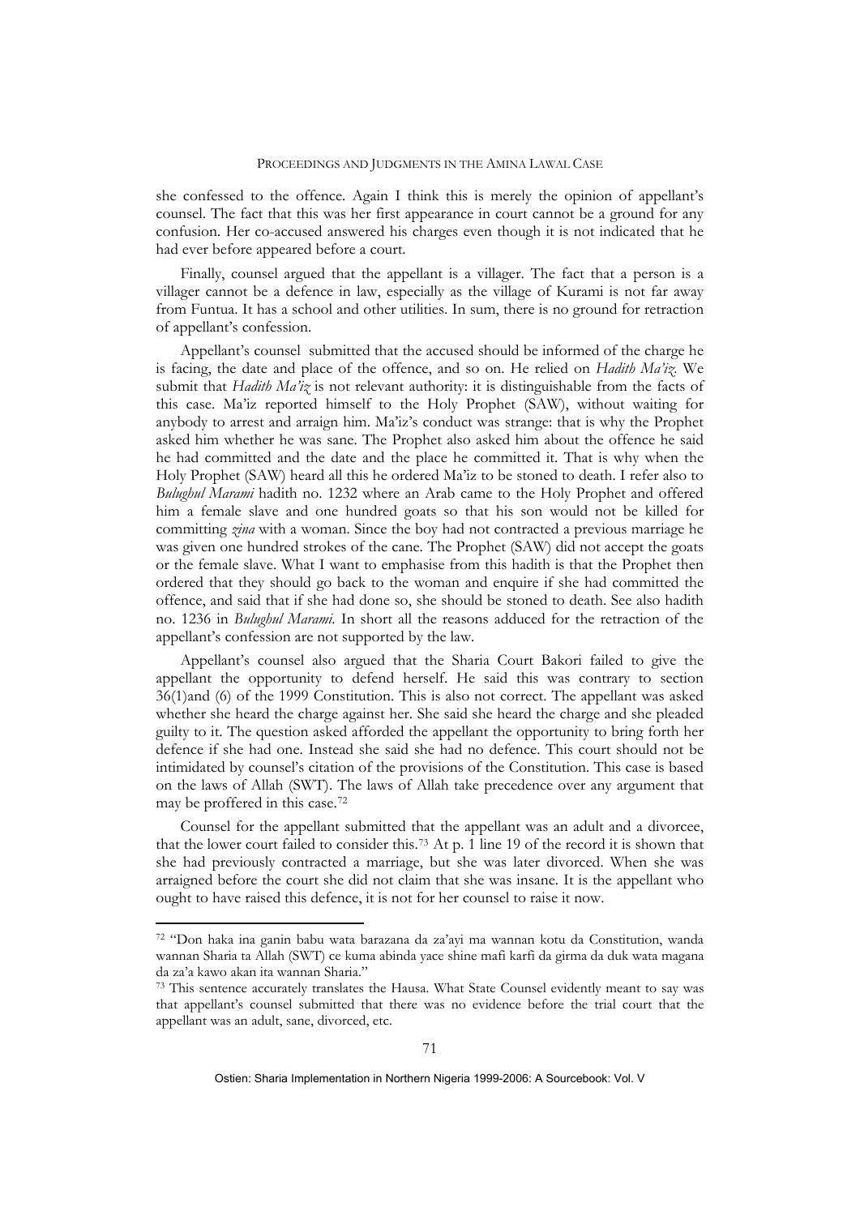she confessed to the offence. Again I think this is merely the opinion of appellant's counsel. The fact that this was her first appearance in court cannot be a ground for any confusion. Her co-accused answered his charges even though it is not indicated that he had ever before appeared before a court.

Finally, counsel argued that the appellant is a villager. The fact that a person is a villager cannot be a defence in law, especially as the village of Kurami is not far away from Funtua. It has a school and other utilities. In sum, there is no ground for retraction of appellant's confession.

Appellant's counsel submitted that the accused should be informed of the charge he is facing, the date and place of the offence, and so on. He relied on *Hadith Ma'iz*. We submit that *Hadith Ma'iz* is not relevant authority: it is distinguishable from the facts of this case. Ma'iz reported himself to the Holy Prophet (SAW), without waiting for anybody to arrest and arraign him. Ma'iz's conduct was strange: that is why the Prophet asked him whether he was sane. The Prophet also asked him about the offence he said he had committed and the date and the place he committed it. That is why when the Holy Prophet (SAW) heard all this he ordered Ma'iz to be stoned to death. I refer also to *Bulughul Marami* hadith no. 1232 where an Arab came to the Holy Prophet and offered him a female slave and one hundred goats so that his son would not be killed for committing *zina* with a woman. Since the boy had not contracted a previous marriage he was given one hundred strokes of the cane. The Prophet (SAW) did not accept the goats or the female slave. What I want to emphasise from this hadith is that the Prophet then ordered that they should go back to the woman and enquire if she had committed the offence, and said that if she had done so, she should be stoned to death. See also hadith no. 1236 in *Bulughul Marami*. In short all the reasons adduced for the retraction of the appellant's confession are not supported by the law.

Appellant's counsel also argued that the Sharia Court Bakori failed to give the appellant the opportunity to defend herself. He said this was contrary to section 36(1)and (6) of the 1999 Constitution. This is also not correct. The appellant was asked whether she heard the charge against her. She said she heard the charge and she pleaded guilty to it. The question asked afforded the appellant the opportunity to bring forth her defence if she had one. Instead she said she had no defence. This court should not be intimidated by counsel's citation of the provisions of the Constitution. This case is based on the laws of Allah (SWT). The laws of Allah take precedence over any argument that may be proffered in this case.[72]

Counsel for the appellant submitted that the appellant was an adult and a divorcee, that the lower court failed to consider this.[73] At p. 1 line 19 of the record it is shown that she had previously contracted a marriage, but she was later divorced. When she was arraigned before the court she did not claim that she was insane. It is the appellant who ought to have raised this defence, it is not for her counsel to raise it now.

---

[72] "Don haka ina ganin babu wata barazana da za'ayi ma wannan kotu da Constitution, wanda wannan Sharia ta Allah (SWT) ce kuma abinda yace shine mafi karfi da girma da duk wata magana da za'a kawo akan ita wannan Sharia."

[73] This sentence accurately translates the Hausa. What State Counsel evidently meant to say was that appellant's counsel submitted that there was no evidence before the trial court that the appellant was an adult, sane, divorced, etc.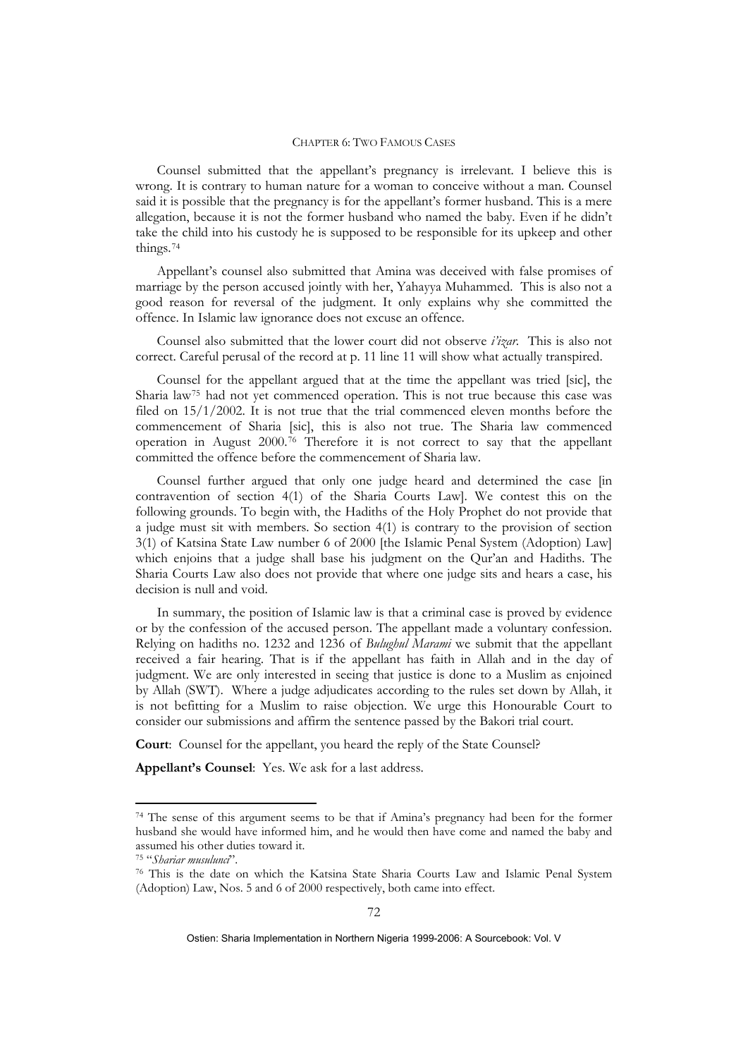Counsel submitted that the appellant's pregnancy is irrelevant. I believe this is wrong. It is contrary to human nature for a woman to conceive without a man. Counsel said it is possible that the pregnancy is for the appellant's former husband. This is a mere allegation, because it is not the former husband who named the baby. Even if he didn't take the child into his custody he is supposed to be responsible for its upkeep and other things.[74]

Appellant's counsel also submitted that Amina was deceived with false promises of marriage by the person accused jointly with her, Yahayya Muhammed. This is also not a good reason for reversal of the judgment. It only explains why she committed the offence. In Islamic law ignorance does not excuse an offence.

Counsel also submitted that the lower court did not observe *i'izar*. This is also not correct. Careful perusal of the record at p. 11 line 11 will show what actually transpired.

Counsel for the appellant argued that at the time the appellant was tried [sic], the Sharia law[75] had not yet commenced operation. This is not true because this case was filed on 15/1/2002. It is not true that the trial commenced eleven months before the commencement of Sharia [sic], this is also not true. The Sharia law commenced operation in August 2000.[76] Therefore it is not correct to say that the appellant committed the offence before the commencement of Sharia law.

Counsel further argued that only one judge heard and determined the case [in contravention of section 4(1) of the Sharia Courts Law]. We contest this on the following grounds. To begin with, the Hadiths of the Holy Prophet do not provide that a judge must sit with members. So section 4(1) is contrary to the provision of section 3(1) of Katsina State Law number 6 of 2000 [the Islamic Penal System (Adoption) Law] which enjoins that a judge shall base his judgment on the Qur'an and Hadiths. The Sharia Courts Law also does not provide that where one judge sits and hears a case, his decision is null and void.

In summary, the position of Islamic law is that a criminal case is proved by evidence or by the confession of the accused person. The appellant made a voluntary confession. Relying on hadiths no. 1232 and 1236 of *Bulughul Marami* we submit that the appellant received a fair hearing. That is if the appellant has faith in Allah and in the day of judgment. We are only interested in seeing that justice is done to a Muslim as enjoined by Allah (SWT). Where a judge adjudicates according to the rules set down by Allah, it is not befitting for a Muslim to raise objection. We urge this Honourable Court to consider our submissions and affirm the sentence passed by the Bakori trial court.

**Court**: Counsel for the appellant, you heard the reply of the State Counsel?

**Appellant's Counsel**: Yes. We ask for a last address.

---

[74] The sense of this argument seems to be that if Amina's pregnancy had been for the former husband she would have informed him, and he would then have come and named the baby and assumed his other duties toward it.

[75] "*Shariar musulunci*".

[76] This is the date on which the Katsina State Sharia Courts Law and Islamic Penal System (Adoption) Law, Nos. 5 and 6 of 2000 respectively, both came into effect.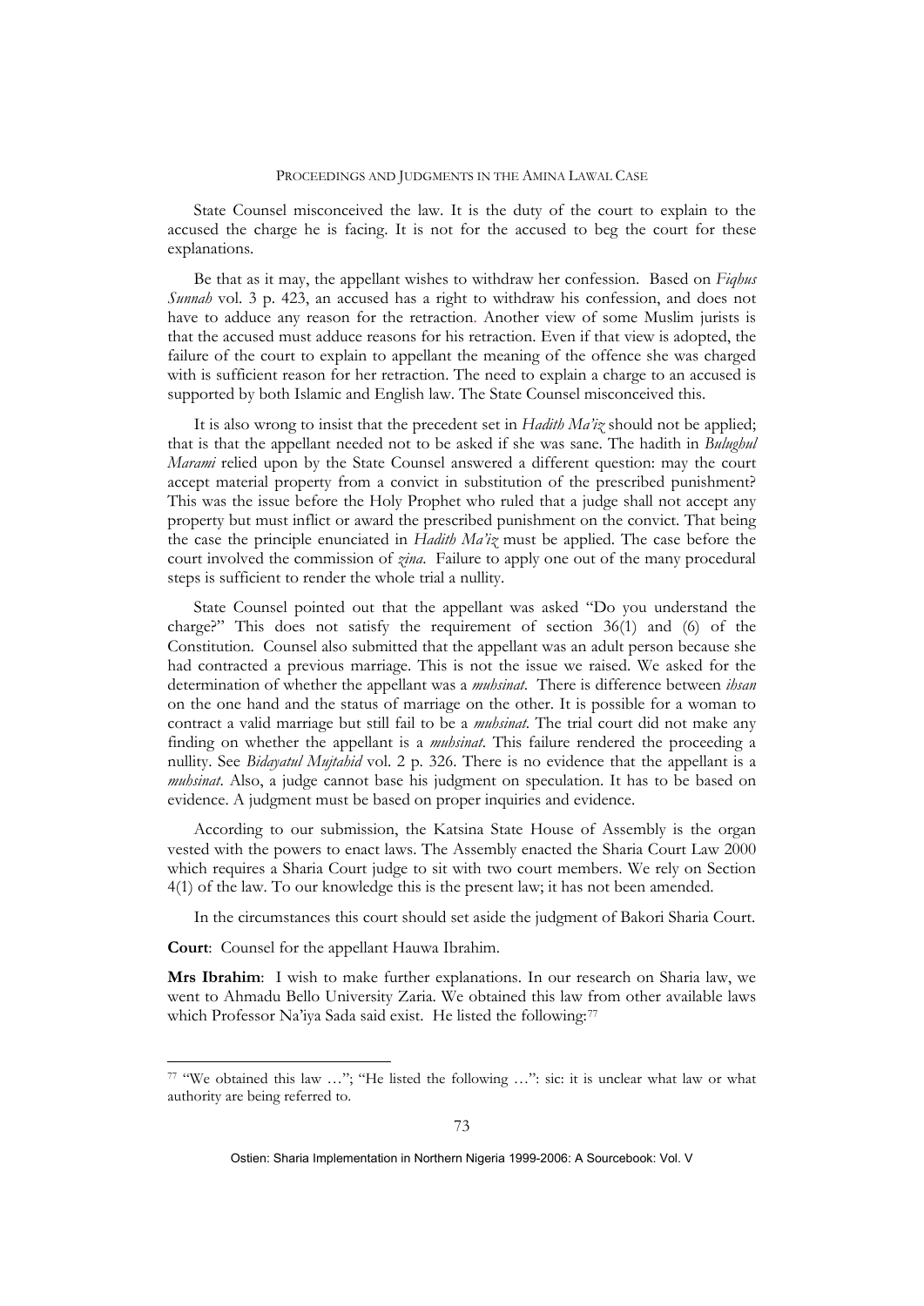State Counsel misconceived the law. It is the duty of the court to explain to the accused the charge he is facing. It is not for the accused to beg the court for these explanations.

Be that as it may, the appellant wishes to withdraw her confession. Based on *Fiqhus Sunnah* vol. 3 p. 423, an accused has a right to withdraw his confession, and does not have to adduce any reason for the retraction. Another view of some Muslim jurists is that the accused must adduce reasons for his retraction. Even if that view is adopted, the failure of the court to explain to appellant the meaning of the offence she was charged with is sufficient reason for her retraction. The need to explain a charge to an accused is supported by both Islamic and English law. The State Counsel misconceived this.

It is also wrong to insist that the precedent set in *Hadith Ma'iz* should not be applied; that is that the appellant needed not to be asked if she was sane. The hadith in *Bulughul Marami* relied upon by the State Counsel answered a different question: may the court accept material property from a convict in substitution of the prescribed punishment? This was the issue before the Holy Prophet who ruled that a judge shall not accept any property but must inflict or award the prescribed punishment on the convict. That being the case the principle enunciated in *Hadith Ma'iz* must be applied. The case before the court involved the commission of *zina*. Failure to apply one out of the many procedural steps is sufficient to render the whole trial a nullity.

State Counsel pointed out that the appellant was asked "Do you understand the charge?" This does not satisfy the requirement of section 36(1) and (6) of the Constitution. Counsel also submitted that the appellant was an adult person because she had contracted a previous marriage. This is not the issue we raised. We asked for the determination of whether the appellant was a *muhsinat*. There is difference between *ihsan* on the one hand and the status of marriage on the other. It is possible for a woman to contract a valid marriage but still fail to be a *muhsinat*. The trial court did not make any finding on whether the appellant is a *muhsinat*. This failure rendered the proceeding a nullity. See *Bidayatul Mujtahid* vol. 2 p. 326. There is no evidence that the appellant is a *muhsinat*. Also, a judge cannot base his judgment on speculation. It has to be based on evidence. A judgment must be based on proper inquiries and evidence.

According to our submission, the Katsina State House of Assembly is the organ vested with the powers to enact laws. The Assembly enacted the Sharia Court Law 2000 which requires a Sharia Court judge to sit with two court members. We rely on Section 4(1) of the law. To our knowledge this is the present law; it has not been amended.

In the circumstances this court should set aside the judgment of Bakori Sharia Court.

**Court**: Counsel for the appellant Hauwa Ibrahim.

**Mrs Ibrahim**: I wish to make further explanations. In our research on Sharia law, we went to Ahmadu Bello University Zaria. We obtained this law from other available laws which Professor Na'iya Sada said exist. He listed the following:[77]

---

[77] "We obtained this law …"; "He listed the following …": sic: it is unclear what law or what authority are being referred to.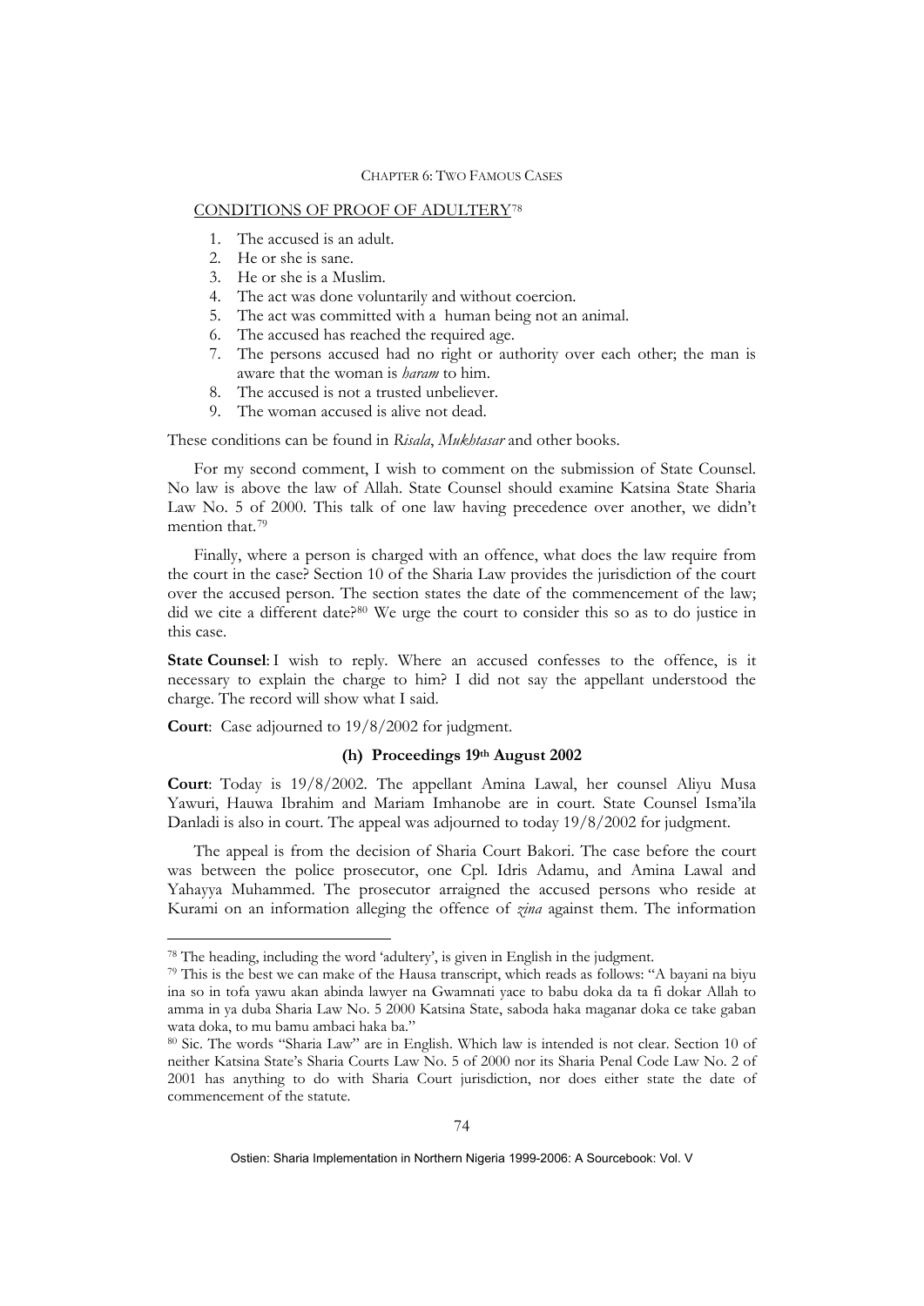CONDITIONS OF PROOF OF ADULTERY[78]

1. The accused is an adult.
2. He or she is sane.
3. He or she is a Muslim.
4. The act was done voluntarily and without coercion.
5. The act was committed with a human being not an animal.
6. The accused has reached the required age.
7. The persons accused had no right or authority over each other; the man is aware that the woman is *haram* to him.
8. The accused is not a trusted unbeliever.
9. The woman accused is alive not dead.

These conditions can be found in *Risala*, *Mukhtasar* and other books.

For my second comment, I wish to comment on the submission of State Counsel. No law is above the law of Allah. State Counsel should examine Katsina State Sharia Law No. 5 of 2000. This talk of one law having precedence over another, we didn't mention that.[79]

Finally, where a person is charged with an offence, what does the law require from the court in the case? Section 10 of the Sharia Law provides the jurisdiction of the court over the accused person. The section states the date of the commencement of the law; did we cite a different date?[80] We urge the court to consider this so as to do justice in this case.

**State Counsel**: I wish to reply. Where an accused confesses to the offence, is it necessary to explain the charge to him? I did not say the appellant understood the charge. The record will show what I said.

**Court**: Case adjourned to 19/8/2002 for judgment.

### (h) Proceedings 19th August 2002

**Court**: Today is 19/8/2002. The appellant Amina Lawal, her counsel Aliyu Musa Yawuri, Hauwa Ibrahim and Mariam Imhanobe are in court. State Counsel Isma'ila Danladi is also in court. The appeal was adjourned to today 19/8/2002 for judgment.

The appeal is from the decision of Sharia Court Bakori. The case before the court was between the police prosecutor, one Cpl. Idris Adamu, and Amina Lawal and Yahayya Muhammed. The prosecutor arraigned the accused persons who reside at Kurami on an information alleging the offence of *zina* against them. The information

---

[78] The heading, including the word 'adultery', is given in English in the judgment.

[79] This is the best we can make of the Hausa transcript, which reads as follows: "A bayani na biyu ina so in tofa yawu akan abinda lawyer na Gwamnati yace to babu doka da ta fi dokar Allah to amma in ya duba Sharia Law No. 5 2000 Katsina State, saboda haka maganar doka ce take gaban wata doka, to mu bamu ambaci haka ba."

[80] Sic. The words "Sharia Law" are in English. Which law is intended is not clear. Section 10 of neither Katsina State's Sharia Courts Law No. 5 of 2000 nor its Sharia Penal Code Law No. 2 of 2001 has anything to do with Sharia Court jurisdiction, nor does either state the date of commencement of the statute.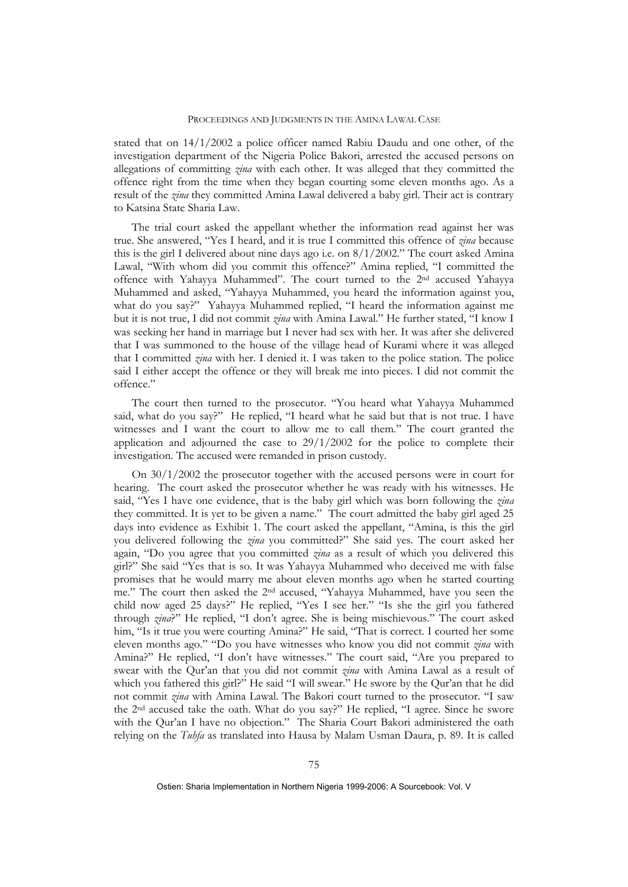stated that on 14/1/2002 a police officer named Rabiu Daudu and one other, of the investigation department of the Nigeria Police Bakori, arrested the accused persons on allegations of committing *zina* with each other. It was alleged that they committed the offence right from the time when they began courting some eleven months ago. As a result of the *zina* they committed Amina Lawal delivered a baby girl. Their act is contrary to Katsina State Sharia Law.

The trial court asked the appellant whether the information read against her was true. She answered, "Yes I heard, and it is true I committed this offence of *zina* because this is the girl I delivered about nine days ago i.e. on 8/1/2002." The court asked Amina Lawal, "With whom did you commit this offence?" Amina replied, "I committed the offence with Yahayya Muhammed". The court turned to the 2nd accused Yahayya Muhammed and asked, "Yahayya Muhammed, you heard the information against you, what do you say?" Yahayya Muhammed replied, "I heard the information against me but it is not true, I did not commit *zina* with Amina Lawal." He further stated, "I know I was seeking her hand in marriage but I never had sex with her. It was after she delivered that I was summoned to the house of the village head of Kurami where it was alleged that I committed *zina* with her. I denied it. I was taken to the police station. The police said I either accept the offence or they will break me into pieces. I did not commit the offence."

The court then turned to the prosecutor. "You heard what Yahayya Muhammed said, what do you say?" He replied, "I heard what he said but that is not true. I have witnesses and I want the court to allow me to call them." The court granted the application and adjourned the case to 29/1/2002 for the police to complete their investigation. The accused were remanded in prison custody.

On 30/1/2002 the prosecutor together with the accused persons were in court for hearing. The court asked the prosecutor whether he was ready with his witnesses. He said, "Yes I have one evidence, that is the baby girl which was born following the *zina* they committed. It is yet to be given a name." The court admitted the baby girl aged 25 days into evidence as Exhibit 1. The court asked the appellant, "Amina, is this the girl you delivered following the *zina* you committed?" She said yes. The court asked her again, "Do you agree that you committed *zina* as a result of which you delivered this girl?" She said "Yes that is so. It was Yahayya Muhammed who deceived me with false promises that he would marry me about eleven months ago when he started courting me." The court then asked the 2nd accused, "Yahayya Muhammed, have you seen the child now aged 25 days?" He replied, "Yes I see her." "Is she the girl you fathered through *zina*?" He replied, "I don't agree. She is being mischievous." The court asked him, "Is it true you were courting Amina?" He said, "That is correct. I courted her some eleven months ago." "Do you have witnesses who know you did not commit *zina* with Amina?" He replied, "I don't have witnesses." The court said, "Are you prepared to swear with the Qur'an that you did not commit *zina* with Amina Lawal as a result of which you fathered this girl?" He said "I will swear." He swore by the Qur'an that he did not commit *zina* with Amina Lawal. The Bakori court turned to the prosecutor. "I saw the 2nd accused take the oath. What do you say?" He replied, "I agree. Since he swore with the Qur'an I have no objection." The Sharia Court Bakori administered the oath relying on the *Tuhfa* as translated into Hausa by Malam Usman Daura, p. 89. It is called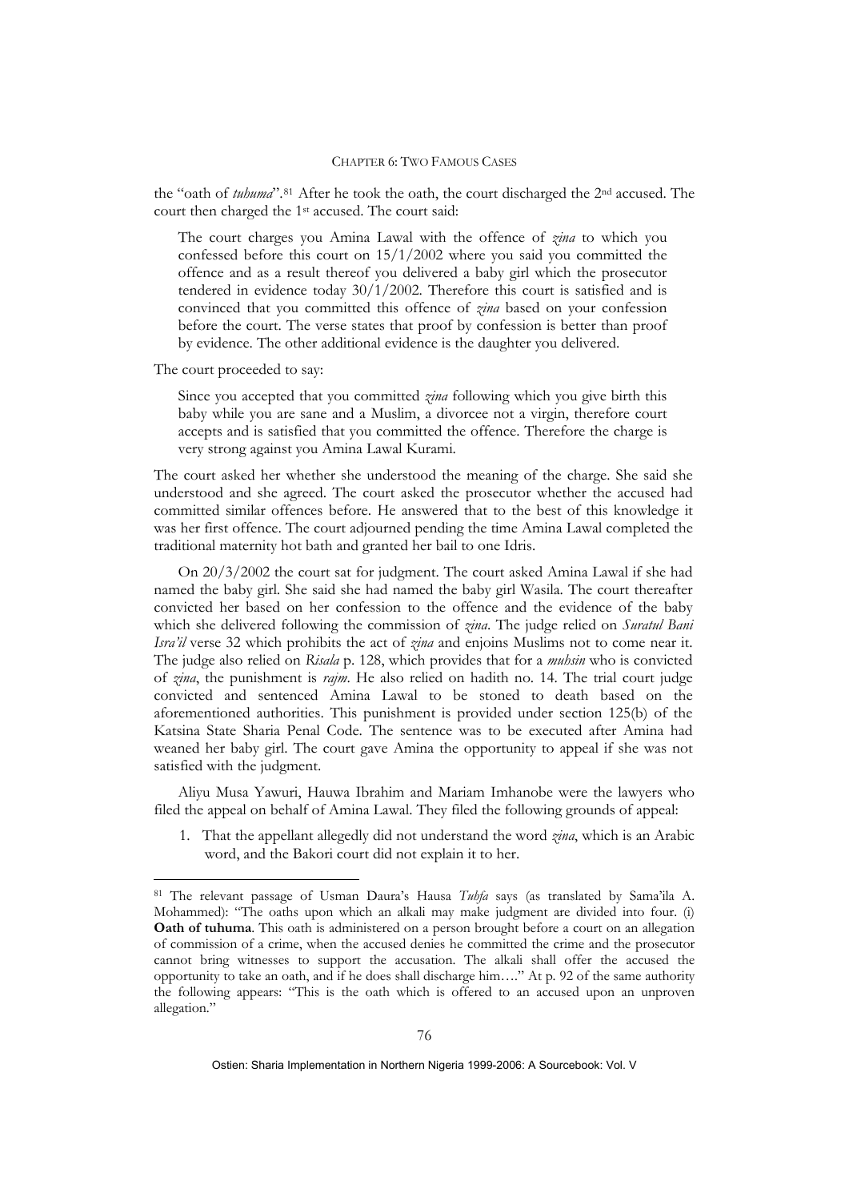the "oath of *tuhuma*".[81] After he took the oath, the court discharged the 2nd accused. The court then charged the 1st accused. The court said:

> The court charges you Amina Lawal with the offence of *zina* to which you confessed before this court on 15/1/2002 where you said you committed the offence and as a result thereof you delivered a baby girl which the prosecutor tendered in evidence today 30/1/2002. Therefore this court is satisfied and is convinced that you committed this offence of *zina* based on your confession before the court. The verse states that proof by confession is better than proof by evidence. The other additional evidence is the daughter you delivered.

The court proceeded to say:

> Since you accepted that you committed *zina* following which you give birth this baby while you are sane and a Muslim, a divorcee not a virgin, therefore court accepts and is satisfied that you committed the offence. Therefore the charge is very strong against you Amina Lawal Kurami.

The court asked her whether she understood the meaning of the charge. She said she understood and she agreed. The court asked the prosecutor whether the accused had committed similar offences before. He answered that to the best of this knowledge it was her first offence. The court adjourned pending the time Amina Lawal completed the traditional maternity hot bath and granted her bail to one Idris.

On 20/3/2002 the court sat for judgment. The court asked Amina Lawal if she had named the baby girl. She said she had named the baby girl Wasila. The court thereafter convicted her based on her confession to the offence and the evidence of the baby which she delivered following the commission of *zina*. The judge relied on *Suratul Bani Isra'il* verse 32 which prohibits the act of *zina* and enjoins Muslims not to come near it. The judge also relied on *Risala* p. 128, which provides that for a *muhsin* who is convicted of *zina*, the punishment is *rajm*. He also relied on hadith no. 14. The trial court judge convicted and sentenced Amina Lawal to be stoned to death based on the aforementioned authorities. This punishment is provided under section 125(b) of the Katsina State Sharia Penal Code. The sentence was to be executed after Amina had weaned her baby girl. The court gave Amina the opportunity to appeal if she was not satisfied with the judgment.

Aliyu Musa Yawuri, Hauwa Ibrahim and Mariam Imhanobe were the lawyers who filed the appeal on behalf of Amina Lawal. They filed the following grounds of appeal:

1. That the appellant allegedly did not understand the word *zina*, which is an Arabic word, and the Bakori court did not explain it to her.

---

[81] The relevant passage of Usman Daura's Hausa *Tuhfa* says (as translated by Sama'ila A. Mohammed): "The oaths upon which an alkali may make judgment are divided into four. (i) **Oath of tuhuma**. This oath is administered on a person brought before a court on an allegation of commission of a crime, when the accused denies he committed the crime and the prosecutor cannot bring witnesses to support the accusation. The alkali shall offer the accused the opportunity to take an oath, and if he does shall discharge him…." At p. 92 of the same authority the following appears: "This is the oath which is offered to an accused upon an unproven allegation."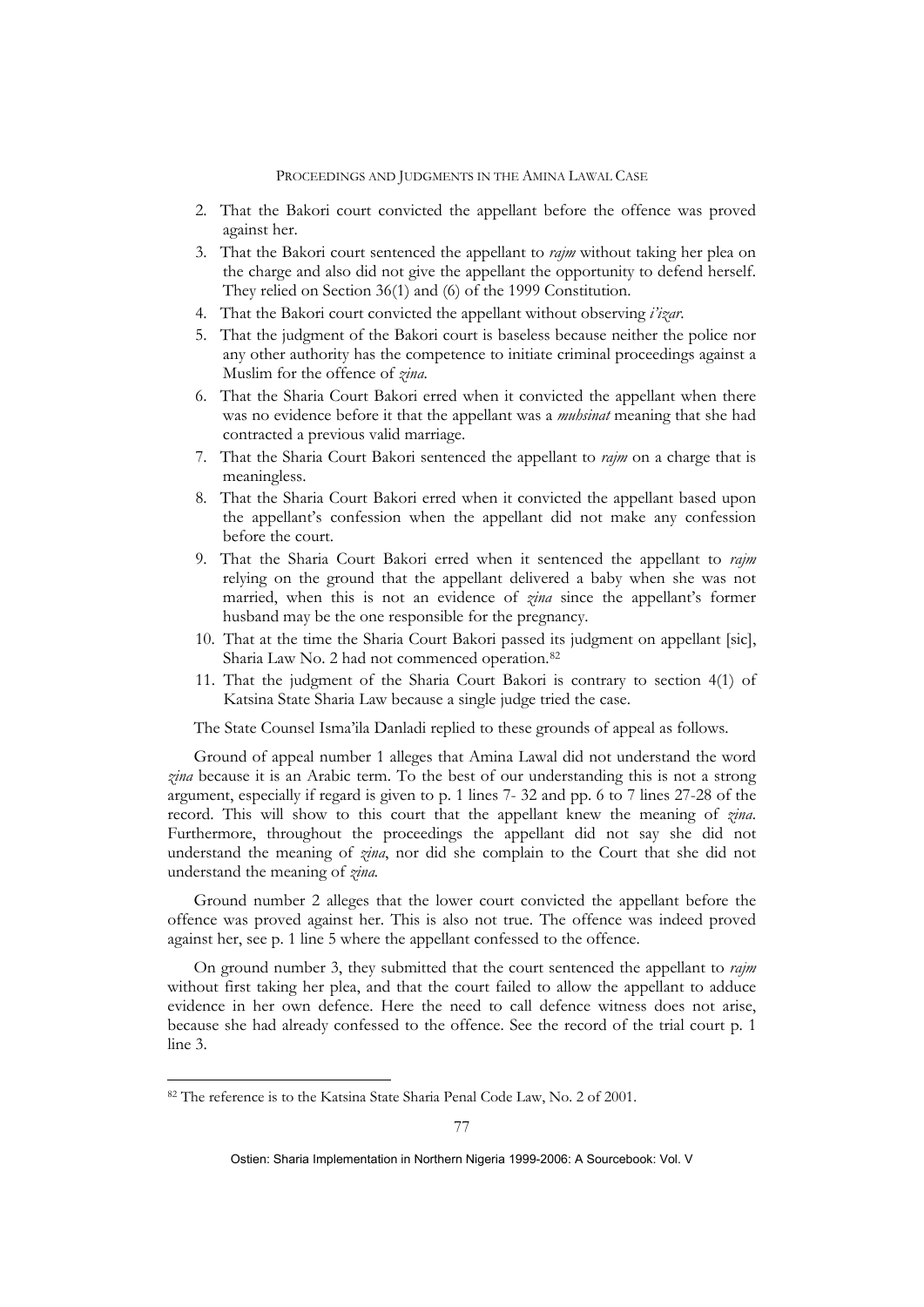2. That the Bakori court convicted the appellant before the offence was proved against her.
3. That the Bakori court sentenced the appellant to *rajm* without taking her plea on the charge and also did not give the appellant the opportunity to defend herself. They relied on Section 36(1) and (6) of the 1999 Constitution.
4. That the Bakori court convicted the appellant without observing *i'izar*.
5. That the judgment of the Bakori court is baseless because neither the police nor any other authority has the competence to initiate criminal proceedings against a Muslim for the offence of *zina*.
6. That the Sharia Court Bakori erred when it convicted the appellant when there was no evidence before it that the appellant was a *muhsinat* meaning that she had contracted a previous valid marriage.
7. That the Sharia Court Bakori sentenced the appellant to *rajm* on a charge that is meaningless.
8. That the Sharia Court Bakori erred when it convicted the appellant based upon the appellant's confession when the appellant did not make any confession before the court.
9. That the Sharia Court Bakori erred when it sentenced the appellant to *rajm* relying on the ground that the appellant delivered a baby when she was not married, when this is not an evidence of *zina* since the appellant's former husband may be the one responsible for the pregnancy.
10. That at the time the Sharia Court Bakori passed its judgment on appellant [sic], Sharia Law No. 2 had not commenced operation.[82]
11. That the judgment of the Sharia Court Bakori is contrary to section 4(1) of Katsina State Sharia Law because a single judge tried the case.

The State Counsel Isma'ila Danladi replied to these grounds of appeal as follows.

Ground of appeal number 1 alleges that Amina Lawal did not understand the word *zina* because it is an Arabic term. To the best of our understanding this is not a strong argument, especially if regard is given to p. 1 lines 7- 32 and pp. 6 to 7 lines 27-28 of the record. This will show to this court that the appellant knew the meaning of *zina*. Furthermore, throughout the proceedings the appellant did not say she did not understand the meaning of *zina*, nor did she complain to the Court that she did not understand the meaning of *zina*.

Ground number 2 alleges that the lower court convicted the appellant before the offence was proved against her. This is also not true. The offence was indeed proved against her, see p. 1 line 5 where the appellant confessed to the offence.

On ground number 3, they submitted that the court sentenced the appellant to *rajm* without first taking her plea, and that the court failed to allow the appellant to adduce evidence in her own defence. Here the need to call defence witness does not arise, because she had already confessed to the offence. See the record of the trial court p. 1 line 3.

---

[82] The reference is to the Katsina State Sharia Penal Code Law, No. 2 of 2001.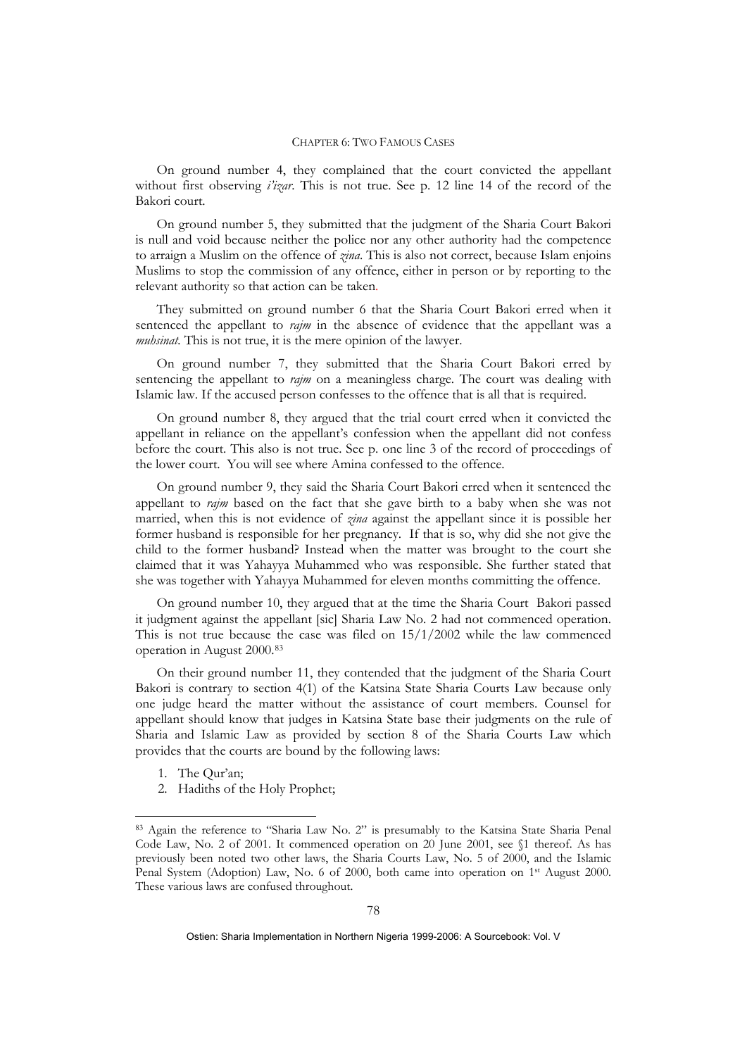On ground number 4, they complained that the court convicted the appellant without first observing *i'izar*. This is not true. See p. 12 line 14 of the record of the Bakori court.

On ground number 5, they submitted that the judgment of the Sharia Court Bakori is null and void because neither the police nor any other authority had the competence to arraign a Muslim on the offence of *zina*. This is also not correct, because Islam enjoins Muslims to stop the commission of any offence, either in person or by reporting to the relevant authority so that action can be taken.

They submitted on ground number 6 that the Sharia Court Bakori erred when it sentenced the appellant to *rajm* in the absence of evidence that the appellant was a *muhsinat*. This is not true, it is the mere opinion of the lawyer.

On ground number 7, they submitted that the Sharia Court Bakori erred by sentencing the appellant to *rajm* on a meaningless charge. The court was dealing with Islamic law. If the accused person confesses to the offence that is all that is required.

On ground number 8, they argued that the trial court erred when it convicted the appellant in reliance on the appellant's confession when the appellant did not confess before the court. This also is not true. See p. one line 3 of the record of proceedings of the lower court. You will see where Amina confessed to the offence.

On ground number 9, they said the Sharia Court Bakori erred when it sentenced the appellant to *rajm* based on the fact that she gave birth to a baby when she was not married, when this is not evidence of *zina* against the appellant since it is possible her former husband is responsible for her pregnancy. If that is so, why did she not give the child to the former husband? Instead when the matter was brought to the court she claimed that it was Yahayya Muhammed who was responsible. She further stated that she was together with Yahayya Muhammed for eleven months committing the offence.

On ground number 10, they argued that at the time the Sharia Court Bakori passed it judgment against the appellant [sic] Sharia Law No. 2 had not commenced operation. This is not true because the case was filed on 15/1/2002 while the law commenced operation in August 2000.[83]

On their ground number 11, they contended that the judgment of the Sharia Court Bakori is contrary to section 4(1) of the Katsina State Sharia Courts Law because only one judge heard the matter without the assistance of court members. Counsel for appellant should know that judges in Katsina State base their judgments on the rule of Sharia and Islamic Law as provided by section 8 of the Sharia Courts Law which provides that the courts are bound by the following laws:

1. The Qur'an;
2. Hadiths of the Holy Prophet;

---

[83] Again the reference to "Sharia Law No. 2" is presumably to the Katsina State Sharia Penal Code Law, No. 2 of 2001. It commenced operation on 20 June 2001, see §1 thereof. As has previously been noted two other laws, the Sharia Courts Law, No. 5 of 2000, and the Islamic Penal System (Adoption) Law, No. 6 of 2000, both came into operation on 1st August 2000. These various laws are confused throughout.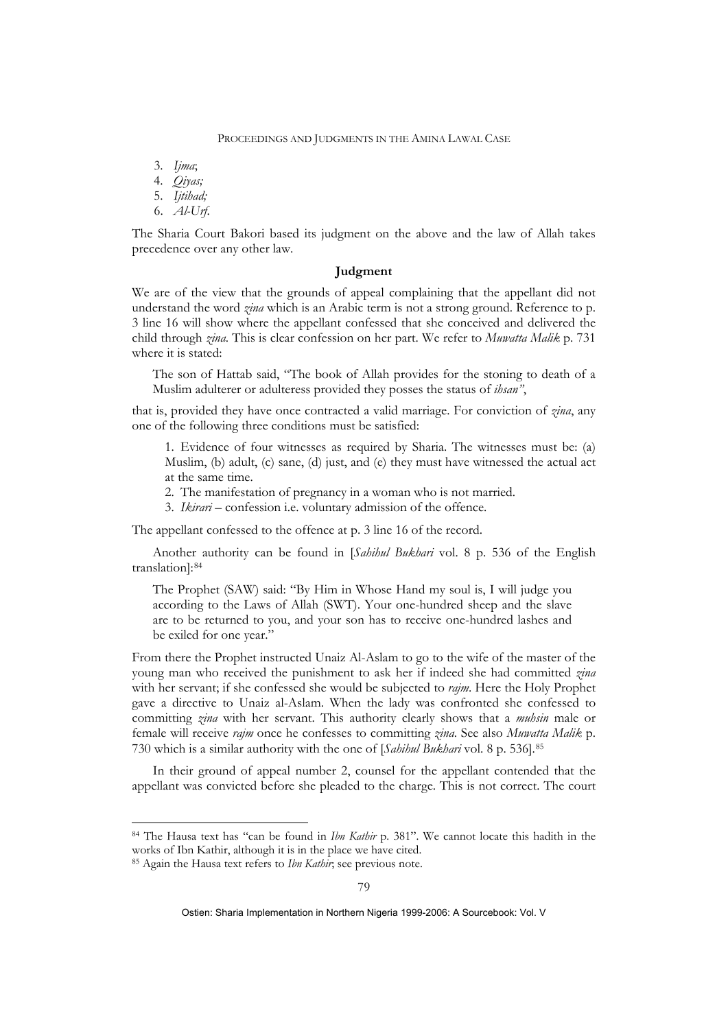3. *Ijma*;
4. *Qiyas;*
5. *Ijtihad;*
6. *Al-Urf*.

The Sharia Court Bakori based its judgment on the above and the law of Allah takes precedence over any other law.

### Judgment

We are of the view that the grounds of appeal complaining that the appellant did not understand the word *zina* which is an Arabic term is not a strong ground. Reference to p. 3 line 16 will show where the appellant confessed that she conceived and delivered the child through *zina*. This is clear confession on her part. We refer to *Muwatta Malik* p. 731 where it is stated:

> The son of Hattab said, "The book of Allah provides for the stoning to death of a Muslim adulterer or adulteress provided they posses the status of *ihsan"*,

that is, provided they have once contracted a valid marriage. For conviction of *zina*, any one of the following three conditions must be satisfied:

> 1. Evidence of four witnesses as required by Sharia. The witnesses must be: (a) Muslim, (b) adult, (c) sane, (d) just, and (e) they must have witnessed the actual act at the same time.
> 2. The manifestation of pregnancy in a woman who is not married.
> 3. *Ikirari* – confession i.e. voluntary admission of the offence.

The appellant confessed to the offence at p. 3 line 16 of the record.

Another authority can be found in [*Sahihul Bukhari* vol. 8 p. 536 of the English translation]:[84]

> The Prophet (SAW) said: "By Him in Whose Hand my soul is, I will judge you according to the Laws of Allah (SWT). Your one-hundred sheep and the slave are to be returned to you, and your son has to receive one-hundred lashes and be exiled for one year."

From there the Prophet instructed Unaiz Al-Aslam to go to the wife of the master of the young man who received the punishment to ask her if indeed she had committed *zina* with her servant; if she confessed she would be subjected to *rajm*. Here the Holy Prophet gave a directive to Unaiz al-Aslam. When the lady was confronted she confessed to committing *zina* with her servant. This authority clearly shows that a *muhsin* male or female will receive *rajm* once he confesses to committing *zina*. See also *Muwatta Malik* p. 730 which is a similar authority with the one of [*Sahihul Bukhari* vol. 8 p. 536].[85]

In their ground of appeal number 2, counsel for the appellant contended that the appellant was convicted before she pleaded to the charge. This is not correct. The court

---

[84] The Hausa text has "can be found in *Ibn Kathir* p. 381". We cannot locate this hadith in the works of Ibn Kathir, although it is in the place we have cited.

[85] Again the Hausa text refers to *Ibn Kathir*; see previous note.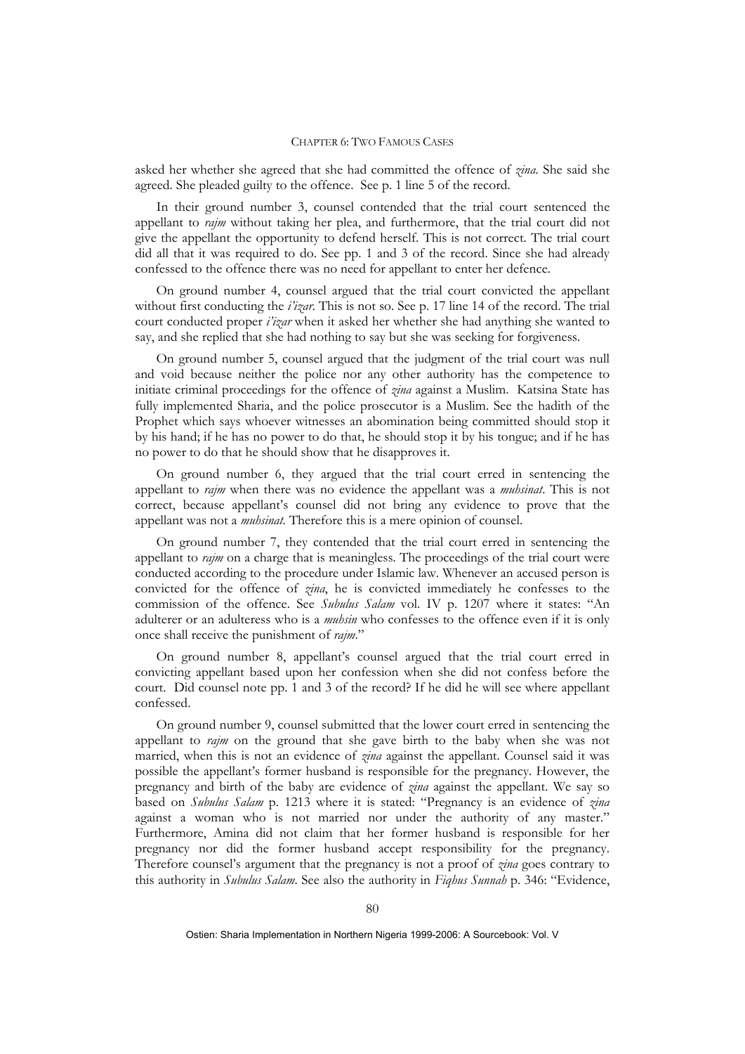asked her whether she agreed that she had committed the offence of *zina*. She said she agreed. She pleaded guilty to the offence. See p. 1 line 5 of the record.

In their ground number 3, counsel contended that the trial court sentenced the appellant to *rajm* without taking her plea, and furthermore, that the trial court did not give the appellant the opportunity to defend herself. This is not correct. The trial court did all that it was required to do. See pp. 1 and 3 of the record. Since she had already confessed to the offence there was no need for appellant to enter her defence.

On ground number 4, counsel argued that the trial court convicted the appellant without first conducting the *i'izar*. This is not so. See p. 17 line 14 of the record. The trial court conducted proper *i'izar* when it asked her whether she had anything she wanted to say, and she replied that she had nothing to say but she was seeking for forgiveness.

On ground number 5, counsel argued that the judgment of the trial court was null and void because neither the police nor any other authority has the competence to initiate criminal proceedings for the offence of *zina* against a Muslim. Katsina State has fully implemented Sharia, and the police prosecutor is a Muslim. See the hadith of the Prophet which says whoever witnesses an abomination being committed should stop it by his hand; if he has no power to do that, he should stop it by his tongue; and if he has no power to do that he should show that he disapproves it.

On ground number 6, they argued that the trial court erred in sentencing the appellant to *rajm* when there was no evidence the appellant was a *muhsinat*. This is not correct, because appellant's counsel did not bring any evidence to prove that the appellant was not a *muhsinat*. Therefore this is a mere opinion of counsel.

On ground number 7, they contended that the trial court erred in sentencing the appellant to *rajm* on a charge that is meaningless. The proceedings of the trial court were conducted according to the procedure under Islamic law. Whenever an accused person is convicted for the offence of *zina*, he is convicted immediately he confesses to the commission of the offence. See *Subulus Salam* vol. IV p. 1207 where it states: "An adulterer or an adulteress who is a *muhsin* who confesses to the offence even if it is only once shall receive the punishment of *rajm*."

On ground number 8, appellant's counsel argued that the trial court erred in convicting appellant based upon her confession when she did not confess before the court. Did counsel note pp. 1 and 3 of the record? If he did he will see where appellant confessed.

On ground number 9, counsel submitted that the lower court erred in sentencing the appellant to *rajm* on the ground that she gave birth to the baby when she was not married, when this is not an evidence of *zina* against the appellant. Counsel said it was possible the appellant's former husband is responsible for the pregnancy. However, the pregnancy and birth of the baby are evidence of *zina* against the appellant. We say so based on *Subulus Salam* p. 1213 where it is stated: "Pregnancy is an evidence of *zina* against a woman who is not married nor under the authority of any master." Furthermore, Amina did not claim that her former husband is responsible for her pregnancy nor did the former husband accept responsibility for the pregnancy. Therefore counsel's argument that the pregnancy is not a proof of *zina* goes contrary to this authority in *Subulus Salam*. See also the authority in *Fiqhus Sunnah* p. 346: "Evidence,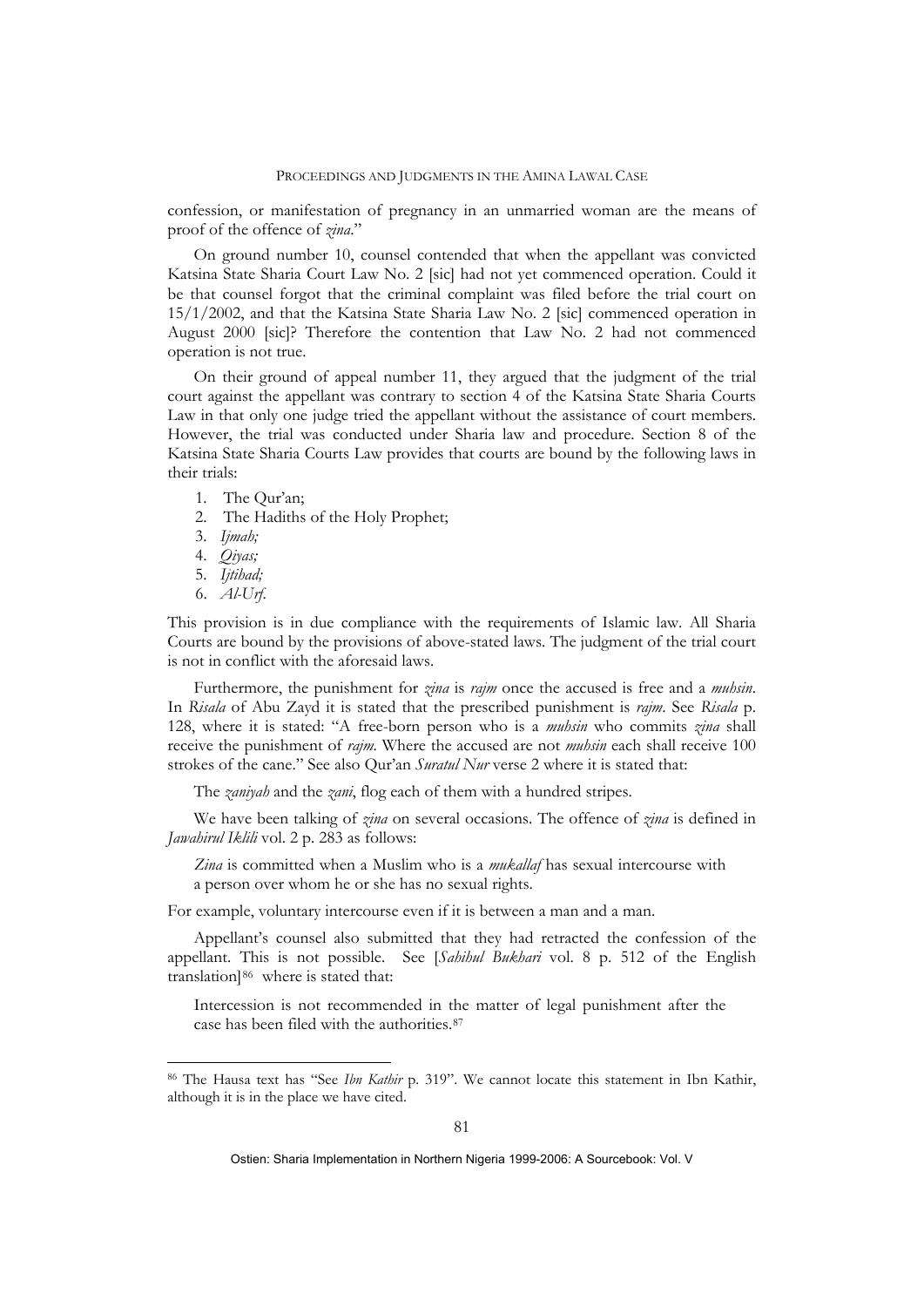confession, or manifestation of pregnancy in an unmarried woman are the means of proof of the offence of *zina*."

On ground number 10, counsel contended that when the appellant was convicted Katsina State Sharia Court Law No. 2 [sic] had not yet commenced operation. Could it be that counsel forgot that the criminal complaint was filed before the trial court on 15/1/2002, and that the Katsina State Sharia Law No. 2 [sic] commenced operation in August 2000 [sic]? Therefore the contention that Law No. 2 had not commenced operation is not true.

On their ground of appeal number 11, they argued that the judgment of the trial court against the appellant was contrary to section 4 of the Katsina State Sharia Courts Law in that only one judge tried the appellant without the assistance of court members. However, the trial was conducted under Sharia law and procedure. Section 8 of the Katsina State Sharia Courts Law provides that courts are bound by the following laws in their trials:

1. The Qur'an;
2. The Hadiths of the Holy Prophet;
3. *Ijmah;*
4. *Qiyas;*
5. *Ijtihad;*
6. *Al-Urf.*

This provision is in due compliance with the requirements of Islamic law. All Sharia Courts are bound by the provisions of above-stated laws. The judgment of the trial court is not in conflict with the aforesaid laws.

Furthermore, the punishment for *zina* is *rajm* once the accused is free and a *muhsin*. In *Risala* of Abu Zayd it is stated that the prescribed punishment is *rajm*. See *Risala* p. 128, where it is stated: "A free-born person who is a *muhsin* who commits *zina* shall receive the punishment of *rajm*. Where the accused are not *muhsin* each shall receive 100 strokes of the cane." See also Qur'an *Suratul Nur* verse 2 where it is stated that:

> The *zaniyah* and the *zani*, flog each of them with a hundred stripes.

We have been talking of *zina* on several occasions. The offence of *zina* is defined in *Jawahirul Iklili* vol. 2 p. 283 as follows:

> *Zina* is committed when a Muslim who is a *mukallaf* has sexual intercourse with a person over whom he or she has no sexual rights.

For example, voluntary intercourse even if it is between a man and a man.

Appellant's counsel also submitted that they had retracted the confession of the appellant. This is not possible. See [*Sahihul Bukhari* vol. 8 p. 512 of the English translation][86] where is stated that:

> Intercession is not recommended in the matter of legal punishment after the case has been filed with the authorities.[87]

---

[86] The Hausa text has "See *Ibn Kathir* p. 319". We cannot locate this statement in Ibn Kathir, although it is in the place we have cited.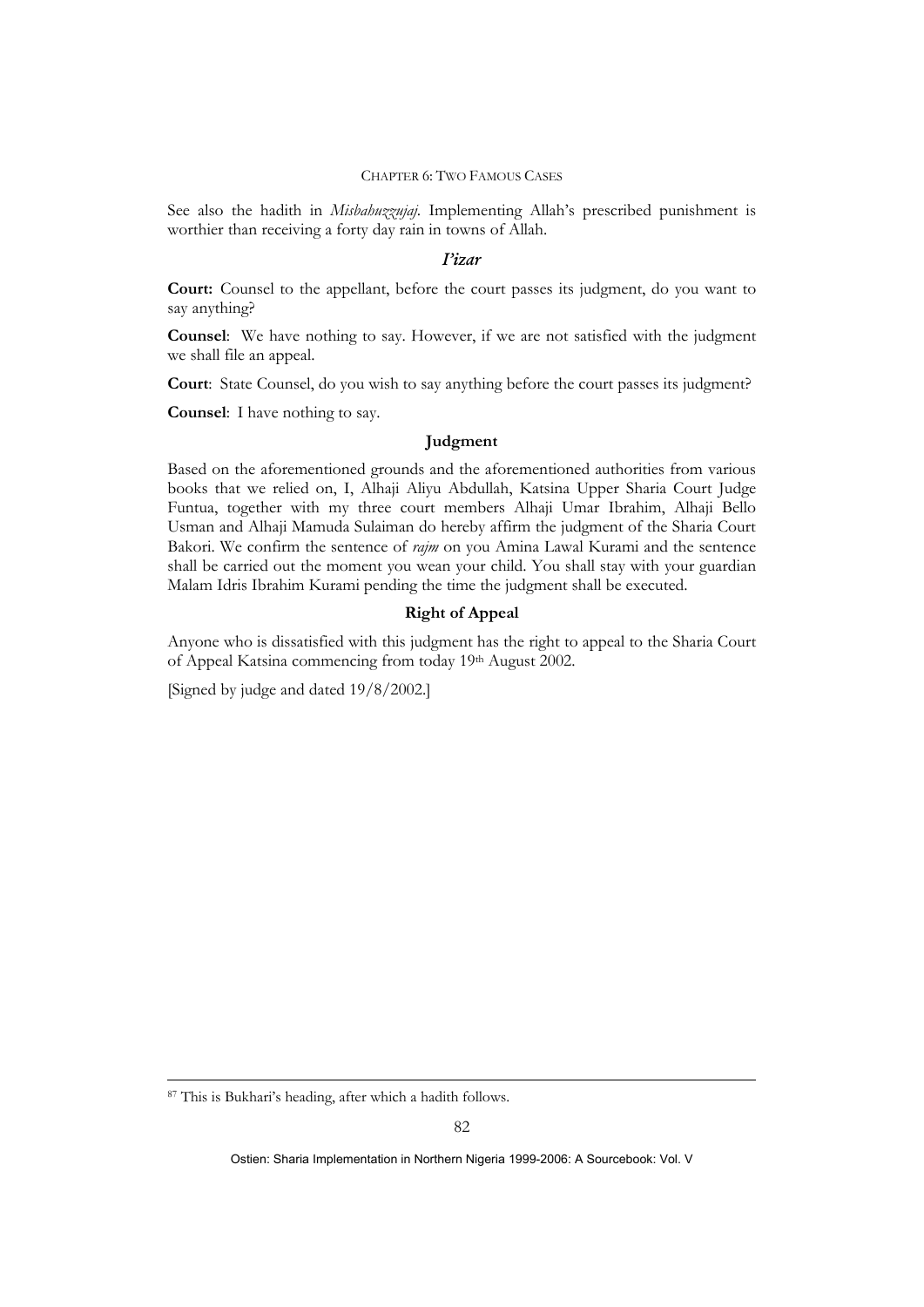See also the hadith in *Misbahuzzujaj*. Implementing Allah's prescribed punishment is worthier than receiving a forty day rain in towns of Allah.

### *I'izar*

**Court:** Counsel to the appellant, before the court passes its judgment, do you want to say anything?

**Counsel**: We have nothing to say. However, if we are not satisfied with the judgment we shall file an appeal.

**Court**: State Counsel, do you wish to say anything before the court passes its judgment?

**Counsel**: I have nothing to say.

### Judgment

Based on the aforementioned grounds and the aforementioned authorities from various books that we relied on, I, Alhaji Aliyu Abdullah, Katsina Upper Sharia Court Judge Funtua, together with my three court members Alhaji Umar Ibrahim, Alhaji Bello Usman and Alhaji Mamuda Sulaiman do hereby affirm the judgment of the Sharia Court Bakori. We confirm the sentence of *rajm* on you Amina Lawal Kurami and the sentence shall be carried out the moment you wean your child. You shall stay with your guardian Malam Idris Ibrahim Kurami pending the time the judgment shall be executed.

### Right of Appeal

Anyone who is dissatisfied with this judgment has the right to appeal to the Sharia Court of Appeal Katsina commencing from today 19th August 2002.

[Signed by judge and dated 19/8/2002.]

---

[87] This is Bukhari's heading, after which a hadith follows.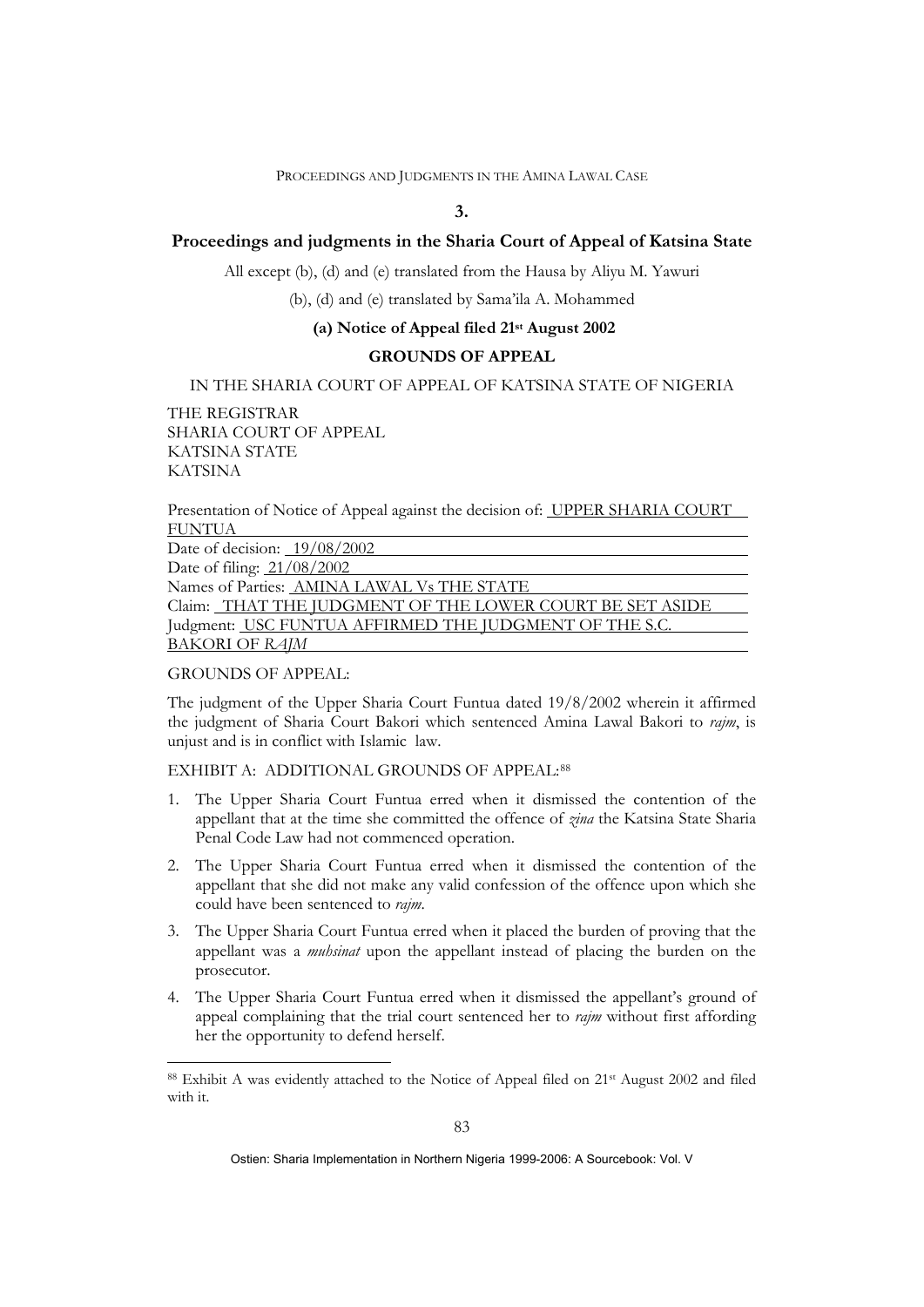## 3.

## Proceedings and judgments in the Sharia Court of Appeal of Katsina State

All except (b), (d) and (e) translated from the Hausa by Aliyu M. Yawuri

(b), (d) and (e) translated by Sama'ila A. Mohammed

### (a) Notice of Appeal filed 21st August 2002

### GROUNDS OF APPEAL

IN THE SHARIA COURT OF APPEAL OF KATSINA STATE OF NIGERIA

THE REGISTRAR
SHARIA COURT OF APPEAL
KATSINA STATE
KATSINA

Presentation of Notice of Appeal against the decision of: UPPER SHARIA COURT FUNTUA
Date of decision: 19/08/2002
Date of filing: 21/08/2002
Names of Parties: AMINA LAWAL Vs THE STATE
Claim: THAT THE JUDGMENT OF THE LOWER COURT BE SET ASIDE
Judgment: USC FUNTUA AFFIRMED THE JUDGMENT OF THE S.C. BAKORI OF *RAJM*

GROUNDS OF APPEAL:

The judgment of the Upper Sharia Court Funtua dated 19/8/2002 wherein it affirmed the judgment of Sharia Court Bakori which sentenced Amina Lawal Bakori to *rajm*, is unjust and is in conflict with Islamic law.

EXHIBIT A: ADDITIONAL GROUNDS OF APPEAL:[88]

1. The Upper Sharia Court Funtua erred when it dismissed the contention of the appellant that at the time she committed the offence of *zina* the Katsina State Sharia Penal Code Law had not commenced operation.
2. The Upper Sharia Court Funtua erred when it dismissed the contention of the appellant that she did not make any valid confession of the offence upon which she could have been sentenced to *rajm*.
3. The Upper Sharia Court Funtua erred when it placed the burden of proving that the appellant was a *muhsinat* upon the appellant instead of placing the burden on the prosecutor.
4. The Upper Sharia Court Funtua erred when it dismissed the appellant's ground of appeal complaining that the trial court sentenced her to *rajm* without first affording her the opportunity to defend herself.

[88] Exhibit A was evidently attached to the Notice of Appeal filed on 21st August 2002 and filed with it.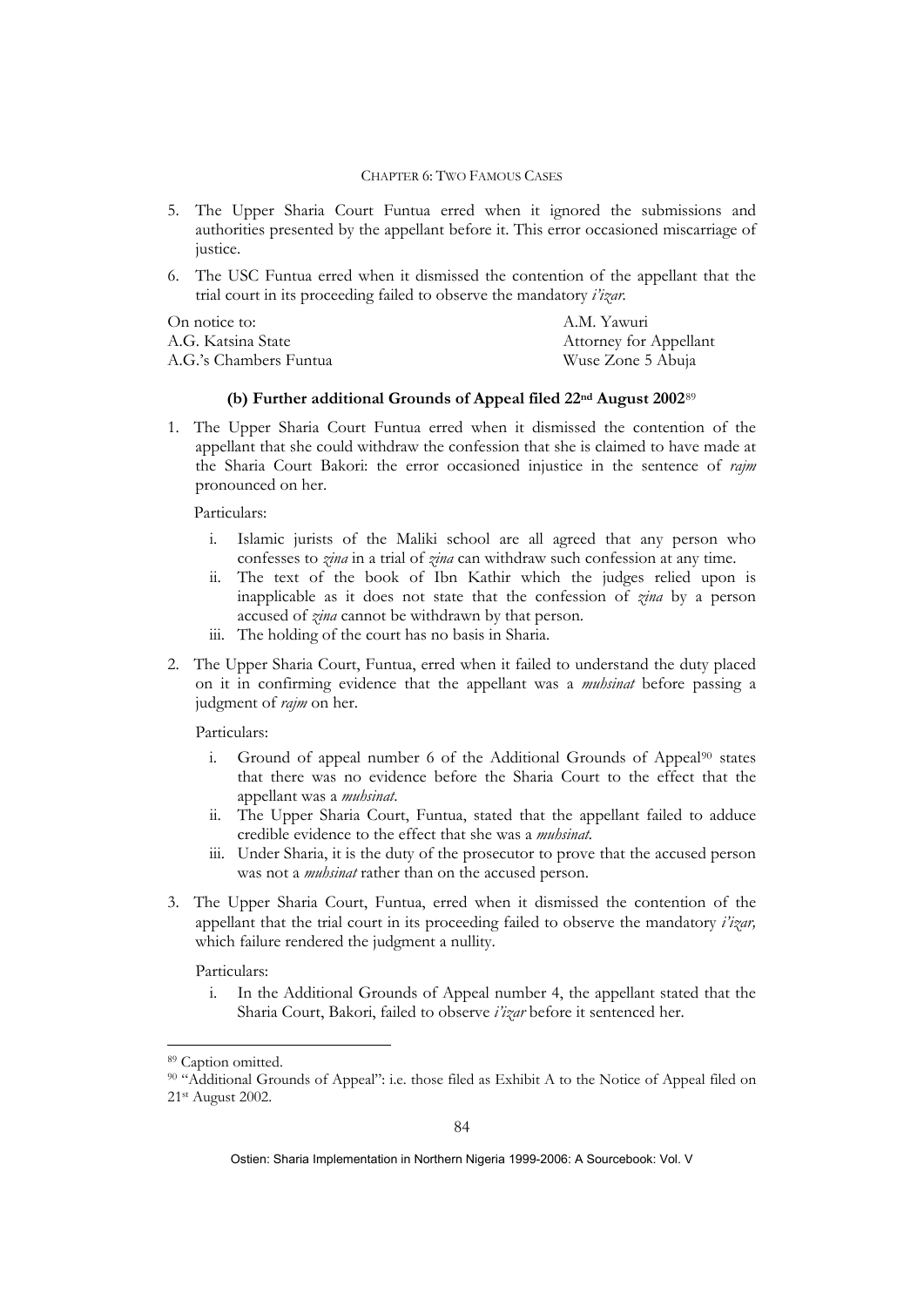5. The Upper Sharia Court Funtua erred when it ignored the submissions and authorities presented by the appellant before it. This error occasioned miscarriage of justice.

6. The USC Funtua erred when it dismissed the contention of the appellant that the trial court in its proceeding failed to observe the mandatory *i'izar*.

| On notice to: | A.M. Yawuri |
|---|---|
| A.G. Katsina State | Attorney for Appellant |
| A.G.'s Chambers Funtua | Wuse Zone 5 Abuja |

#### (b) Further additional Grounds of Appeal filed 22nd August 2002[89]

1. The Upper Sharia Court Funtua erred when it dismissed the contention of the appellant that she could withdraw the confession that she is claimed to have made at the Sharia Court Bakori: the error occasioned injustice in the sentence of *rajm* pronounced on her.

   Particulars:

   i. Islamic jurists of the Maliki school are all agreed that any person who confesses to *zina* in a trial of *zina* can withdraw such confession at any time.
   ii. The text of the book of Ibn Kathir which the judges relied upon is inapplicable as it does not state that the confession of *zina* by a person accused of *zina* cannot be withdrawn by that person.
   iii. The holding of the court has no basis in Sharia.

2. The Upper Sharia Court, Funtua, erred when it failed to understand the duty placed on it in confirming evidence that the appellant was a *muhsinat* before passing a judgment of *rajm* on her.

   Particulars:

   i. Ground of appeal number 6 of the Additional Grounds of Appeal[90] states that there was no evidence before the Sharia Court to the effect that the appellant was a *muhsinat*.
   ii. The Upper Sharia Court, Funtua, stated that the appellant failed to adduce credible evidence to the effect that she was a *muhsinat*.
   iii. Under Sharia, it is the duty of the prosecutor to prove that the accused person was not a *muhsinat* rather than on the accused person.

3. The Upper Sharia Court, Funtua, erred when it dismissed the contention of the appellant that the trial court in its proceeding failed to observe the mandatory *i'izar,* which failure rendered the judgment a nullity.

   Particulars:

   i. In the Additional Grounds of Appeal number 4, the appellant stated that the Sharia Court, Bakori, failed to observe *i'izar* before it sentenced her.

---

[89] Caption omitted.

[90] "Additional Grounds of Appeal": i.e. those filed as Exhibit A to the Notice of Appeal filed on 21st August 2002.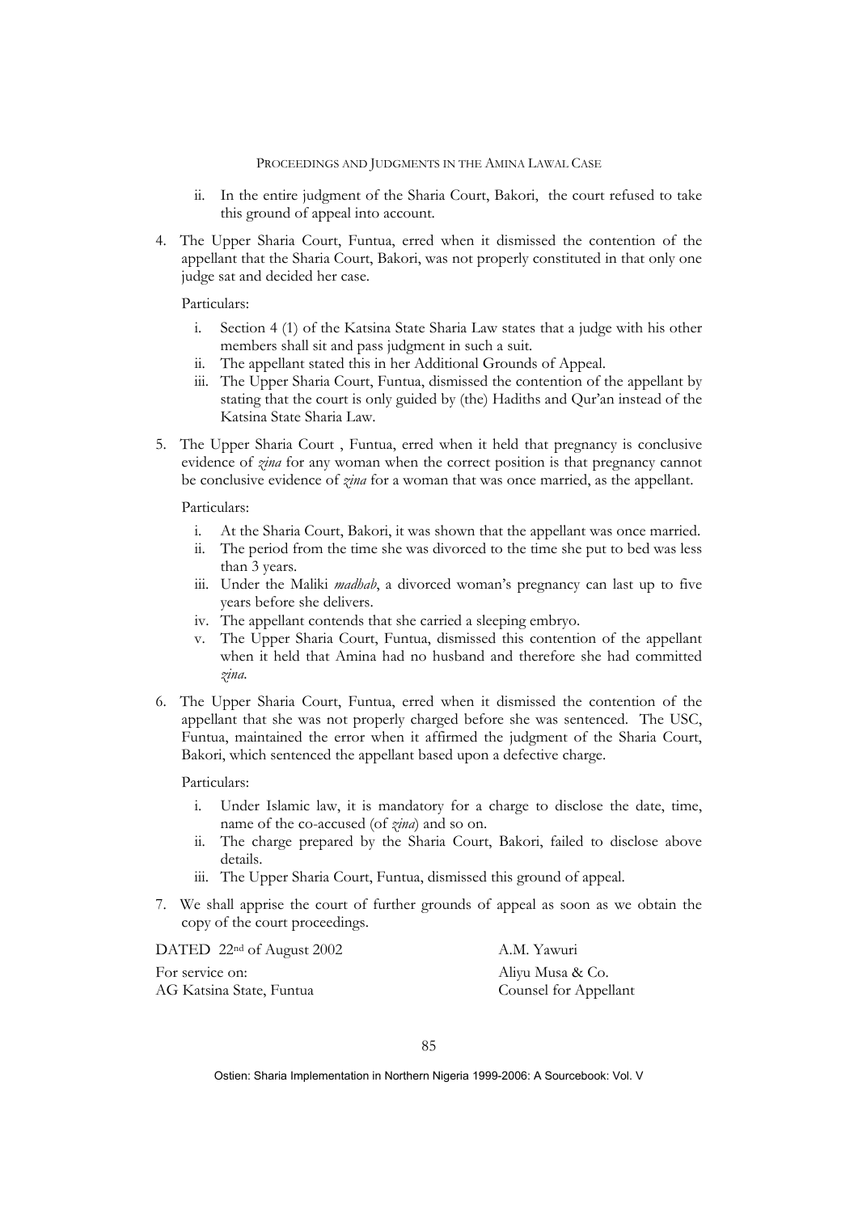ii. In the entire judgment of the Sharia Court, Bakori, the court refused to take this ground of appeal into account.

4. The Upper Sharia Court, Funtua, erred when it dismissed the contention of the appellant that the Sharia Court, Bakori, was not properly constituted in that only one judge sat and decided her case.

   Particulars:

   i. Section 4 (1) of the Katsina State Sharia Law states that a judge with his other members shall sit and pass judgment in such a suit.
   ii. The appellant stated this in her Additional Grounds of Appeal.
   iii. The Upper Sharia Court, Funtua, dismissed the contention of the appellant by stating that the court is only guided by (the) Hadiths and Qur'an instead of the Katsina State Sharia Law.

5. The Upper Sharia Court , Funtua, erred when it held that pregnancy is conclusive evidence of *zina* for any woman when the correct position is that pregnancy cannot be conclusive evidence of *zina* for a woman that was once married, as the appellant.

   Particulars:

   i. At the Sharia Court, Bakori, it was shown that the appellant was once married.
   ii. The period from the time she was divorced to the time she put to bed was less than 3 years.
   iii. Under the Maliki *madhab*, a divorced woman's pregnancy can last up to five years before she delivers.
   iv. The appellant contends that she carried a sleeping embryo.
   v. The Upper Sharia Court, Funtua, dismissed this contention of the appellant when it held that Amina had no husband and therefore she had committed *zina*.

6. The Upper Sharia Court, Funtua, erred when it dismissed the contention of the appellant that she was not properly charged before she was sentenced. The USC, Funtua, maintained the error when it affirmed the judgment of the Sharia Court, Bakori, which sentenced the appellant based upon a defective charge.

   Particulars:

   i. Under Islamic law, it is mandatory for a charge to disclose the date, time, name of the co-accused (of *zina*) and so on.
   ii. The charge prepared by the Sharia Court, Bakori, failed to disclose above details.
   iii. The Upper Sharia Court, Funtua, dismissed this ground of appeal.

7. We shall apprise the court of further grounds of appeal as soon as we obtain the copy of the court proceedings.

DATED 22nd of August 2002

A.M. Yawuri
Aliyu Musa & Co.
Counsel for Appellant

For service on:
AG Katsina State, Funtua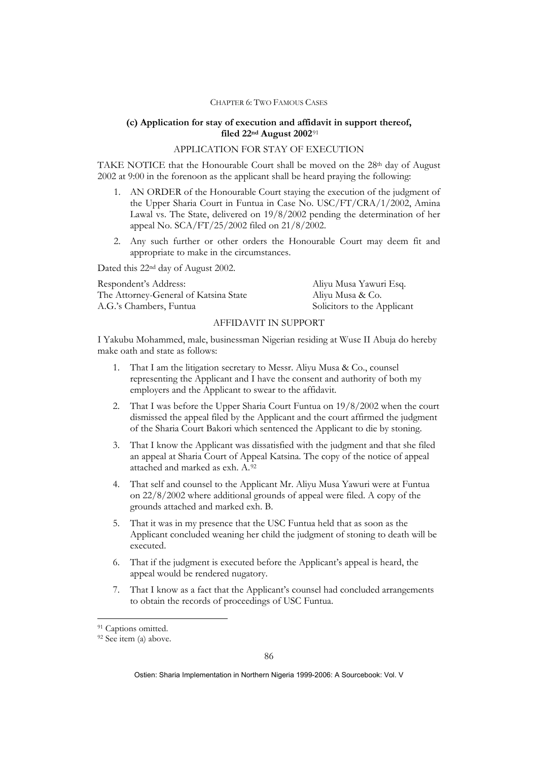### (c) Application for stay of execution and affidavit in support thereof, filed 22nd August 2002[91]

APPLICATION FOR STAY OF EXECUTION

TAKE NOTICE that the Honourable Court shall be moved on the 28th day of August 2002 at 9:00 in the forenoon as the applicant shall be heard praying the following:

1. AN ORDER of the Honourable Court staying the execution of the judgment of the Upper Sharia Court in Funtua in Case No. USC/FT/CRA/1/2002, Amina Lawal vs. The State, delivered on 19/8/2002 pending the determination of her appeal No. SCA/FT/25/2002 filed on 21/8/2002.
2. Any such further or other orders the Honourable Court may deem fit and appropriate to make in the circumstances.

Dated this 22nd day of August 2002.

| Respondent's Address: | Aliyu Musa Yawuri Esq. |
|---|---|
| The Attorney-General of Katsina State | Aliyu Musa & Co. |
| A.G.'s Chambers, Funtua | Solicitors to the Applicant |

AFFIDAVIT IN SUPPORT

I Yakubu Mohammed, male, businessman Nigerian residing at Wuse II Abuja do hereby make oath and state as follows:

1. That I am the litigation secretary to Messr. Aliyu Musa & Co., counsel representing the Applicant and I have the consent and authority of both my employers and the Applicant to swear to the affidavit.
2. That I was before the Upper Sharia Court Funtua on 19/8/2002 when the court dismissed the appeal filed by the Applicant and the court affirmed the judgment of the Sharia Court Bakori which sentenced the Applicant to die by stoning.
3. That I know the Applicant was dissatisfied with the judgment and that she filed an appeal at Sharia Court of Appeal Katsina. The copy of the notice of appeal attached and marked as exh. A.[92]
4. That self and counsel to the Applicant Mr. Aliyu Musa Yawuri were at Funtua on 22/8/2002 where additional grounds of appeal were filed. A copy of the grounds attached and marked exh. B.
5. That it was in my presence that the USC Funtua held that as soon as the Applicant concluded weaning her child the judgment of stoning to death will be executed.
6. That if the judgment is executed before the Applicant's appeal is heard, the appeal would be rendered nugatory.
7. That I know as a fact that the Applicant's counsel had concluded arrangements to obtain the records of proceedings of USC Funtua.

---

[91] Captions omitted.

[92] See item (a) above.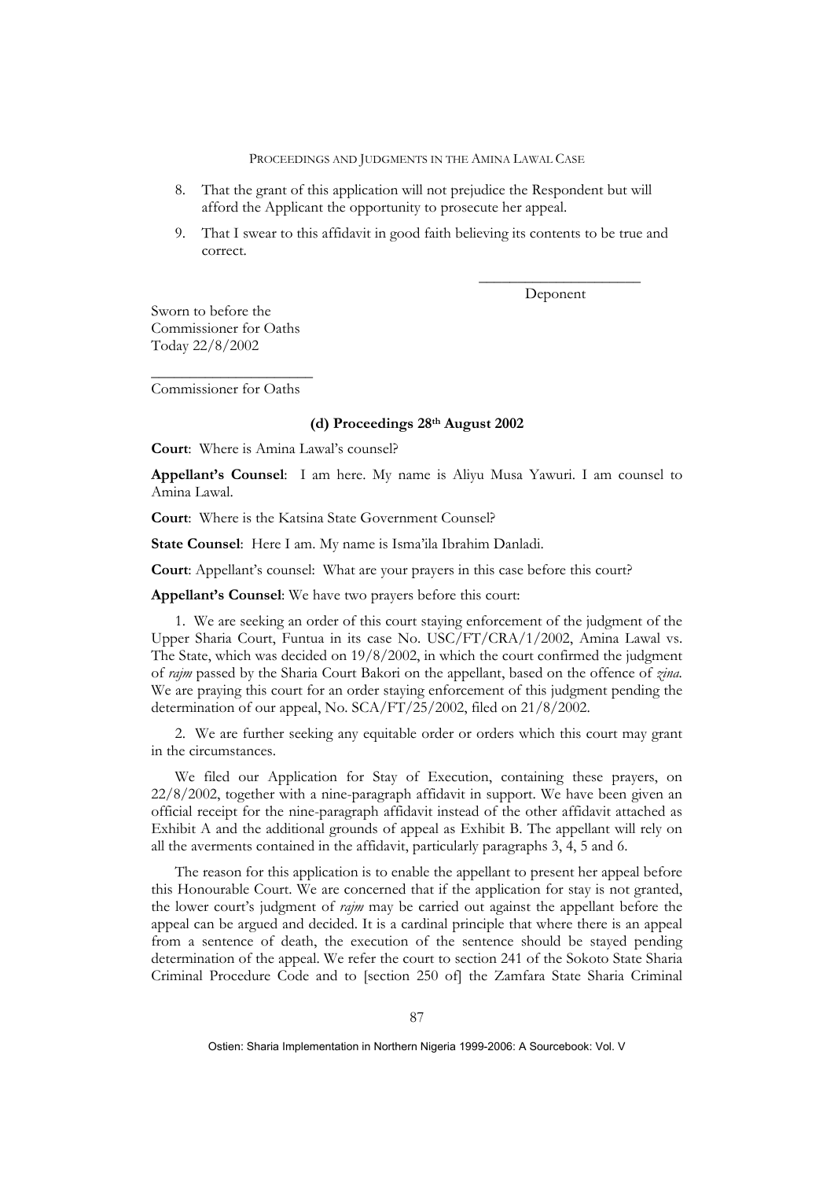8. That the grant of this application will not prejudice the Respondent but will afford the Applicant the opportunity to prosecute her appeal.

9. That I swear to this affidavit in good faith believing its contents to be true and correct.

\_\_\_\_\_\_\_\_\_\_\_\_\_\_\_\_\_\_\_\_\_\_

Deponent

Sworn to before the
Commissioner for Oaths
Today 22/8/2002

\_\_\_\_\_\_\_\_\_\_\_\_\_\_\_\_\_\_\_\_\_\_

Commissioner for Oaths

#### (d) Proceedings 28th August 2002

**Court**: Where is Amina Lawal's counsel?

**Appellant's Counsel**: I am here. My name is Aliyu Musa Yawuri. I am counsel to Amina Lawal.

**Court**: Where is the Katsina State Government Counsel?

**State Counsel**: Here I am. My name is Isma'ila Ibrahim Danladi.

**Court**: Appellant's counsel: What are your prayers in this case before this court?

**Appellant's Counsel**: We have two prayers before this court:

1. We are seeking an order of this court staying enforcement of the judgment of the Upper Sharia Court, Funtua in its case No. USC/FT/CRA/1/2002, Amina Lawal vs. The State, which was decided on 19/8/2002, in which the court confirmed the judgment of *rajm* passed by the Sharia Court Bakori on the appellant, based on the offence of *zina*. We are praying this court for an order staying enforcement of this judgment pending the determination of our appeal, No. SCA/FT/25/2002, filed on 21/8/2002.

2. We are further seeking any equitable order or orders which this court may grant in the circumstances.

We filed our Application for Stay of Execution, containing these prayers, on 22/8/2002, together with a nine-paragraph affidavit in support. We have been given an official receipt for the nine-paragraph affidavit instead of the other affidavit attached as Exhibit A and the additional grounds of appeal as Exhibit B. The appellant will rely on all the averments contained in the affidavit, particularly paragraphs 3, 4, 5 and 6.

The reason for this application is to enable the appellant to present her appeal before this Honourable Court. We are concerned that if the application for stay is not granted, the lower court's judgment of *rajm* may be carried out against the appellant before the appeal can be argued and decided. It is a cardinal principle that where there is an appeal from a sentence of death, the execution of the sentence should be stayed pending determination of the appeal. We refer the court to section 241 of the Sokoto State Sharia Criminal Procedure Code and to [section 250 of] the Zamfara State Sharia Criminal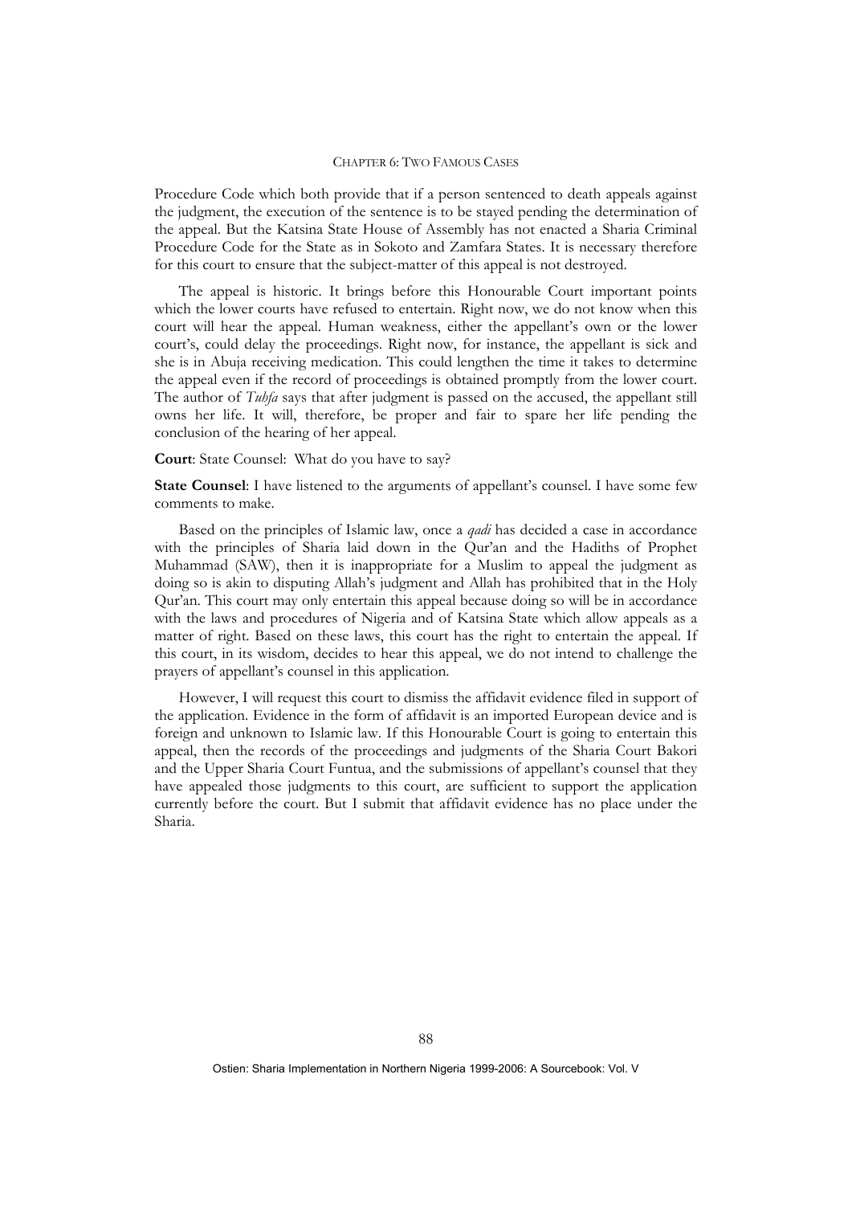Procedure Code which both provide that if a person sentenced to death appeals against the judgment, the execution of the sentence is to be stayed pending the determination of the appeal. But the Katsina State House of Assembly has not enacted a Sharia Criminal Procedure Code for the State as in Sokoto and Zamfara States. It is necessary therefore for this court to ensure that the subject-matter of this appeal is not destroyed.

The appeal is historic. It brings before this Honourable Court important points which the lower courts have refused to entertain. Right now, we do not know when this court will hear the appeal. Human weakness, either the appellant's own or the lower court's, could delay the proceedings. Right now, for instance, the appellant is sick and she is in Abuja receiving medication. This could lengthen the time it takes to determine the appeal even if the record of proceedings is obtained promptly from the lower court. The author of *Tuhfa* says that after judgment is passed on the accused, the appellant still owns her life. It will, therefore, be proper and fair to spare her life pending the conclusion of the hearing of her appeal.

**Court**: State Counsel: What do you have to say?

**State Counsel**: I have listened to the arguments of appellant's counsel. I have some few comments to make.

Based on the principles of Islamic law, once a *qadi* has decided a case in accordance with the principles of Sharia laid down in the Qur'an and the Hadiths of Prophet Muhammad (SAW), then it is inappropriate for a Muslim to appeal the judgment as doing so is akin to disputing Allah's judgment and Allah has prohibited that in the Holy Qur'an. This court may only entertain this appeal because doing so will be in accordance with the laws and procedures of Nigeria and of Katsina State which allow appeals as a matter of right. Based on these laws, this court has the right to entertain the appeal. If this court, in its wisdom, decides to hear this appeal, we do not intend to challenge the prayers of appellant's counsel in this application.

However, I will request this court to dismiss the affidavit evidence filed in support of the application. Evidence in the form of affidavit is an imported European device and is foreign and unknown to Islamic law. If this Honourable Court is going to entertain this appeal, then the records of the proceedings and judgments of the Sharia Court Bakori and the Upper Sharia Court Funtua, and the submissions of appellant's counsel that they have appealed those judgments to this court, are sufficient to support the application currently before the court. But I submit that affidavit evidence has no place under the Sharia.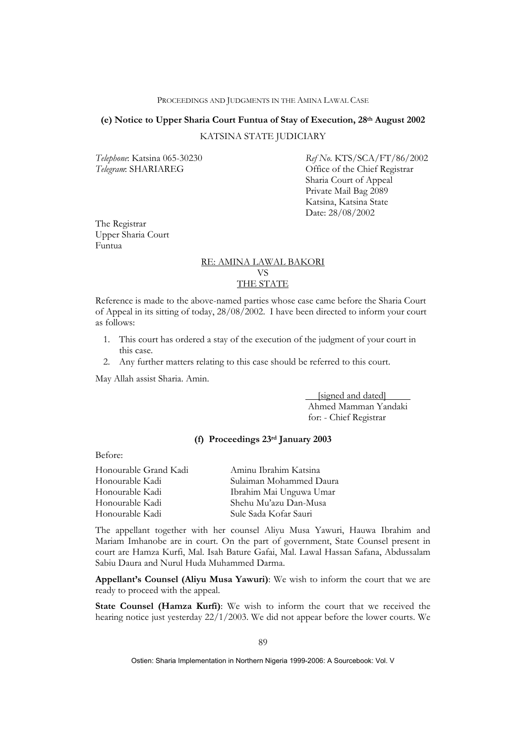### (e) Notice to Upper Sharia Court Funtua of Stay of Execution, 28th August 2002

KATSINA STATE JUDICIARY

*Telephone*: Katsina 065-30230
*Telegram*: SHARIAREG

*Ref No.* KTS/SCA/FT/86/2002
Office of the Chief Registrar
Sharia Court of Appeal
Private Mail Bag 2089
Katsina, Katsina State
Date: 28/08/2002

The Registrar
Upper Sharia Court
Funtua

RE: AMINA LAWAL BAKORI
VS
THE STATE

Reference is made to the above-named parties whose case came before the Sharia Court of Appeal in its sitting of today, 28/08/2002. I have been directed to inform your court as follows:

1. This court has ordered a stay of the execution of the judgment of your court in this case.
2. Any further matters relating to this case should be referred to this court.

May Allah assist Sharia. Amin.

[signed and dated]
Ahmed Mamman Yandaki
for: - Chief Registrar

### (f) Proceedings 23rd January 2003

Before:

| | |
|---|---|
| Honourable Grand Kadi | Aminu Ibrahim Katsina |
| Honourable Kadi | Sulaiman Mohammed Daura |
| Honourable Kadi | Ibrahim Mai Unguwa Umar |
| Honourable Kadi | Shehu Mu'azu Dan-Musa |
| Honourable Kadi | Sule Sada Kofar Sauri |

The appellant together with her counsel Aliyu Musa Yawuri, Hauwa Ibrahim and Mariam Imhanobe are in court. On the part of government, State Counsel present in court are Hamza Kurfi, Mal. Isah Bature Gafai, Mal. Lawal Hassan Safana, Abdussalam Sabiu Daura and Nurul Huda Muhammed Darma.

**Appellant's Counsel (Aliyu Musa Yawuri)**: We wish to inform the court that we are ready to proceed with the appeal.

**State Counsel (Hamza Kurfi)**: We wish to inform the court that we received the hearing notice just yesterday 22/1/2003. We did not appear before the lower courts. We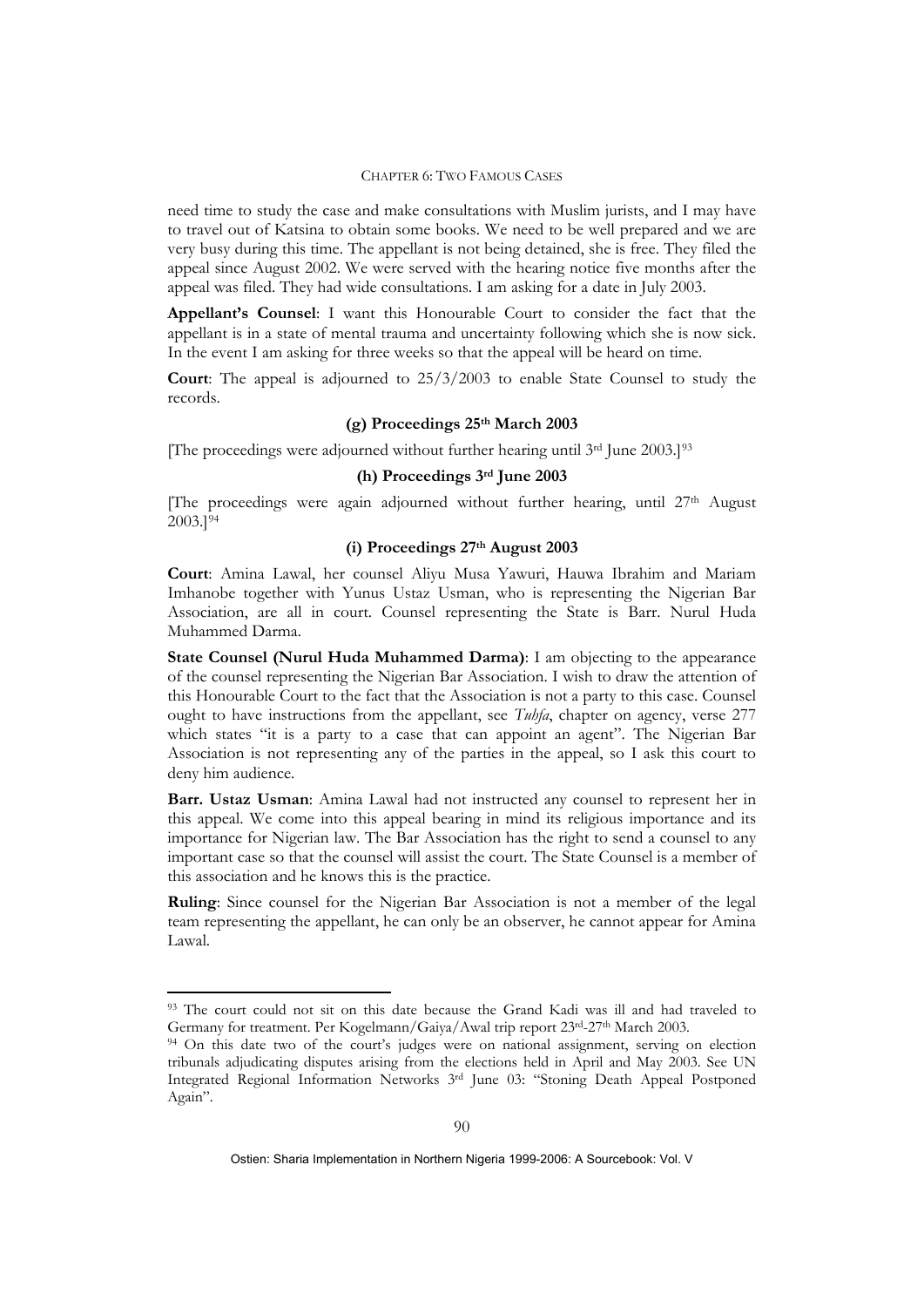need time to study the case and make consultations with Muslim jurists, and I may have to travel out of Katsina to obtain some books. We need to be well prepared and we are very busy during this time. The appellant is not being detained, she is free. They filed the appeal since August 2002. We were served with the hearing notice five months after the appeal was filed. They had wide consultations. I am asking for a date in July 2003.

**Appellant's Counsel**: I want this Honourable Court to consider the fact that the appellant is in a state of mental trauma and uncertainty following which she is now sick. In the event I am asking for three weeks so that the appeal will be heard on time.

**Court**: The appeal is adjourned to 25/3/2003 to enable State Counsel to study the records.

#### (g) Proceedings 25th March 2003

[The proceedings were adjourned without further hearing until 3rd June 2003.][93]

#### (h) Proceedings 3rd June 2003

[The proceedings were again adjourned without further hearing, until 27th August 2003.][94]

#### (i) Proceedings 27th August 2003

**Court**: Amina Lawal, her counsel Aliyu Musa Yawuri, Hauwa Ibrahim and Mariam Imhanobe together with Yunus Ustaz Usman, who is representing the Nigerian Bar Association, are all in court. Counsel representing the State is Barr. Nurul Huda Muhammed Darma.

**State Counsel (Nurul Huda Muhammed Darma)**: I am objecting to the appearance of the counsel representing the Nigerian Bar Association. I wish to draw the attention of this Honourable Court to the fact that the Association is not a party to this case. Counsel ought to have instructions from the appellant, see *Tuhfa*, chapter on agency, verse 277 which states "it is a party to a case that can appoint an agent". The Nigerian Bar Association is not representing any of the parties in the appeal, so I ask this court to deny him audience.

**Barr. Ustaz Usman**: Amina Lawal had not instructed any counsel to represent her in this appeal. We come into this appeal bearing in mind its religious importance and its importance for Nigerian law. The Bar Association has the right to send a counsel to any important case so that the counsel will assist the court. The State Counsel is a member of this association and he knows this is the practice.

**Ruling**: Since counsel for the Nigerian Bar Association is not a member of the legal team representing the appellant, he can only be an observer, he cannot appear for Amina Lawal.

---

[93] The court could not sit on this date because the Grand Kadi was ill and had traveled to Germany for treatment. Per Kogelmann/Gaiya/Awal trip report 23rd-27th March 2003.

[94] On this date two of the court's judges were on national assignment, serving on election tribunals adjudicating disputes arising from the elections held in April and May 2003. See UN Integrated Regional Information Networks 3rd June 03: "Stoning Death Appeal Postponed Again".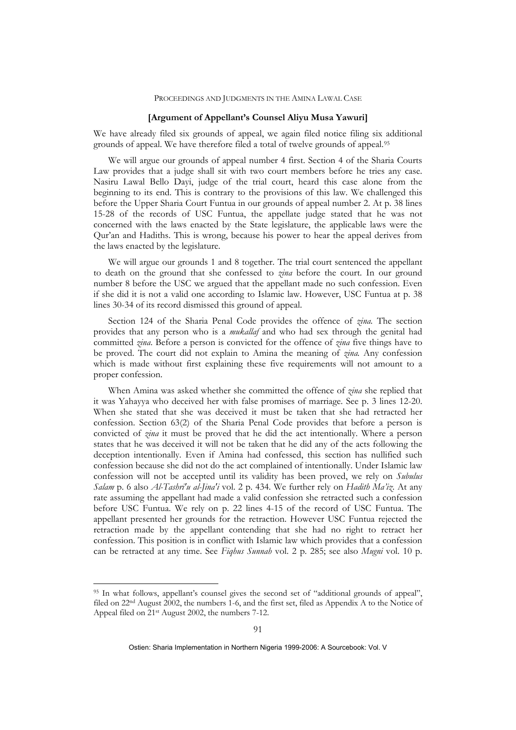**[Argument of Appellant's Counsel Aliyu Musa Yawuri]**

We have already filed six grounds of appeal, we again filed notice filing six additional grounds of appeal. We have therefore filed a total of twelve grounds of appeal.[95]

We will argue our grounds of appeal number 4 first. Section 4 of the Sharia Courts Law provides that a judge shall sit with two court members before he tries any case. Nasiru Lawal Bello Dayi, judge of the trial court, heard this case alone from the beginning to its end. This is contrary to the provisions of this law. We challenged this before the Upper Sharia Court Funtua in our grounds of appeal number 2. At p. 38 lines 15-28 of the records of USC Funtua, the appellate judge stated that he was not concerned with the laws enacted by the State legislature, the applicable laws were the Qur'an and Hadiths. This is wrong, because his power to hear the appeal derives from the laws enacted by the legislature.

We will argue our grounds 1 and 8 together. The trial court sentenced the appellant to death on the ground that she confessed to *zina* before the court. In our ground number 8 before the USC we argued that the appellant made no such confession. Even if she did it is not a valid one according to Islamic law. However, USC Funtua at p. 38 lines 30-34 of its record dismissed this ground of appeal.

Section 124 of the Sharia Penal Code provides the offence of *zina*. The section provides that any person who is a *mukallaf* and who had sex through the genital had committed *zina*. Before a person is convicted for the offence of *zina* five things have to be proved. The court did not explain to Amina the meaning of *zina*. Any confession which is made without first explaining these five requirements will not amount to a proper confession.

When Amina was asked whether she committed the offence of *zina* she replied that it was Yahayya who deceived her with false promises of marriage. See p. 3 lines 12-20. When she stated that she was deceived it must be taken that she had retracted her confession. Section 63(2) of the Sharia Penal Code provides that before a person is convicted of *zina* it must be proved that he did the act intentionally. Where a person states that he was deceived it will not be taken that he did any of the acts following the deception intentionally. Even if Amina had confessed, this section has nullified such confession because she did not do the act complained of intentionally. Under Islamic law confession will not be accepted until its validity has been proved, we rely on *Subulus Salam* p. 6 also *Al-Tashri'u al-Jina'i* vol. 2 p. 434. We further rely on *Hadith Ma'iz*. At any rate assuming the appellant had made a valid confession she retracted such a confession before USC Funtua. We rely on p. 22 lines 4-15 of the record of USC Funtua. The appellant presented her grounds for the retraction. However USC Funtua rejected the retraction made by the appellant contending that she had no right to retract her confession. This position is in conflict with Islamic law which provides that a confession can be retracted at any time. See *Fiqhus Sunnah* vol. 2 p. 285; see also *Mugni* vol. 10 p.

---

[95] In what follows, appellant's counsel gives the second set of "additional grounds of appeal", filed on 22nd August 2002, the numbers 1-6, and the first set, filed as Appendix A to the Notice of Appeal filed on 21st August 2002, the numbers 7-12.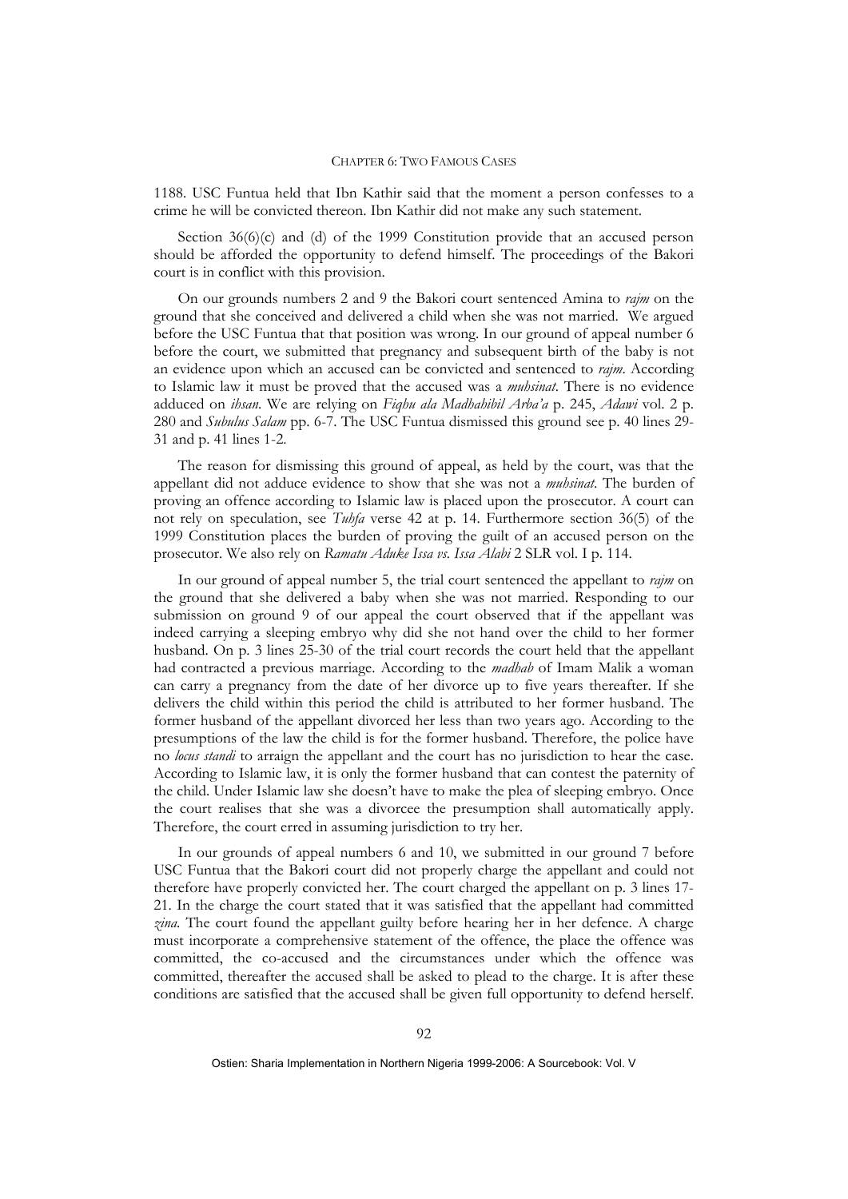1188. USC Funtua held that Ibn Kathir said that the moment a person confesses to a crime he will be convicted thereon. Ibn Kathir did not make any such statement.

Section 36(6)(c) and (d) of the 1999 Constitution provide that an accused person should be afforded the opportunity to defend himself. The proceedings of the Bakori court is in conflict with this provision.

On our grounds numbers 2 and 9 the Bakori court sentenced Amina to *rajm* on the ground that she conceived and delivered a child when she was not married. We argued before the USC Funtua that that position was wrong. In our ground of appeal number 6 before the court, we submitted that pregnancy and subsequent birth of the baby is not an evidence upon which an accused can be convicted and sentenced to *rajm*. According to Islamic law it must be proved that the accused was a *muhsinat*. There is no evidence adduced on *ihsan*. We are relying on *Fiqhu ala Madhahibil Arba'a* p. 245, *Adawi* vol. 2 p. 280 and *Subulus Salam* pp. 6-7. The USC Funtua dismissed this ground see p. 40 lines 29-31 and p. 41 lines 1-2.

The reason for dismissing this ground of appeal, as held by the court, was that the appellant did not adduce evidence to show that she was not a *muhsinat*. The burden of proving an offence according to Islamic law is placed upon the prosecutor. A court can not rely on speculation, see *Tuhfa* verse 42 at p. 14. Furthermore section 36(5) of the 1999 Constitution places the burden of proving the guilt of an accused person on the prosecutor. We also rely on *Ramatu Aduke Issa vs. Issa Alabi* 2 SLR vol. I p. 114.

In our ground of appeal number 5, the trial court sentenced the appellant to *rajm* on the ground that she delivered a baby when she was not married. Responding to our submission on ground 9 of our appeal the court observed that if the appellant was indeed carrying a sleeping embryo why did she not hand over the child to her former husband. On p. 3 lines 25-30 of the trial court records the court held that the appellant had contracted a previous marriage. According to the *madhab* of Imam Malik a woman can carry a pregnancy from the date of her divorce up to five years thereafter. If she delivers the child within this period the child is attributed to her former husband. The former husband of the appellant divorced her less than two years ago. According to the presumptions of the law the child is for the former husband. Therefore, the police have no *locus standi* to arraign the appellant and the court has no jurisdiction to hear the case. According to Islamic law, it is only the former husband that can contest the paternity of the child. Under Islamic law she doesn't have to make the plea of sleeping embryo. Once the court realises that she was a divorcee the presumption shall automatically apply. Therefore, the court erred in assuming jurisdiction to try her.

In our grounds of appeal numbers 6 and 10, we submitted in our ground 7 before USC Funtua that the Bakori court did not properly charge the appellant and could not therefore have properly convicted her. The court charged the appellant on p. 3 lines 17-21. In the charge the court stated that it was satisfied that the appellant had committed *zina*. The court found the appellant guilty before hearing her in her defence. A charge must incorporate a comprehensive statement of the offence, the place the offence was committed, the co-accused and the circumstances under which the offence was committed, thereafter the accused shall be asked to plead to the charge. It is after these conditions are satisfied that the accused shall be given full opportunity to defend herself.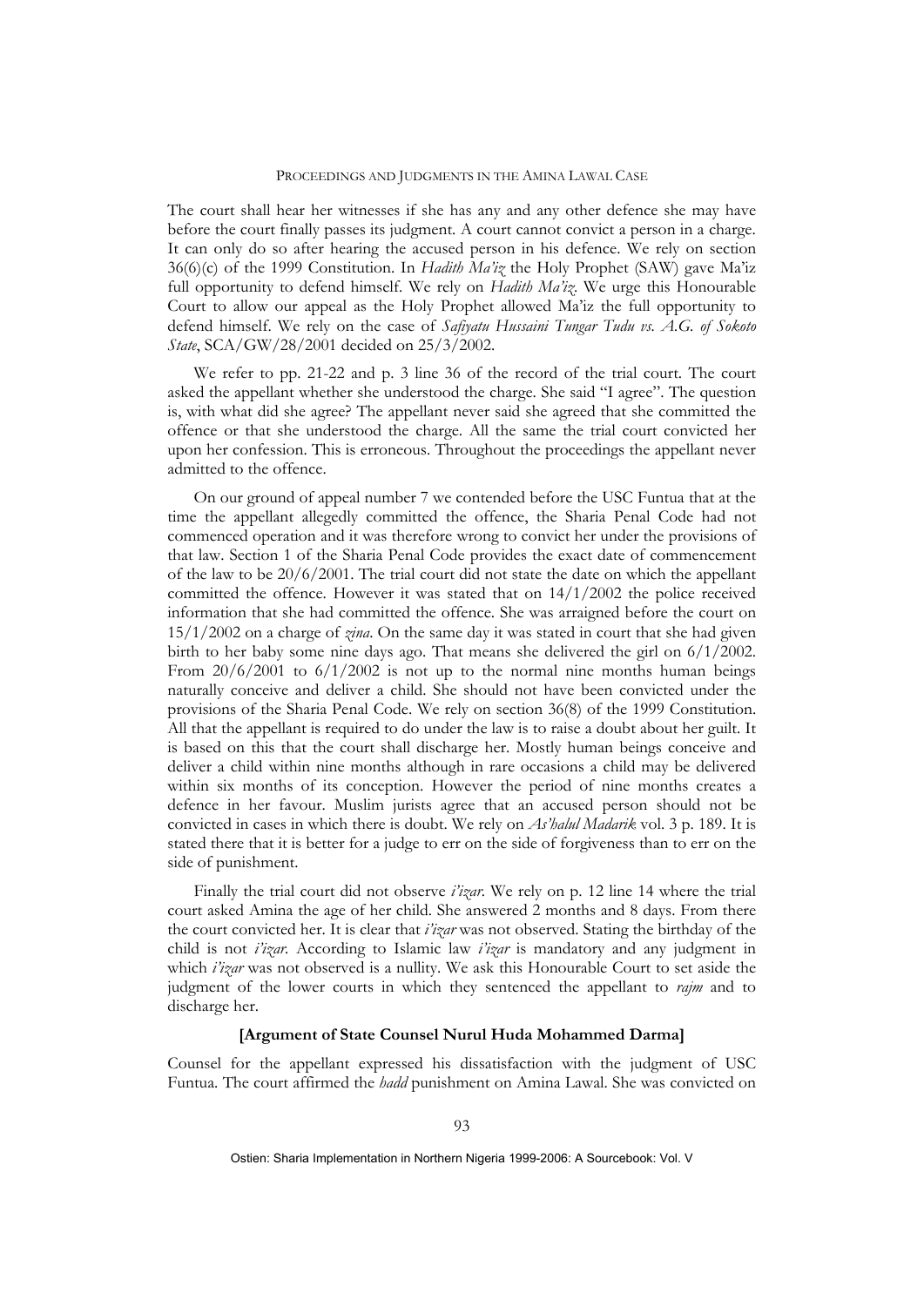The court shall hear her witnesses if she has any and any other defence she may have before the court finally passes its judgment. A court cannot convict a person in a charge. It can only do so after hearing the accused person in his defence. We rely on section 36(6)(c) of the 1999 Constitution. In *Hadith Ma'iz* the Holy Prophet (SAW) gave Ma'iz full opportunity to defend himself. We rely on *Hadith Ma'iz*. We urge this Honourable Court to allow our appeal as the Holy Prophet allowed Ma'iz the full opportunity to defend himself. We rely on the case of *Safiyatu Hussaini Tungar Tudu vs. A.G. of Sokoto State*, SCA/GW/28/2001 decided on 25/3/2002.

We refer to pp. 21-22 and p. 3 line 36 of the record of the trial court. The court asked the appellant whether she understood the charge. She said "I agree". The question is, with what did she agree? The appellant never said she agreed that she committed the offence or that she understood the charge. All the same the trial court convicted her upon her confession. This is erroneous. Throughout the proceedings the appellant never admitted to the offence.

On our ground of appeal number 7 we contended before the USC Funtua that at the time the appellant allegedly committed the offence, the Sharia Penal Code had not commenced operation and it was therefore wrong to convict her under the provisions of that law. Section 1 of the Sharia Penal Code provides the exact date of commencement of the law to be 20/6/2001. The trial court did not state the date on which the appellant committed the offence. However it was stated that on 14/1/2002 the police received information that she had committed the offence. She was arraigned before the court on 15/1/2002 on a charge of *zina*. On the same day it was stated in court that she had given birth to her baby some nine days ago. That means she delivered the girl on 6/1/2002. From 20/6/2001 to 6/1/2002 is not up to the normal nine months human beings naturally conceive and deliver a child. She should not have been convicted under the provisions of the Sharia Penal Code. We rely on section 36(8) of the 1999 Constitution. All that the appellant is required to do under the law is to raise a doubt about her guilt. It is based on this that the court shall discharge her. Mostly human beings conceive and deliver a child within nine months although in rare occasions a child may be delivered within six months of its conception. However the period of nine months creates a defence in her favour. Muslim jurists agree that an accused person should not be convicted in cases in which there is doubt. We rely on *As'halul Madarik* vol. 3 p. 189. It is stated there that it is better for a judge to err on the side of forgiveness than to err on the side of punishment.

Finally the trial court did not observe *i'izar*. We rely on p. 12 line 14 where the trial court asked Amina the age of her child. She answered 2 months and 8 days. From there the court convicted her. It is clear that *i'izar* was not observed. Stating the birthday of the child is not *i'izar*. According to Islamic law *i'izar* is mandatory and any judgment in which *i'izar* was not observed is a nullity. We ask this Honourable Court to set aside the judgment of the lower courts in which they sentenced the appellant to *rajm* and to discharge her.

**[Argument of State Counsel Nurul Huda Mohammed Darma]**

Counsel for the appellant expressed his dissatisfaction with the judgment of USC Funtua. The court affirmed the *hadd* punishment on Amina Lawal. She was convicted on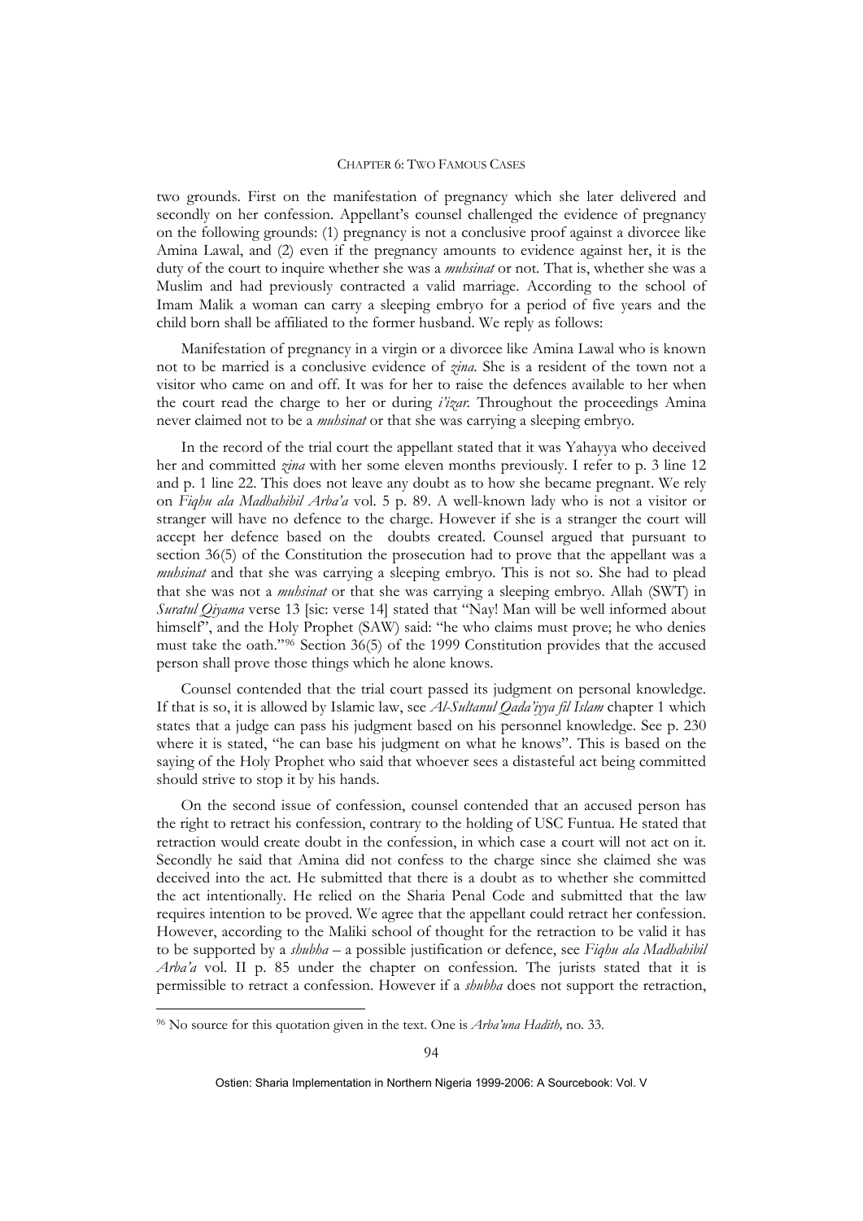two grounds. First on the manifestation of pregnancy which she later delivered and secondly on her confession. Appellant's counsel challenged the evidence of pregnancy on the following grounds: (1) pregnancy is not a conclusive proof against a divorcee like Amina Lawal, and (2) even if the pregnancy amounts to evidence against her, it is the duty of the court to inquire whether she was a *muhsinat* or not. That is, whether she was a Muslim and had previously contracted a valid marriage. According to the school of Imam Malik a woman can carry a sleeping embryo for a period of five years and the child born shall be affiliated to the former husband. We reply as follows:

Manifestation of pregnancy in a virgin or a divorcee like Amina Lawal who is known not to be married is a conclusive evidence of *zina*. She is a resident of the town not a visitor who came on and off. It was for her to raise the defences available to her when the court read the charge to her or during *i'izar*. Throughout the proceedings Amina never claimed not to be a *muhsinat* or that she was carrying a sleeping embryo.

In the record of the trial court the appellant stated that it was Yahayya who deceived her and committed *zina* with her some eleven months previously. I refer to p. 3 line 12 and p. 1 line 22. This does not leave any doubt as to how she became pregnant. We rely on *Fiqhu ala Madhahibil Arba'a* vol. 5 p. 89. A well-known lady who is not a visitor or stranger will have no defence to the charge. However if she is a stranger the court will accept her defence based on the doubts created. Counsel argued that pursuant to section 36(5) of the Constitution the prosecution had to prove that the appellant was a *muhsinat* and that she was carrying a sleeping embryo. This is not so. She had to plead that she was not a *muhsinat* or that she was carrying a sleeping embryo. Allah (SWT) in *Suratul Qiyama* verse 13 [sic: verse 14] stated that "Nay! Man will be well informed about himself", and the Holy Prophet (SAW) said: "he who claims must prove; he who denies must take the oath."[96] Section 36(5) of the 1999 Constitution provides that the accused person shall prove those things which he alone knows.

Counsel contended that the trial court passed its judgment on personal knowledge. If that is so, it is allowed by Islamic law, see *Al-Sultanul Qada'iyya fil Islam* chapter 1 which states that a judge can pass his judgment based on his personnel knowledge. See p. 230 where it is stated, "he can base his judgment on what he knows". This is based on the saying of the Holy Prophet who said that whoever sees a distasteful act being committed should strive to stop it by his hands.

On the second issue of confession, counsel contended that an accused person has the right to retract his confession, contrary to the holding of USC Funtua. He stated that retraction would create doubt in the confession, in which case a court will not act on it. Secondly he said that Amina did not confess to the charge since she claimed she was deceived into the act. He submitted that there is a doubt as to whether she committed the act intentionally. He relied on the Sharia Penal Code and submitted that the law requires intention to be proved. We agree that the appellant could retract her confession. However, according to the Maliki school of thought for the retraction to be valid it has to be supported by a *shubha* – a possible justification or defence, see *Fiqhu ala Madhahibil Arba'a* vol. II p. 85 under the chapter on confession. The jurists stated that it is permissible to retract a confession. However if a *shubha* does not support the retraction,

[96] No source for this quotation given in the text. One is *Arba'una Hadith,* no. 33.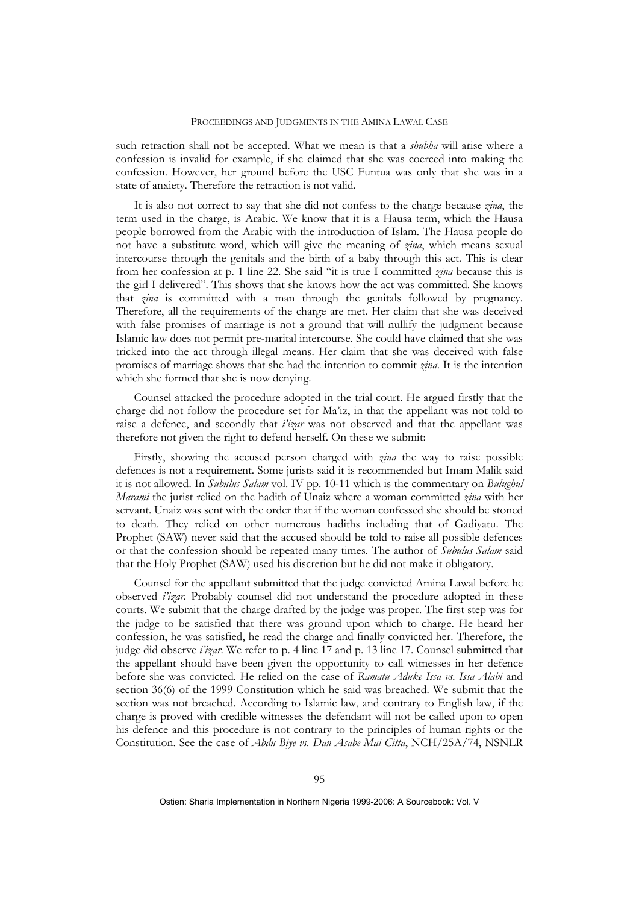such retraction shall not be accepted. What we mean is that a *shubha* will arise where a confession is invalid for example, if she claimed that she was coerced into making the confession. However, her ground before the USC Funtua was only that she was in a state of anxiety. Therefore the retraction is not valid.

It is also not correct to say that she did not confess to the charge because *zina*, the term used in the charge, is Arabic. We know that it is a Hausa term, which the Hausa people borrowed from the Arabic with the introduction of Islam. The Hausa people do not have a substitute word, which will give the meaning of *zina*, which means sexual intercourse through the genitals and the birth of a baby through this act. This is clear from her confession at p. 1 line 22. She said "it is true I committed *zina* because this is the girl I delivered". This shows that she knows how the act was committed. She knows that *zina* is committed with a man through the genitals followed by pregnancy. Therefore, all the requirements of the charge are met. Her claim that she was deceived with false promises of marriage is not a ground that will nullify the judgment because Islamic law does not permit pre-marital intercourse. She could have claimed that she was tricked into the act through illegal means. Her claim that she was deceived with false promises of marriage shows that she had the intention to commit *zina*. It is the intention which she formed that she is now denying.

Counsel attacked the procedure adopted in the trial court. He argued firstly that the charge did not follow the procedure set for Ma'iz, in that the appellant was not told to raise a defence, and secondly that *i'izar* was not observed and that the appellant was therefore not given the right to defend herself. On these we submit:

Firstly, showing the accused person charged with *zina* the way to raise possible defences is not a requirement. Some jurists said it is recommended but Imam Malik said it is not allowed. In *Subulus Salam* vol. IV pp. 10-11 which is the commentary on *Bulughul Marami* the jurist relied on the hadith of Unaiz where a woman committed *zina* with her servant. Unaiz was sent with the order that if the woman confessed she should be stoned to death. They relied on other numerous hadiths including that of Gadiyatu. The Prophet (SAW) never said that the accused should be told to raise all possible defences or that the confession should be repeated many times. The author of *Subulus Salam* said that the Holy Prophet (SAW) used his discretion but he did not make it obligatory.

Counsel for the appellant submitted that the judge convicted Amina Lawal before he observed *i'izar*. Probably counsel did not understand the procedure adopted in these courts. We submit that the charge drafted by the judge was proper. The first step was for the judge to be satisfied that there was ground upon which to charge. He heard her confession, he was satisfied, he read the charge and finally convicted her. Therefore, the judge did observe *i'izar*. We refer to p. 4 line 17 and p. 13 line 17. Counsel submitted that the appellant should have been given the opportunity to call witnesses in her defence before she was convicted. He relied on the case of *Ramatu Aduke Issa vs. Issa Alabi* and section 36(6) of the 1999 Constitution which he said was breached. We submit that the section was not breached. According to Islamic law, and contrary to English law, if the charge is proved with credible witnesses the defendant will not be called upon to open his defence and this procedure is not contrary to the principles of human rights or the Constitution. See the case of *Abdu Biye vs. Dan Asabe Mai Citta*, NCH/25A/74, NSNLR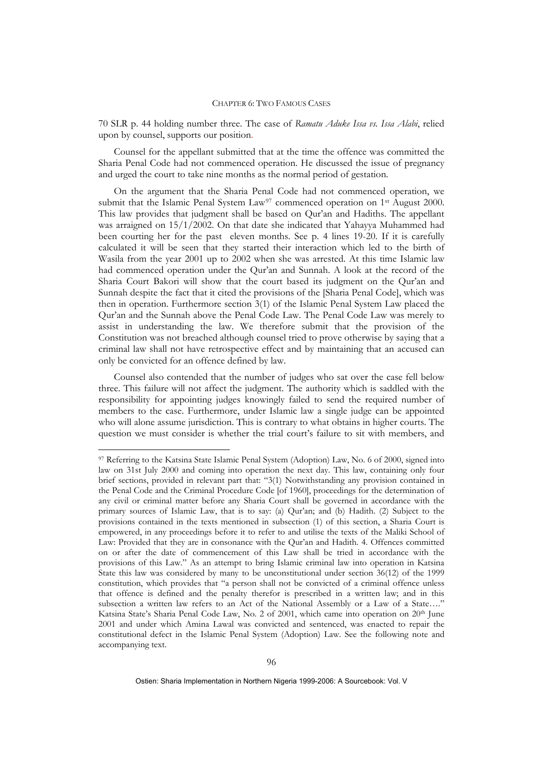70 SLR p. 44 holding number three. The case of *Ramatu Aduke Issa vs. Issa Alabi*, relied upon by counsel, supports our position.

Counsel for the appellant submitted that at the time the offence was committed the Sharia Penal Code had not commenced operation. He discussed the issue of pregnancy and urged the court to take nine months as the normal period of gestation.

On the argument that the Sharia Penal Code had not commenced operation, we submit that the Islamic Penal System Law[97] commenced operation on 1st August 2000. This law provides that judgment shall be based on Qur'an and Hadiths. The appellant was arraigned on 15/1/2002. On that date she indicated that Yahayya Muhammed had been courting her for the past eleven months. See p. 4 lines 19-20. If it is carefully calculated it will be seen that they started their interaction which led to the birth of Wasila from the year 2001 up to 2002 when she was arrested. At this time Islamic law had commenced operation under the Qur'an and Sunnah. A look at the record of the Sharia Court Bakori will show that the court based its judgment on the Qur'an and Sunnah despite the fact that it cited the provisions of the [Sharia Penal Code], which was then in operation. Furthermore section 3(1) of the Islamic Penal System Law placed the Qur'an and the Sunnah above the Penal Code Law. The Penal Code Law was merely to assist in understanding the law. We therefore submit that the provision of the Constitution was not breached although counsel tried to prove otherwise by saying that a criminal law shall not have retrospective effect and by maintaining that an accused can only be convicted for an offence defined by law.

Counsel also contended that the number of judges who sat over the case fell below three. This failure will not affect the judgment. The authority which is saddled with the responsibility for appointing judges knowingly failed to send the required number of members to the case. Furthermore, under Islamic law a single judge can be appointed who will alone assume jurisdiction. This is contrary to what obtains in higher courts. The question we must consider is whether the trial court's failure to sit with members, and

---

[97] Referring to the Katsina State Islamic Penal System (Adoption) Law, No. 6 of 2000, signed into law on 31st July 2000 and coming into operation the next day. This law, containing only four brief sections, provided in relevant part that: "3(1) Notwithstanding any provision contained in the Penal Code and the Criminal Procedure Code [of 1960], proceedings for the determination of any civil or criminal matter before any Sharia Court shall be governed in accordance with the primary sources of Islamic Law, that is to say: (a) Qur'an; and (b) Hadith. (2) Subject to the provisions contained in the texts mentioned in subsection (1) of this section, a Sharia Court is empowered, in any proceedings before it to refer to and utilise the texts of the Maliki School of Law: Provided that they are in consonance with the Qur'an and Hadith. 4. Offences committed on or after the date of commencement of this Law shall be tried in accordance with the provisions of this Law." As an attempt to bring Islamic criminal law into operation in Katsina State this law was considered by many to be unconstitutional under section 36(12) of the 1999 constitution, which provides that "a person shall not be convicted of a criminal offence unless that offence is defined and the penalty therefor is prescribed in a written law; and in this subsection a written law refers to an Act of the National Assembly or a Law of a State…." Katsina State's Sharia Penal Code Law, No. 2 of 2001, which came into operation on 20th June 2001 and under which Amina Lawal was convicted and sentenced, was enacted to repair the constitutional defect in the Islamic Penal System (Adoption) Law. See the following note and accompanying text.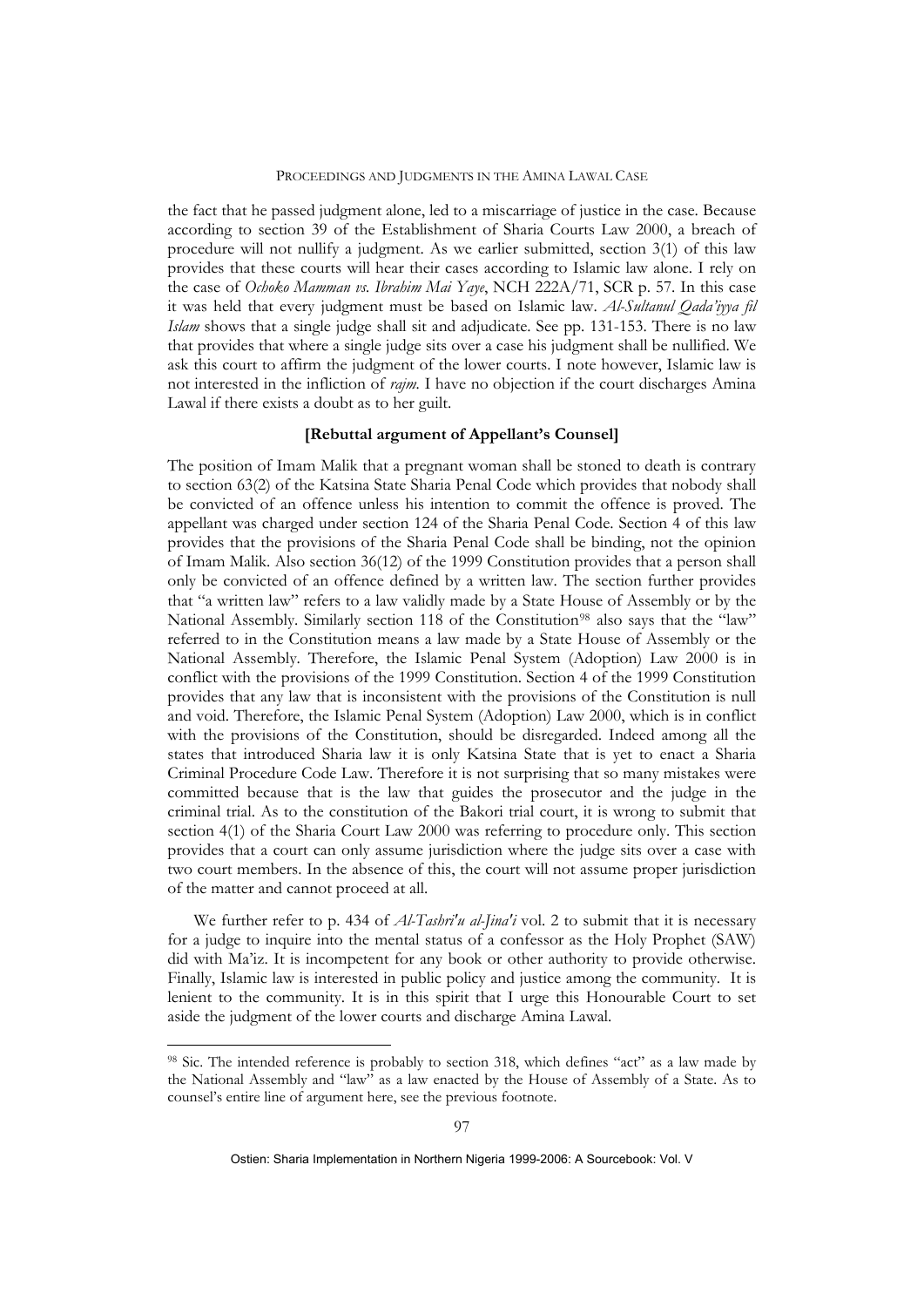the fact that he passed judgment alone, led to a miscarriage of justice in the case. Because according to section 39 of the Establishment of Sharia Courts Law 2000, a breach of procedure will not nullify a judgment. As we earlier submitted, section 3(1) of this law provides that these courts will hear their cases according to Islamic law alone. I rely on the case of *Ochoko Mamman vs. Ibrahim Mai Yaye*, NCH 222A/71, SCR p. 57. In this case it was held that every judgment must be based on Islamic law. *Al-Sultanul Qada'iyya fil Islam* shows that a single judge shall sit and adjudicate. See pp. 131-153. There is no law that provides that where a single judge sits over a case his judgment shall be nullified. We ask this court to affirm the judgment of the lower courts. I note however, Islamic law is not interested in the infliction of *rajm*. I have no objection if the court discharges Amina Lawal if there exists a doubt as to her guilt.

**[Rebuttal argument of Appellant's Counsel]**

The position of Imam Malik that a pregnant woman shall be stoned to death is contrary to section 63(2) of the Katsina State Sharia Penal Code which provides that nobody shall be convicted of an offence unless his intention to commit the offence is proved. The appellant was charged under section 124 of the Sharia Penal Code. Section 4 of this law provides that the provisions of the Sharia Penal Code shall be binding, not the opinion of Imam Malik. Also section 36(12) of the 1999 Constitution provides that a person shall only be convicted of an offence defined by a written law. The section further provides that "a written law" refers to a law validly made by a State House of Assembly or by the National Assembly. Similarly section 118 of the Constitution[98] also says that the "law" referred to in the Constitution means a law made by a State House of Assembly or the National Assembly. Therefore, the Islamic Penal System (Adoption) Law 2000 is in conflict with the provisions of the 1999 Constitution. Section 4 of the 1999 Constitution provides that any law that is inconsistent with the provisions of the Constitution is null and void. Therefore, the Islamic Penal System (Adoption) Law 2000, which is in conflict with the provisions of the Constitution, should be disregarded. Indeed among all the states that introduced Sharia law it is only Katsina State that is yet to enact a Sharia Criminal Procedure Code Law. Therefore it is not surprising that so many mistakes were committed because that is the law that guides the prosecutor and the judge in the criminal trial. As to the constitution of the Bakori trial court, it is wrong to submit that section 4(1) of the Sharia Court Law 2000 was referring to procedure only. This section provides that a court can only assume jurisdiction where the judge sits over a case with two court members. In the absence of this, the court will not assume proper jurisdiction of the matter and cannot proceed at all.

We further refer to p. 434 of *Al-Tashri'u al-Jina'i* vol. 2 to submit that it is necessary for a judge to inquire into the mental status of a confessor as the Holy Prophet (SAW) did with Ma'iz. It is incompetent for any book or other authority to provide otherwise. Finally, Islamic law is interested in public policy and justice among the community. It is lenient to the community. It is in this spirit that I urge this Honourable Court to set aside the judgment of the lower courts and discharge Amina Lawal.

---

[98] Sic. The intended reference is probably to section 318, which defines "act" as a law made by the National Assembly and "law" as a law enacted by the House of Assembly of a State. As to counsel's entire line of argument here, see the previous footnote.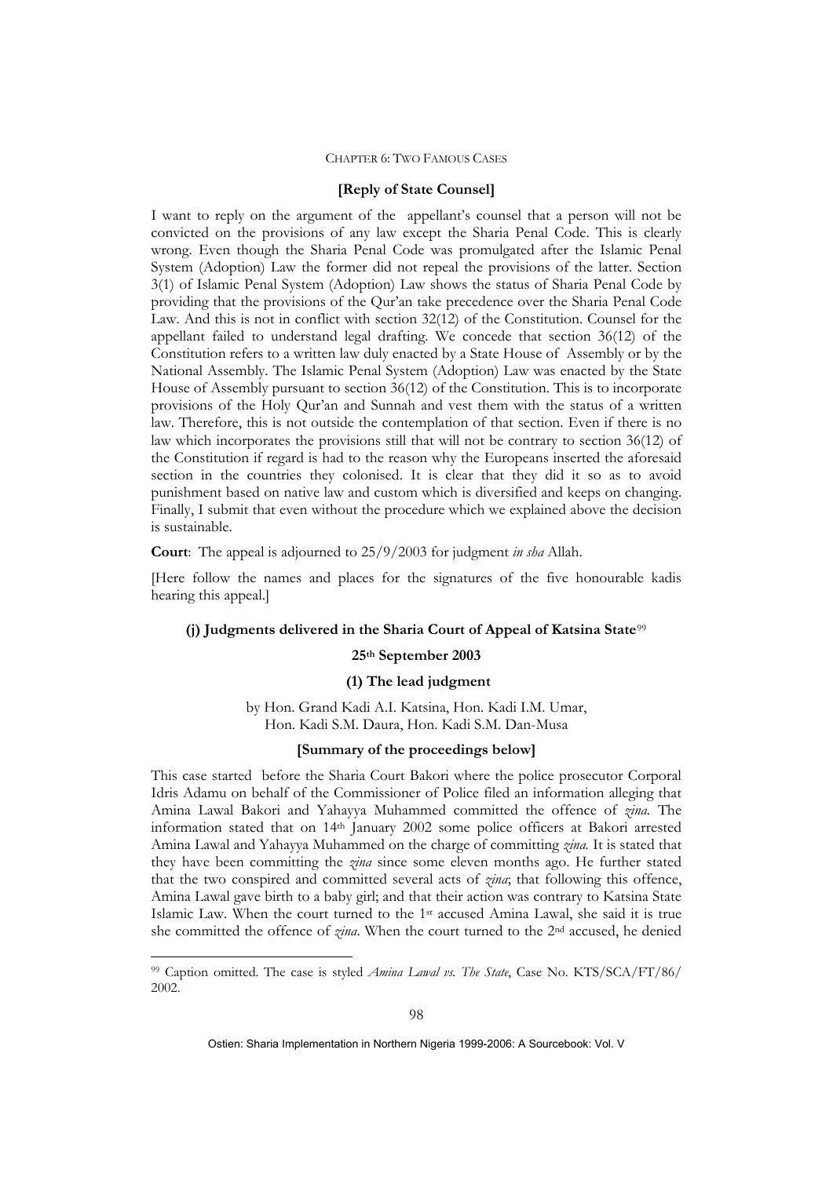**[Reply of State Counsel]**

I want to reply on the argument of the appellant's counsel that a person will not be convicted on the provisions of any law except the Sharia Penal Code. This is clearly wrong. Even though the Sharia Penal Code was promulgated after the Islamic Penal System (Adoption) Law the former did not repeal the provisions of the latter. Section 3(1) of Islamic Penal System (Adoption) Law shows the status of Sharia Penal Code by providing that the provisions of the Qur'an take precedence over the Sharia Penal Code Law. And this is not in conflict with section 32(12) of the Constitution. Counsel for the appellant failed to understand legal drafting. We concede that section 36(12) of the Constitution refers to a written law duly enacted by a State House of Assembly or by the National Assembly. The Islamic Penal System (Adoption) Law was enacted by the State House of Assembly pursuant to section 36(12) of the Constitution. This is to incorporate provisions of the Holy Qur'an and Sunnah and vest them with the status of a written law. Therefore, this is not outside the contemplation of that section. Even if there is no law which incorporates the provisions still that will not be contrary to section 36(12) of the Constitution if regard is had to the reason why the Europeans inserted the aforesaid section in the countries they colonised. It is clear that they did it so as to avoid punishment based on native law and custom which is diversified and keeps on changing. Finally, I submit that even without the procedure which we explained above the decision is sustainable.

**Court**: The appeal is adjourned to 25/9/2003 for judgment *in sha* Allah.

[Here follow the names and places for the signatures of the five honourable kadis hearing this appeal.]

### (j) Judgments delivered in the Sharia Court of Appeal of Katsina State[99]

**25th September 2003**

#### (1) The lead judgment

by Hon. Grand Kadi A.I. Katsina, Hon. Kadi I.M. Umar, Hon. Kadi S.M. Daura, Hon. Kadi S.M. Dan-Musa

**[Summary of the proceedings below]**

This case started before the Sharia Court Bakori where the police prosecutor Corporal Idris Adamu on behalf of the Commissioner of Police filed an information alleging that Amina Lawal Bakori and Yahayya Muhammed committed the offence of *zina*. The information stated that on 14th January 2002 some police officers at Bakori arrested Amina Lawal and Yahayya Muhammed on the charge of committing *zina*. It is stated that they have been committing the *zina* since some eleven months ago. He further stated that the two conspired and committed several acts of *zina*; that following this offence, Amina Lawal gave birth to a baby girl; and that their action was contrary to Katsina State Islamic Law. When the court turned to the 1st accused Amina Lawal, she said it is true she committed the offence of *zina*. When the court turned to the 2nd accused, he denied

---

[99] Caption omitted. The case is styled *Amina Lawal vs. The State*, Case No. KTS/SCA/FT/86/2002.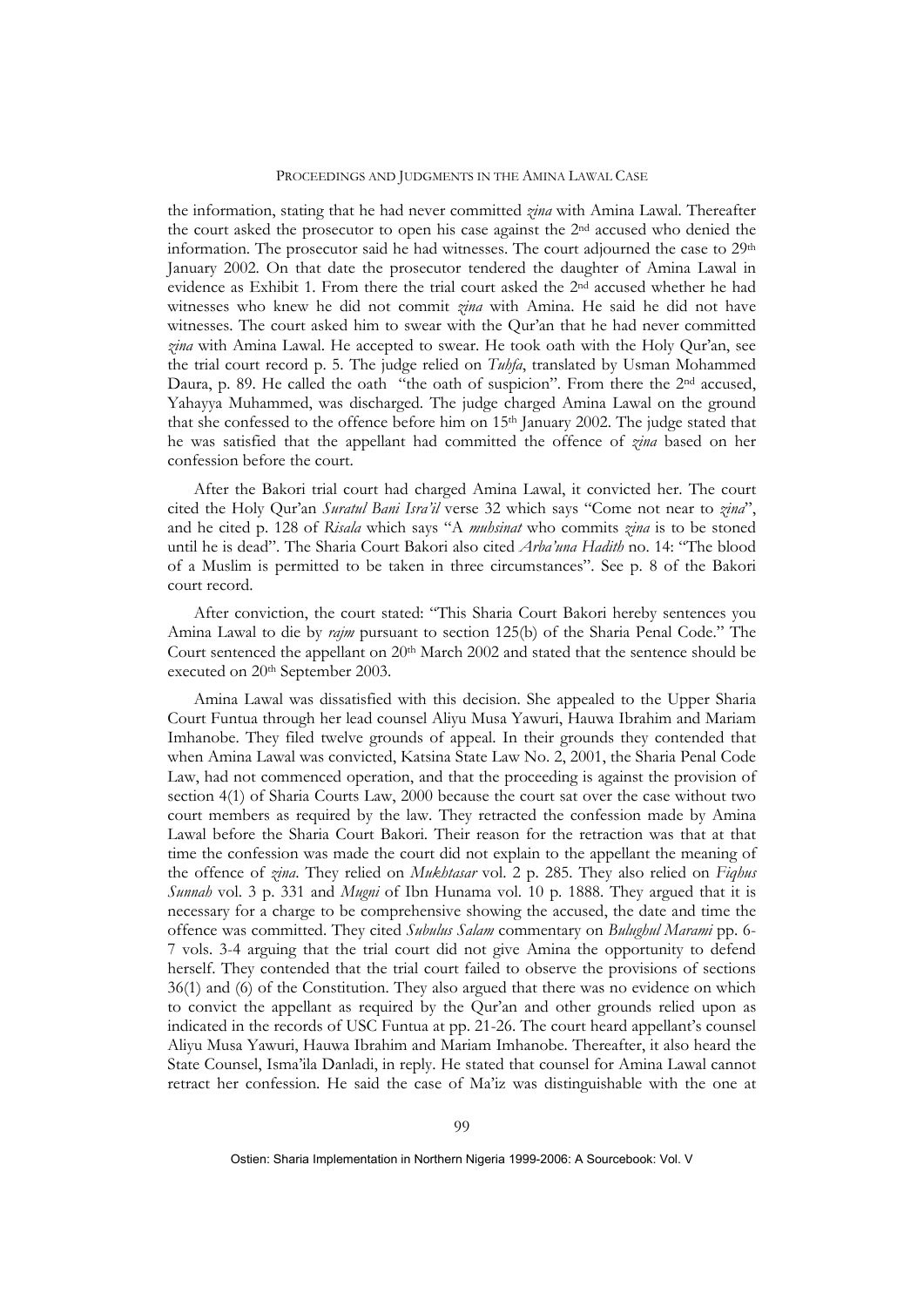the information, stating that he had never committed *zina* with Amina Lawal. Thereafter the court asked the prosecutor to open his case against the 2nd accused who denied the information. The prosecutor said he had witnesses. The court adjourned the case to 29th January 2002. On that date the prosecutor tendered the daughter of Amina Lawal in evidence as Exhibit 1. From there the trial court asked the 2nd accused whether he had witnesses who knew he did not commit *zina* with Amina. He said he did not have witnesses. The court asked him to swear with the Qur'an that he had never committed *zina* with Amina Lawal. He accepted to swear. He took oath with the Holy Qur'an, see the trial court record p. 5. The judge relied on *Tuhfa*, translated by Usman Mohammed Daura, p. 89. He called the oath "the oath of suspicion". From there the 2nd accused, Yahayya Muhammed, was discharged. The judge charged Amina Lawal on the ground that she confessed to the offence before him on 15th January 2002. The judge stated that he was satisfied that the appellant had committed the offence of *zina* based on her confession before the court.

After the Bakori trial court had charged Amina Lawal, it convicted her. The court cited the Holy Qur'an *Suratul Bani Isra'il* verse 32 which says "Come not near to *zina*", and he cited p. 128 of *Risala* which says "A *muhsinat* who commits *zina* is to be stoned until he is dead". The Sharia Court Bakori also cited *Arba'una Hadith* no. 14: "The blood of a Muslim is permitted to be taken in three circumstances". See p. 8 of the Bakori court record.

After conviction, the court stated: "This Sharia Court Bakori hereby sentences you Amina Lawal to die by *rajm* pursuant to section 125(b) of the Sharia Penal Code." The Court sentenced the appellant on 20th March 2002 and stated that the sentence should be executed on 20th September 2003.

Amina Lawal was dissatisfied with this decision. She appealed to the Upper Sharia Court Funtua through her lead counsel Aliyu Musa Yawuri, Hauwa Ibrahim and Mariam Imhanobe. They filed twelve grounds of appeal. In their grounds they contended that when Amina Lawal was convicted, Katsina State Law No. 2, 2001, the Sharia Penal Code Law, had not commenced operation, and that the proceeding is against the provision of section 4(1) of Sharia Courts Law, 2000 because the court sat over the case without two court members as required by the law. They retracted the confession made by Amina Lawal before the Sharia Court Bakori. Their reason for the retraction was that at that time the confession was made the court did not explain to the appellant the meaning of the offence of *zina*. They relied on *Mukhtasar* vol. 2 p. 285. They also relied on *Fiqhus Sunnah* vol. 3 p. 331 and *Mugni* of Ibn Hunama vol. 10 p. 1888. They argued that it is necessary for a charge to be comprehensive showing the accused, the date and time the offence was committed. They cited *Subulus Salam* commentary on *Bulughul Marami* pp. 6-7 vols. 3-4 arguing that the trial court did not give Amina the opportunity to defend herself. They contended that the trial court failed to observe the provisions of sections 36(1) and (6) of the Constitution. They also argued that there was no evidence on which to convict the appellant as required by the Qur'an and other grounds relied upon as indicated in the records of USC Funtua at pp. 21-26. The court heard appellant's counsel Aliyu Musa Yawuri, Hauwa Ibrahim and Mariam Imhanobe. Thereafter, it also heard the State Counsel, Isma'ila Danladi, in reply. He stated that counsel for Amina Lawal cannot retract her confession. He said the case of Ma'iz was distinguishable with the one at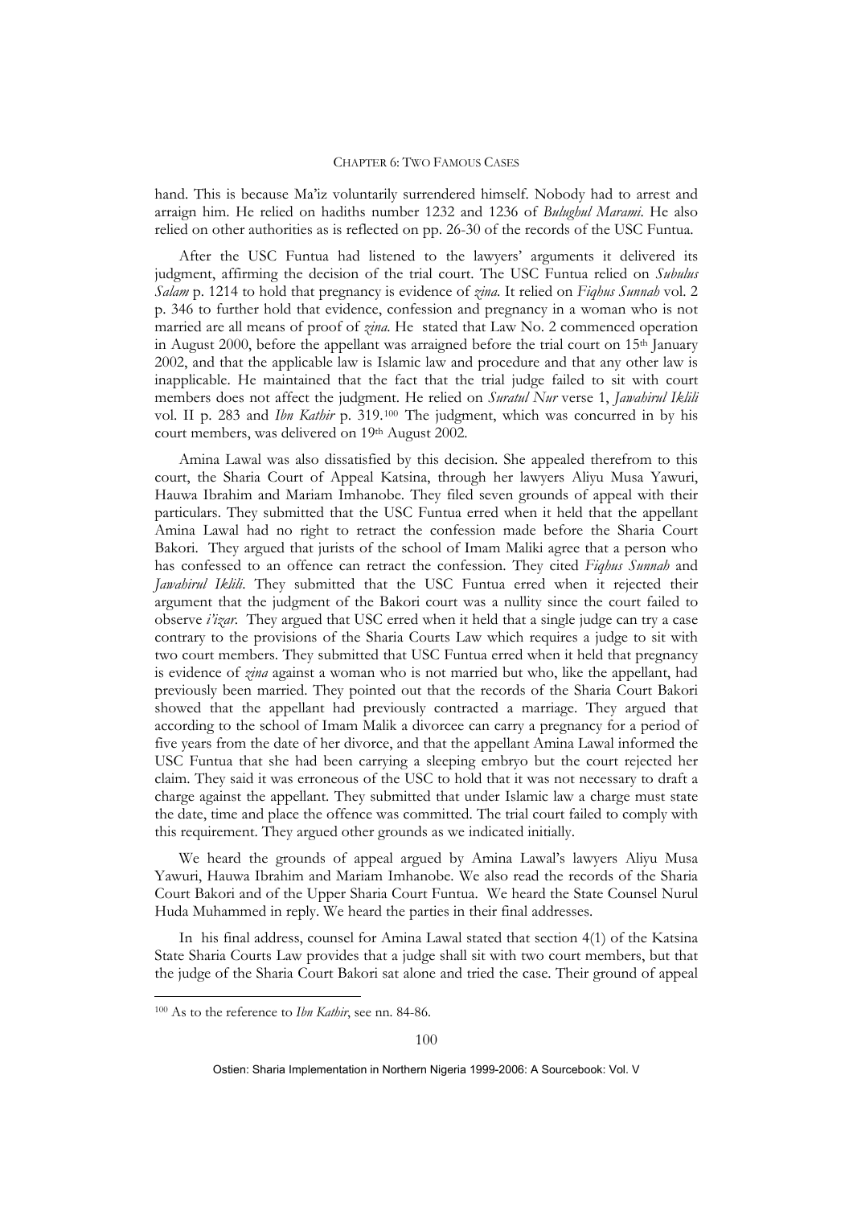hand. This is because Ma'iz voluntarily surrendered himself. Nobody had to arrest and arraign him. He relied on hadiths number 1232 and 1236 of *Bulughul Marami*. He also relied on other authorities as is reflected on pp. 26-30 of the records of the USC Funtua.

After the USC Funtua had listened to the lawyers' arguments it delivered its judgment, affirming the decision of the trial court. The USC Funtua relied on *Subulus Salam* p. 1214 to hold that pregnancy is evidence of *zina*. It relied on *Fiqhus Sunnah* vol. 2 p. 346 to further hold that evidence, confession and pregnancy in a woman who is not married are all means of proof of *zina*. He stated that Law No. 2 commenced operation in August 2000, before the appellant was arraigned before the trial court on 15th January 2002, and that the applicable law is Islamic law and procedure and that any other law is inapplicable. He maintained that the fact that the trial judge failed to sit with court members does not affect the judgment. He relied on *Suratul Nur* verse 1, *Jawahirul Iklili* vol. II p. 283 and *Ibn Kathir* p. 319.[100] The judgment, which was concurred in by his court members, was delivered on 19th August 2002.

Amina Lawal was also dissatisfied by this decision. She appealed therefrom to this court, the Sharia Court of Appeal Katsina, through her lawyers Aliyu Musa Yawuri, Hauwa Ibrahim and Mariam Imhanobe. They filed seven grounds of appeal with their particulars. They submitted that the USC Funtua erred when it held that the appellant Amina Lawal had no right to retract the confession made before the Sharia Court Bakori. They argued that jurists of the school of Imam Maliki agree that a person who has confessed to an offence can retract the confession. They cited *Fiqhus Sunnah* and *Jawahirul Iklili*. They submitted that the USC Funtua erred when it rejected their argument that the judgment of the Bakori court was a nullity since the court failed to observe *i'izar*. They argued that USC erred when it held that a single judge can try a case contrary to the provisions of the Sharia Courts Law which requires a judge to sit with two court members. They submitted that USC Funtua erred when it held that pregnancy is evidence of *zina* against a woman who is not married but who, like the appellant, had previously been married. They pointed out that the records of the Sharia Court Bakori showed that the appellant had previously contracted a marriage. They argued that according to the school of Imam Malik a divorcee can carry a pregnancy for a period of five years from the date of her divorce, and that the appellant Amina Lawal informed the USC Funtua that she had been carrying a sleeping embryo but the court rejected her claim. They said it was erroneous of the USC to hold that it was not necessary to draft a charge against the appellant. They submitted that under Islamic law a charge must state the date, time and place the offence was committed. The trial court failed to comply with this requirement. They argued other grounds as we indicated initially.

We heard the grounds of appeal argued by Amina Lawal's lawyers Aliyu Musa Yawuri, Hauwa Ibrahim and Mariam Imhanobe. We also read the records of the Sharia Court Bakori and of the Upper Sharia Court Funtua. We heard the State Counsel Nurul Huda Muhammed in reply. We heard the parties in their final addresses.

In his final address, counsel for Amina Lawal stated that section 4(1) of the Katsina State Sharia Courts Law provides that a judge shall sit with two court members, but that the judge of the Sharia Court Bakori sat alone and tried the case. Their ground of appeal

---

[100] As to the reference to *Ibn Kathir*, see nn. 84-86.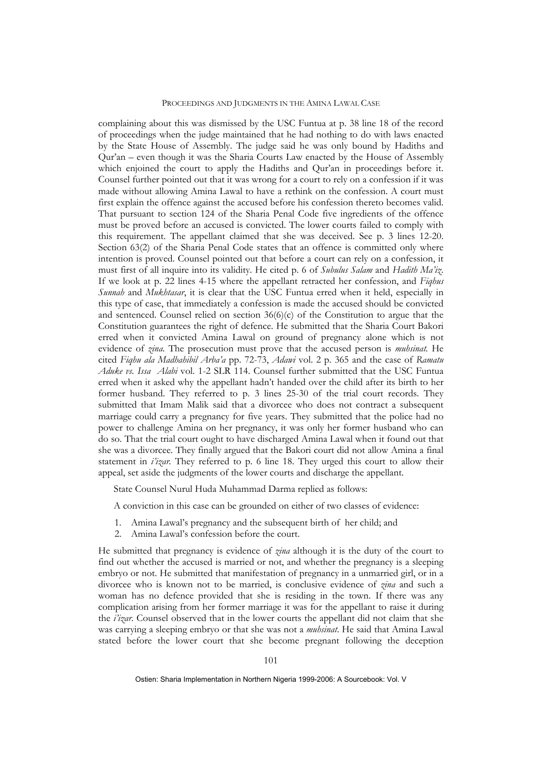complaining about this was dismissed by the USC Funtua at p. 38 line 18 of the record of proceedings when the judge maintained that he had nothing to do with laws enacted by the State House of Assembly. The judge said he was only bound by Hadiths and Qur'an – even though it was the Sharia Courts Law enacted by the House of Assembly which enjoined the court to apply the Hadiths and Qur'an in proceedings before it. Counsel further pointed out that it was wrong for a court to rely on a confession if it was made without allowing Amina Lawal to have a rethink on the confession. A court must first explain the offence against the accused before his confession thereto becomes valid. That pursuant to section 124 of the Sharia Penal Code five ingredients of the offence must be proved before an accused is convicted. The lower courts failed to comply with this requirement. The appellant claimed that she was deceived. See p. 3 lines 12-20. Section 63(2) of the Sharia Penal Code states that an offence is committed only where intention is proved. Counsel pointed out that before a court can rely on a confession, it must first of all inquire into its validity. He cited p. 6 of *Subulus Salam* and *Hadith Ma'iz*. If we look at p. 22 lines 4-15 where the appellant retracted her confession, and *Fiqhus Sunnah* and *Mukhtasar*, it is clear that the USC Funtua erred when it held, especially in this type of case, that immediately a confession is made the accused should be convicted and sentenced. Counsel relied on section 36(6)(c) of the Constitution to argue that the Constitution guarantees the right of defence. He submitted that the Sharia Court Bakori erred when it convicted Amina Lawal on ground of pregnancy alone which is not evidence of *zina*. The prosecution must prove that the accused person is *muhsinat*. He cited *Fiqhu ala Madhahibil Arba'a* pp. 72-73, *Adawi* vol. 2 p. 365 and the case of *Ramatu Aduke vs. Issa Alabi* vol. 1-2 SLR 114. Counsel further submitted that the USC Funtua erred when it asked why the appellant hadn't handed over the child after its birth to her former husband. They referred to p. 3 lines 25-30 of the trial court records. They submitted that Imam Malik said that a divorcee who does not contract a subsequent marriage could carry a pregnancy for five years. They submitted that the police had no power to challenge Amina on her pregnancy, it was only her former husband who can do so. That the trial court ought to have discharged Amina Lawal when it found out that she was a divorcee. They finally argued that the Bakori court did not allow Amina a final statement in *i'izar*. They referred to p. 6 line 18. They urged this court to allow their appeal, set aside the judgments of the lower courts and discharge the appellant.

State Counsel Nurul Huda Muhammad Darma replied as follows:

A conviction in this case can be grounded on either of two classes of evidence:

1. Amina Lawal's pregnancy and the subsequent birth of her child; and
2. Amina Lawal's confession before the court.

He submitted that pregnancy is evidence of *zina* although it is the duty of the court to find out whether the accused is married or not, and whether the pregnancy is a sleeping embryo or not. He submitted that manifestation of pregnancy in a unmarried girl, or in a divorcee who is known not to be married, is conclusive evidence of *zina* and such a woman has no defence provided that she is residing in the town. If there was any complication arising from her former marriage it was for the appellant to raise it during the *i'izar*. Counsel observed that in the lower courts the appellant did not claim that she was carrying a sleeping embryo or that she was not a *muhsinat*. He said that Amina Lawal stated before the lower court that she become pregnant following the deception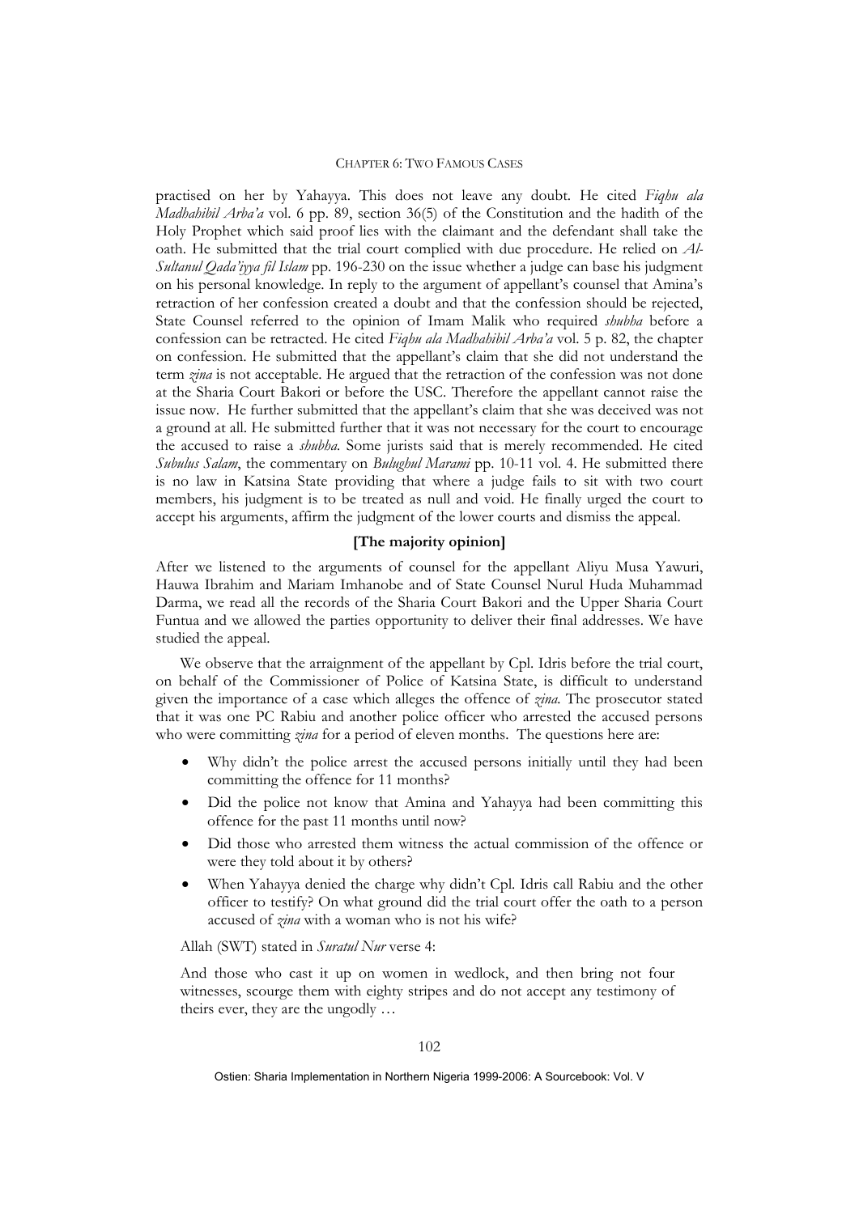practised on her by Yahayya. This does not leave any doubt. He cited *Fiqhu ala Madhahibil Arba'a* vol. 6 pp. 89, section 36(5) of the Constitution and the hadith of the Holy Prophet which said proof lies with the claimant and the defendant shall take the oath. He submitted that the trial court complied with due procedure. He relied on *Al-Sultanul Qada'iyya fil Islam* pp. 196-230 on the issue whether a judge can base his judgment on his personal knowledge. In reply to the argument of appellant's counsel that Amina's retraction of her confession created a doubt and that the confession should be rejected, State Counsel referred to the opinion of Imam Malik who required *shubha* before a confession can be retracted. He cited *Fiqhu ala Madhahibil Arba'a* vol. 5 p. 82, the chapter on confession. He submitted that the appellant's claim that she did not understand the term *zina* is not acceptable. He argued that the retraction of the confession was not done at the Sharia Court Bakori or before the USC. Therefore the appellant cannot raise the issue now. He further submitted that the appellant's claim that she was deceived was not a ground at all. He submitted further that it was not necessary for the court to encourage the accused to raise a *shubha*. Some jurists said that is merely recommended. He cited *Subulus Salam*, the commentary on *Bulughul Marami* pp. 10-11 vol. 4. He submitted there is no law in Katsina State providing that where a judge fails to sit with two court members, his judgment is to be treated as null and void. He finally urged the court to accept his arguments, affirm the judgment of the lower courts and dismiss the appeal.

## [The majority opinion]

After we listened to the arguments of counsel for the appellant Aliyu Musa Yawuri, Hauwa Ibrahim and Mariam Imhanobe and of State Counsel Nurul Huda Muhammad Darma, we read all the records of the Sharia Court Bakori and the Upper Sharia Court Funtua and we allowed the parties opportunity to deliver their final addresses. We have studied the appeal.

We observe that the arraignment of the appellant by Cpl. Idris before the trial court, on behalf of the Commissioner of Police of Katsina State, is difficult to understand given the importance of a case which alleges the offence of *zina*. The prosecutor stated that it was one PC Rabiu and another police officer who arrested the accused persons who were committing *zina* for a period of eleven months. The questions here are:

- Why didn't the police arrest the accused persons initially until they had been committing the offence for 11 months?
- Did the police not know that Amina and Yahayya had been committing this offence for the past 11 months until now?
- Did those who arrested them witness the actual commission of the offence or were they told about it by others?
- When Yahayya denied the charge why didn't Cpl. Idris call Rabiu and the other officer to testify? On what ground did the trial court offer the oath to a person accused of *zina* with a woman who is not his wife?

Allah (SWT) stated in *Suratul Nur* verse 4:

> And those who cast it up on women in wedlock, and then bring not four witnesses, scourge them with eighty stripes and do not accept any testimony of theirs ever, they are the ungodly …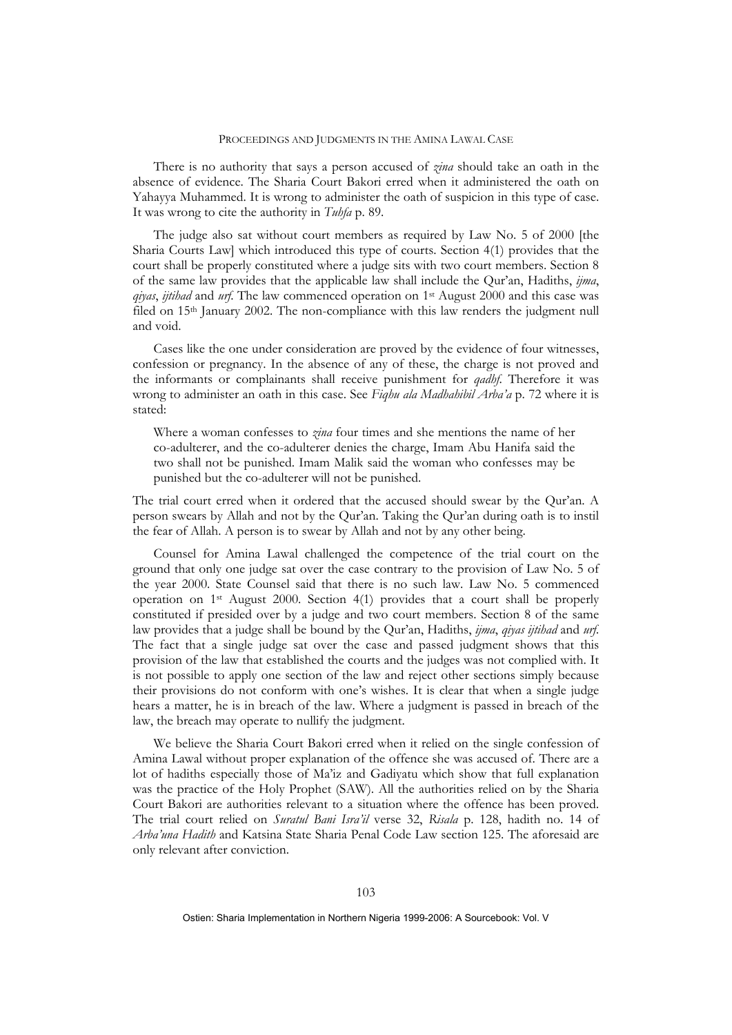There is no authority that says a person accused of *zina* should take an oath in the absence of evidence. The Sharia Court Bakori erred when it administered the oath on Yahayya Muhammed. It is wrong to administer the oath of suspicion in this type of case. It was wrong to cite the authority in *Tuhfa* p. 89.

The judge also sat without court members as required by Law No. 5 of 2000 [the Sharia Courts Law] which introduced this type of courts. Section 4(1) provides that the court shall be properly constituted where a judge sits with two court members. Section 8 of the same law provides that the applicable law shall include the Qur'an, Hadiths, *ijma*, *qiyas*, *ijtihad* and *urf*. The law commenced operation on 1st August 2000 and this case was filed on 15th January 2002. The non-compliance with this law renders the judgment null and void.

Cases like the one under consideration are proved by the evidence of four witnesses, confession or pregnancy. In the absence of any of these, the charge is not proved and the informants or complainants shall receive punishment for *qadhf*. Therefore it was wrong to administer an oath in this case. See *Fiqhu ala Madhahibil Arba'a* p. 72 where it is stated:

> Where a woman confesses to *zina* four times and she mentions the name of her co-adulterer, and the co-adulterer denies the charge, Imam Abu Hanifa said the two shall not be punished. Imam Malik said the woman who confesses may be punished but the co-adulterer will not be punished.

The trial court erred when it ordered that the accused should swear by the Qur'an. A person swears by Allah and not by the Qur'an. Taking the Qur'an during oath is to instil the fear of Allah. A person is to swear by Allah and not by any other being.

Counsel for Amina Lawal challenged the competence of the trial court on the ground that only one judge sat over the case contrary to the provision of Law No. 5 of the year 2000. State Counsel said that there is no such law. Law No. 5 commenced operation on 1st August 2000. Section 4(1) provides that a court shall be properly constituted if presided over by a judge and two court members. Section 8 of the same law provides that a judge shall be bound by the Qur'an, Hadiths, *ijma*, *qiyas ijtihad* and *urf*. The fact that a single judge sat over the case and passed judgment shows that this provision of the law that established the courts and the judges was not complied with. It is not possible to apply one section of the law and reject other sections simply because their provisions do not conform with one's wishes. It is clear that when a single judge hears a matter, he is in breach of the law. Where a judgment is passed in breach of the law, the breach may operate to nullify the judgment.

We believe the Sharia Court Bakori erred when it relied on the single confession of Amina Lawal without proper explanation of the offence she was accused of. There are a lot of hadiths especially those of Ma'iz and Gadiyatu which show that full explanation was the practice of the Holy Prophet (SAW). All the authorities relied on by the Sharia Court Bakori are authorities relevant to a situation where the offence has been proved. The trial court relied on *Suratul Bani Isra'il* verse 32, *Risala* p. 128, hadith no. 14 of *Arba'una Hadith* and Katsina State Sharia Penal Code Law section 125. The aforesaid are only relevant after conviction.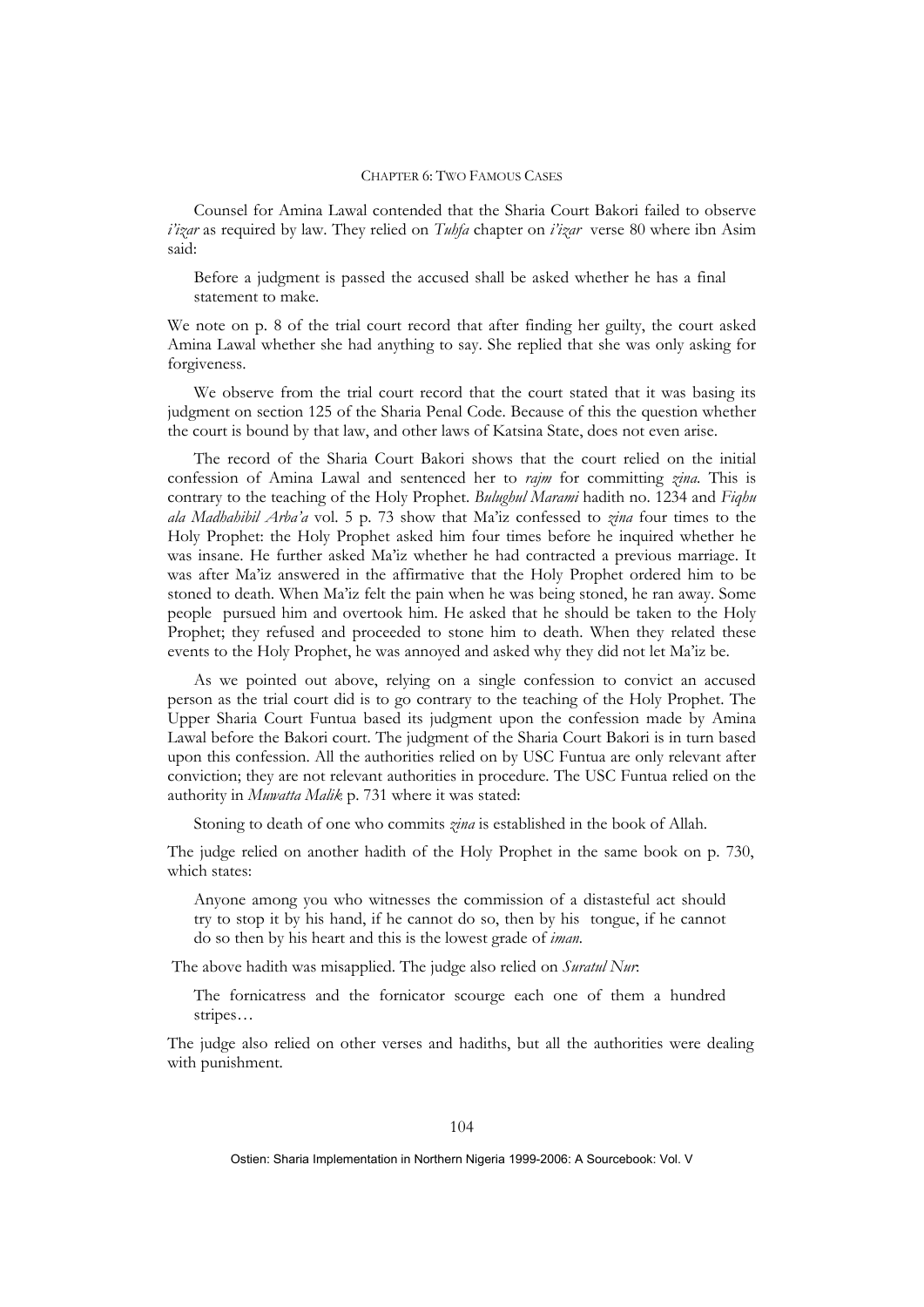Counsel for Amina Lawal contended that the Sharia Court Bakori failed to observe *i'izar* as required by law. They relied on *Tuhfa* chapter on *i'izar* verse 80 where ibn Asim said:

> Before a judgment is passed the accused shall be asked whether he has a final statement to make.

We note on p. 8 of the trial court record that after finding her guilty, the court asked Amina Lawal whether she had anything to say. She replied that she was only asking for forgiveness.

We observe from the trial court record that the court stated that it was basing its judgment on section 125 of the Sharia Penal Code. Because of this the question whether the court is bound by that law, and other laws of Katsina State, does not even arise.

The record of the Sharia Court Bakori shows that the court relied on the initial confession of Amina Lawal and sentenced her to *rajm* for committing *zina*. This is contrary to the teaching of the Holy Prophet. *Bulughul Marami* hadith no. 1234 and *Fiqhu ala Madhahibil Arba'a* vol. 5 p. 73 show that Ma'iz confessed to *zina* four times to the Holy Prophet: the Holy Prophet asked him four times before he inquired whether he was insane. He further asked Ma'iz whether he had contracted a previous marriage. It was after Ma'iz answered in the affirmative that the Holy Prophet ordered him to be stoned to death. When Ma'iz felt the pain when he was being stoned, he ran away. Some people pursued him and overtook him. He asked that he should be taken to the Holy Prophet; they refused and proceeded to stone him to death. When they related these events to the Holy Prophet, he was annoyed and asked why they did not let Ma'iz be.

As we pointed out above, relying on a single confession to convict an accused person as the trial court did is to go contrary to the teaching of the Holy Prophet. The Upper Sharia Court Funtua based its judgment upon the confession made by Amina Lawal before the Bakori court. The judgment of the Sharia Court Bakori is in turn based upon this confession. All the authorities relied on by USC Funtua are only relevant after conviction; they are not relevant authorities in procedure. The USC Funtua relied on the authority in *Muwatta Malik* p. 731 where it was stated:

> Stoning to death of one who commits *zina* is established in the book of Allah.

The judge relied on another hadith of the Holy Prophet in the same book on p. 730, which states:

> Anyone among you who witnesses the commission of a distasteful act should try to stop it by his hand, if he cannot do so, then by his tongue, if he cannot do so then by his heart and this is the lowest grade of *iman*.

The above hadith was misapplied. The judge also relied on *Suratul Nur*:

> The fornicatress and the fornicator scourge each one of them a hundred stripes…

The judge also relied on other verses and hadiths, but all the authorities were dealing with punishment.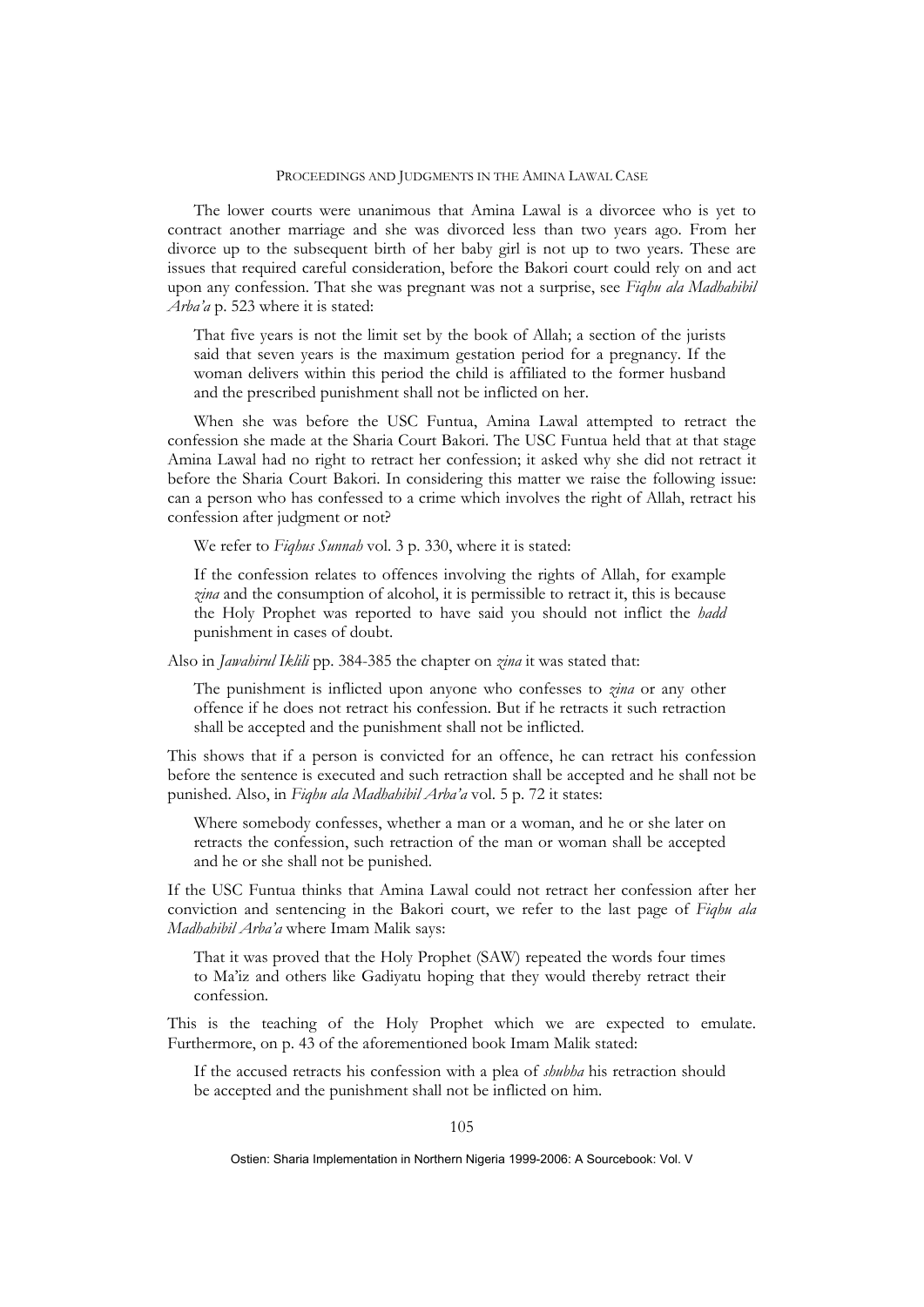The lower courts were unanimous that Amina Lawal is a divorcee who is yet to contract another marriage and she was divorced less than two years ago. From her divorce up to the subsequent birth of her baby girl is not up to two years. These are issues that required careful consideration, before the Bakori court could rely on and act upon any confession. That she was pregnant was not a surprise, see *Fiqhu ala Madhahibil Arba'a* p. 523 where it is stated:

> That five years is not the limit set by the book of Allah; a section of the jurists said that seven years is the maximum gestation period for a pregnancy. If the woman delivers within this period the child is affiliated to the former husband and the prescribed punishment shall not be inflicted on her.

When she was before the USC Funtua, Amina Lawal attempted to retract the confession she made at the Sharia Court Bakori. The USC Funtua held that at that stage Amina Lawal had no right to retract her confession; it asked why she did not retract it before the Sharia Court Bakori. In considering this matter we raise the following issue: can a person who has confessed to a crime which involves the right of Allah, retract his confession after judgment or not?

We refer to *Fiqhus Sunnah* vol. 3 p. 330, where it is stated:

> If the confession relates to offences involving the rights of Allah, for example *zina* and the consumption of alcohol, it is permissible to retract it, this is because the Holy Prophet was reported to have said you should not inflict the *hadd* punishment in cases of doubt.

Also in *Jawahirul Iklili* pp. 384-385 the chapter on *zina* it was stated that:

> The punishment is inflicted upon anyone who confesses to *zina* or any other offence if he does not retract his confession. But if he retracts it such retraction shall be accepted and the punishment shall not be inflicted.

This shows that if a person is convicted for an offence, he can retract his confession before the sentence is executed and such retraction shall be accepted and he shall not be punished. Also, in *Fiqhu ala Madhahibil Arba'a* vol. 5 p. 72 it states:

> Where somebody confesses, whether a man or a woman, and he or she later on retracts the confession, such retraction of the man or woman shall be accepted and he or she shall not be punished.

If the USC Funtua thinks that Amina Lawal could not retract her confession after her conviction and sentencing in the Bakori court, we refer to the last page of *Fiqhu ala Madhahibil Arba'a* where Imam Malik says:

> That it was proved that the Holy Prophet (SAW) repeated the words four times to Ma'iz and others like Gadiyatu hoping that they would thereby retract their confession.

This is the teaching of the Holy Prophet which we are expected to emulate. Furthermore, on p. 43 of the aforementioned book Imam Malik stated:

> If the accused retracts his confession with a plea of *shubha* his retraction should be accepted and the punishment shall not be inflicted on him.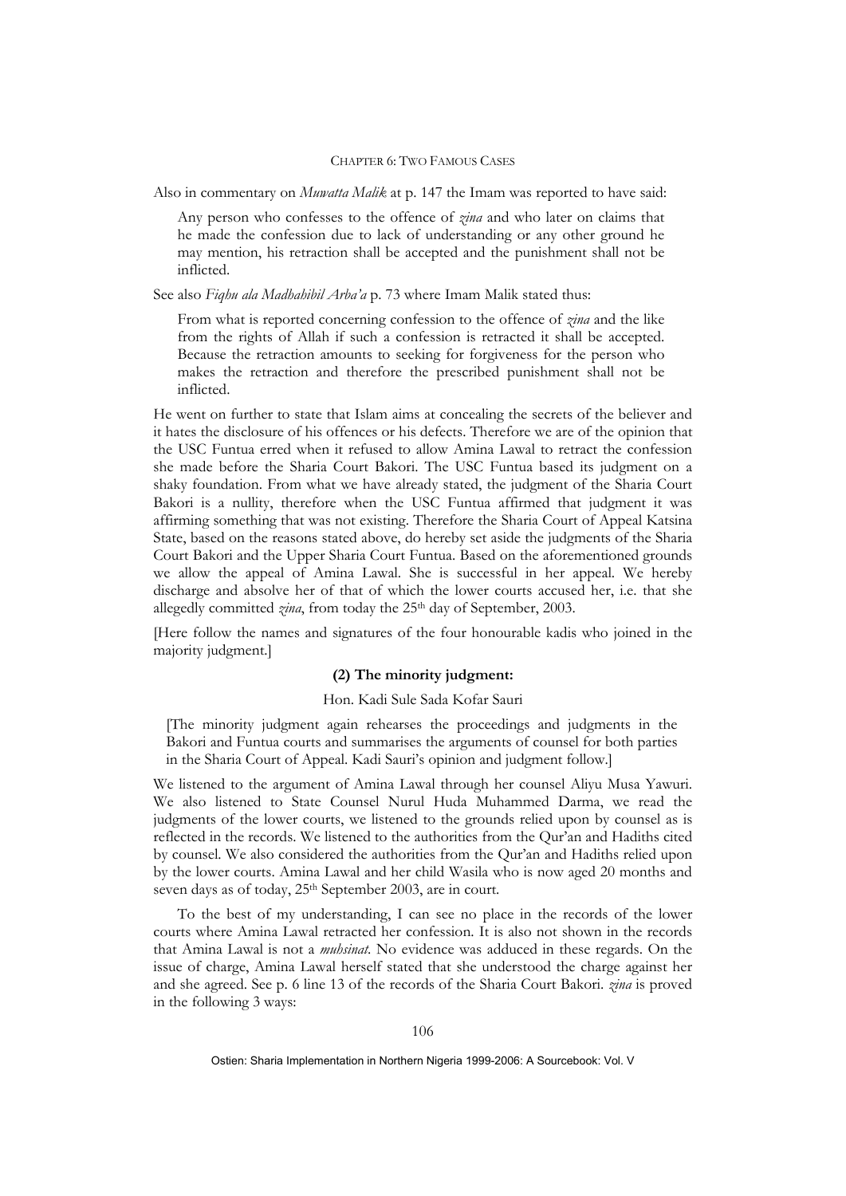Also in commentary on *Muwatta Malik* at p. 147 the Imam was reported to have said:

> Any person who confesses to the offence of *zina* and who later on claims that he made the confession due to lack of understanding or any other ground he may mention, his retraction shall be accepted and the punishment shall not be inflicted.

See also *Fiqhu ala Madhahibil Arba'a* p. 73 where Imam Malik stated thus:

> From what is reported concerning confession to the offence of *zina* and the like from the rights of Allah if such a confession is retracted it shall be accepted. Because the retraction amounts to seeking for forgiveness for the person who makes the retraction and therefore the prescribed punishment shall not be inflicted.

He went on further to state that Islam aims at concealing the secrets of the believer and it hates the disclosure of his offences or his defects. Therefore we are of the opinion that the USC Funtua erred when it refused to allow Amina Lawal to retract the confession she made before the Sharia Court Bakori. The USC Funtua based its judgment on a shaky foundation. From what we have already stated, the judgment of the Sharia Court Bakori is a nullity, therefore when the USC Funtua affirmed that judgment it was affirming something that was not existing. Therefore the Sharia Court of Appeal Katsina State, based on the reasons stated above, do hereby set aside the judgments of the Sharia Court Bakori and the Upper Sharia Court Funtua. Based on the aforementioned grounds we allow the appeal of Amina Lawal. She is successful in her appeal. We hereby discharge and absolve her of that of which the lower courts accused her, i.e. that she allegedly committed *zina*, from today the 25th day of September, 2003.

[Here follow the names and signatures of the four honourable kadis who joined in the majority judgment.]

**(2) The minority judgment:**

Hon. Kadi Sule Sada Kofar Sauri

> [The minority judgment again rehearses the proceedings and judgments in the Bakori and Funtua courts and summarises the arguments of counsel for both parties in the Sharia Court of Appeal. Kadi Sauri's opinion and judgment follow.]

We listened to the argument of Amina Lawal through her counsel Aliyu Musa Yawuri. We also listened to State Counsel Nurul Huda Muhammed Darma, we read the judgments of the lower courts, we listened to the grounds relied upon by counsel as is reflected in the records. We listened to the authorities from the Qur'an and Hadiths cited by counsel. We also considered the authorities from the Qur'an and Hadiths relied upon by the lower courts. Amina Lawal and her child Wasila who is now aged 20 months and seven days as of today, 25th September 2003, are in court.

To the best of my understanding, I can see no place in the records of the lower courts where Amina Lawal retracted her confession. It is also not shown in the records that Amina Lawal is not a *muhsinat*. No evidence was adduced in these regards. On the issue of charge, Amina Lawal herself stated that she understood the charge against her and she agreed. See p. 6 line 13 of the records of the Sharia Court Bakori. *zina* is proved in the following 3 ways: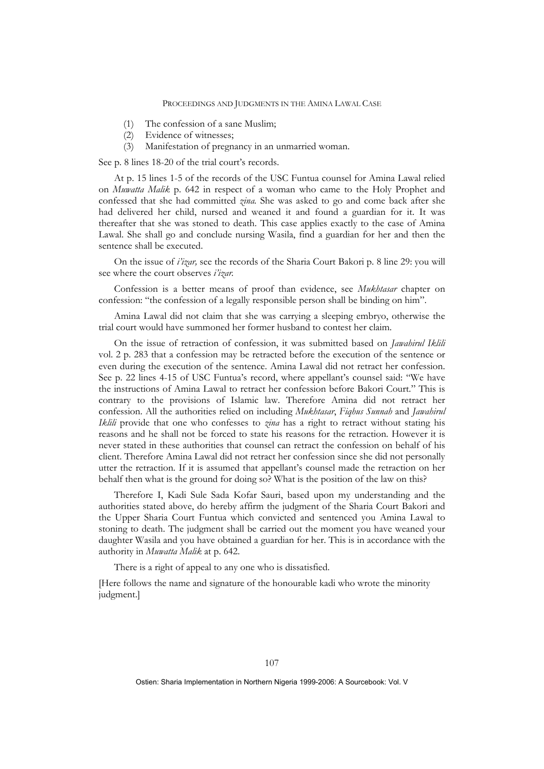(1) The confession of a sane Muslim;
(2) Evidence of witnesses;
(3) Manifestation of pregnancy in an unmarried woman.

See p. 8 lines 18-20 of the trial court's records.

At p. 15 lines 1-5 of the records of the USC Funtua counsel for Amina Lawal relied on *Muwatta Malik* p. 642 in respect of a woman who came to the Holy Prophet and confessed that she had committed *zina*. She was asked to go and come back after she had delivered her child, nursed and weaned it and found a guardian for it. It was thereafter that she was stoned to death. This case applies exactly to the case of Amina Lawal. She shall go and conclude nursing Wasila, find a guardian for her and then the sentence shall be executed.

On the issue of *i'izar,* see the records of the Sharia Court Bakori p. 8 line 29: you will see where the court observes *i'izar*.

Confession is a better means of proof than evidence, see *Mukhtasar* chapter on confession: "the confession of a legally responsible person shall be binding on him".

Amina Lawal did not claim that she was carrying a sleeping embryo, otherwise the trial court would have summoned her former husband to contest her claim.

On the issue of retraction of confession, it was submitted based on *Jawahirul Iklili* vol. 2 p. 283 that a confession may be retracted before the execution of the sentence or even during the execution of the sentence. Amina Lawal did not retract her confession. See p. 22 lines 4-15 of USC Funtua's record, where appellant's counsel said: "We have the instructions of Amina Lawal to retract her confession before Bakori Court." This is contrary to the provisions of Islamic law. Therefore Amina did not retract her confession. All the authorities relied on including *Mukhtasar*, *Fiqhus Sunnah* and *Jawahirul Iklili* provide that one who confesses to *zina* has a right to retract without stating his reasons and he shall not be forced to state his reasons for the retraction. However it is never stated in these authorities that counsel can retract the confession on behalf of his client. Therefore Amina Lawal did not retract her confession since she did not personally utter the retraction. If it is assumed that appellant's counsel made the retraction on her behalf then what is the ground for doing so? What is the position of the law on this?

Therefore I, Kadi Sule Sada Kofar Sauri, based upon my understanding and the authorities stated above, do hereby affirm the judgment of the Sharia Court Bakori and the Upper Sharia Court Funtua which convicted and sentenced you Amina Lawal to stoning to death. The judgment shall be carried out the moment you have weaned your daughter Wasila and you have obtained a guardian for her. This is in accordance with the authority in *Muwatta Malik* at p. 642.

There is a right of appeal to any one who is dissatisfied.

[Here follows the name and signature of the honourable kadi who wrote the minority judgment.]